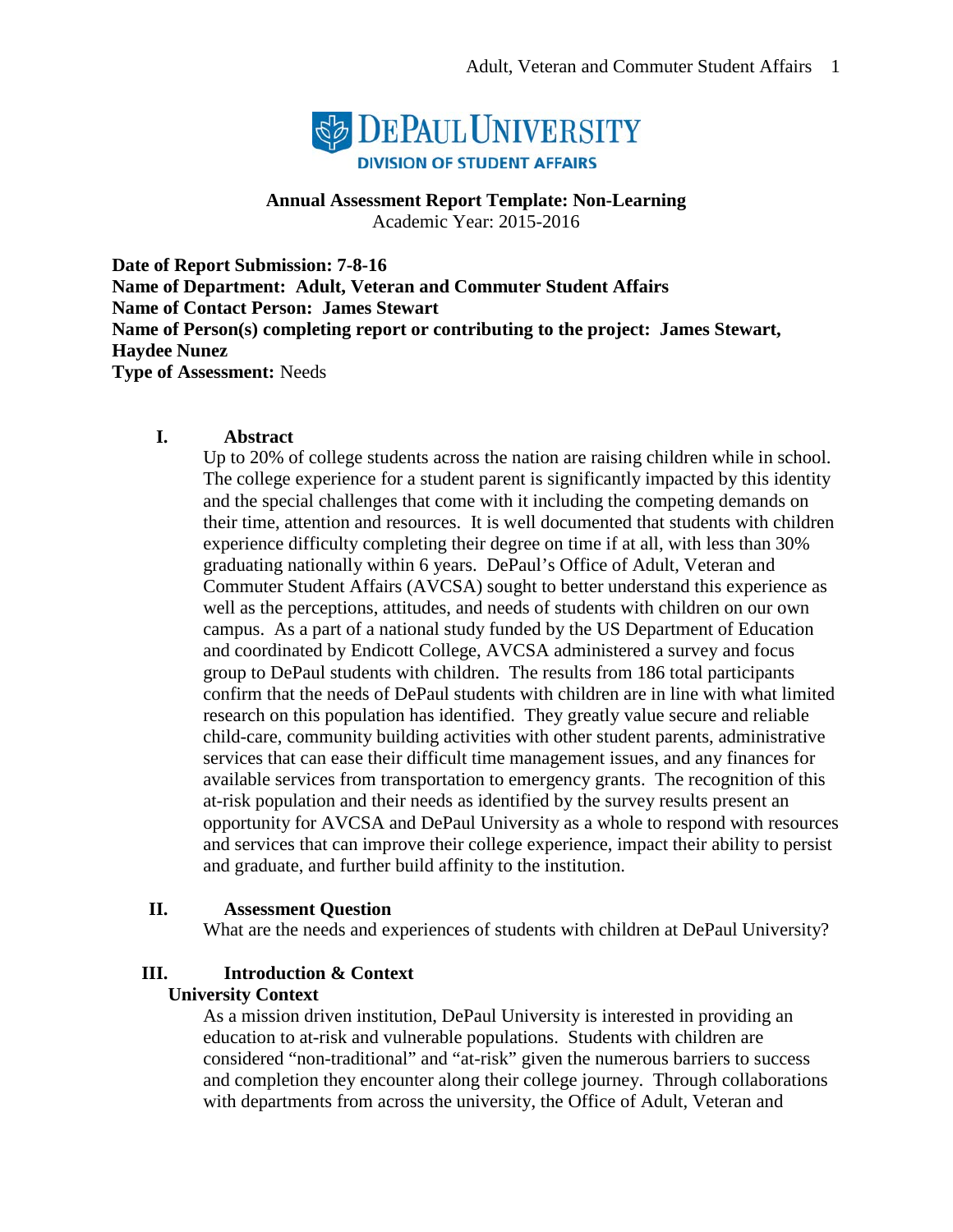DePaul University

Division of Student Affairs

**Annual Assessment Report Template: Non-Learning**
Academic Year: 2015-2016

**Date of Report Submission: 7-8-16**
**Name of Department: Adult, Veteran and Commuter Student Affairs**
**Name of Contact Person: James Stewart**
**Name of Person(s) completing report or contributing to the project: James Stewart, Haydee Nunez**
**Type of Assessment:** Needs

## I. Abstract

Up to 20% of college students across the nation are raising children while in school. The college experience for a student parent is significantly impacted by this identity and the special challenges that come with it including the competing demands on their time, attention and resources. It is well documented that students with children experience difficulty completing their degree on time if at all, with less than 30% graduating nationally within 6 years. DePaul's Office of Adult, Veteran and Commuter Student Affairs (AVCSA) sought to better understand this experience as well as the perceptions, attitudes, and needs of students with children on our own campus. As a part of a national study funded by the US Department of Education and coordinated by Endicott College, AVCSA administered a survey and focus group to DePaul students with children. The results from 186 total participants confirm that the needs of DePaul students with children are in line with what limited research on this population has identified. They greatly value secure and reliable child-care, community building activities with other student parents, administrative services that can ease their difficult time management issues, and any finances for available services from transportation to emergency grants. The recognition of this at-risk population and their needs as identified by the survey results present an opportunity for AVCSA and DePaul University as a whole to respond with resources and services that can improve their college experience, impact their ability to persist and graduate, and further build affinity to the institution.

## II. Assessment Question

What are the needs and experiences of students with children at DePaul University?

## III. Introduction & Context

### University Context

As a mission driven institution, DePaul University is interested in providing an education to at-risk and vulnerable populations. Students with children are considered "non-traditional" and "at-risk" given the numerous barriers to success and completion they encounter along their college journey. Through collaborations with departments from across the university, the Office of Adult, Veteran and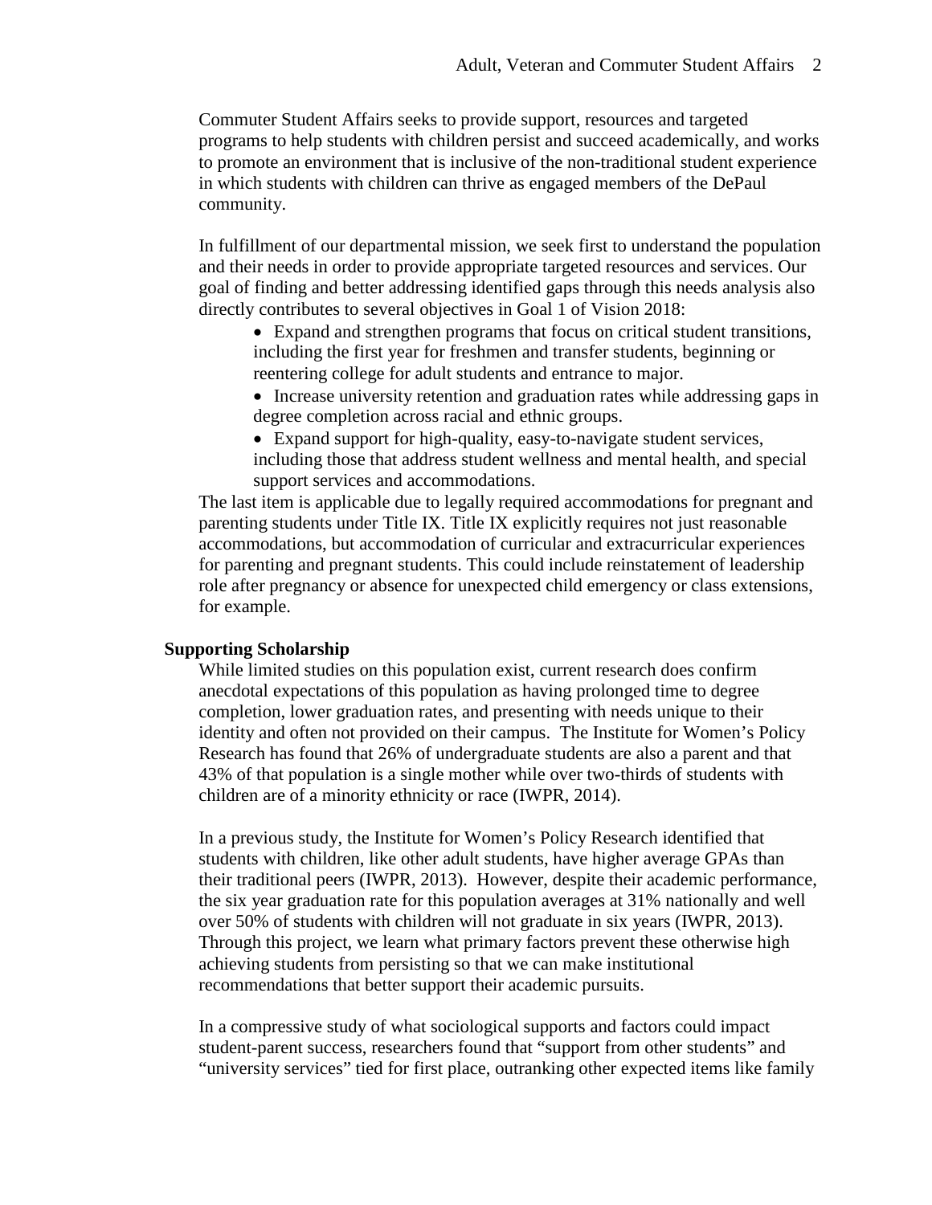Commuter Student Affairs seeks to provide support, resources and targeted programs to help students with children persist and succeed academically, and works to promote an environment that is inclusive of the non-traditional student experience in which students with children can thrive as engaged members of the DePaul community.

In fulfillment of our departmental mission, we seek first to understand the population and their needs in order to provide appropriate targeted resources and services. Our goal of finding and better addressing identified gaps through this needs analysis also directly contributes to several objectives in Goal 1 of Vision 2018:

- Expand and strengthen programs that focus on critical student transitions, including the first year for freshmen and transfer students, beginning or reentering college for adult students and entrance to major.
- Increase university retention and graduation rates while addressing gaps in degree completion across racial and ethnic groups.
- Expand support for high-quality, easy-to-navigate student services, including those that address student wellness and mental health, and special support services and accommodations.

The last item is applicable due to legally required accommodations for pregnant and parenting students under Title IX. Title IX explicitly requires not just reasonable accommodations, but accommodation of curricular and extracurricular experiences for parenting and pregnant students. This could include reinstatement of leadership role after pregnancy or absence for unexpected child emergency or class extensions, for example.

### Supporting Scholarship

While limited studies on this population exist, current research does confirm anecdotal expectations of this population as having prolonged time to degree completion, lower graduation rates, and presenting with needs unique to their identity and often not provided on their campus. The Institute for Women's Policy Research has found that 26% of undergraduate students are also a parent and that 43% of that population is a single mother while over two-thirds of students with children are of a minority ethnicity or race (IWPR, 2014).

In a previous study, the Institute for Women's Policy Research identified that students with children, like other adult students, have higher average GPAs than their traditional peers (IWPR, 2013). However, despite their academic performance, the six year graduation rate for this population averages at 31% nationally and well over 50% of students with children will not graduate in six years (IWPR, 2013). Through this project, we learn what primary factors prevent these otherwise high achieving students from persisting so that we can make institutional recommendations that better support their academic pursuits.

In a compressive study of what sociological supports and factors could impact student-parent success, researchers found that "support from other students" and "university services" tied for first place, outranking other expected items like family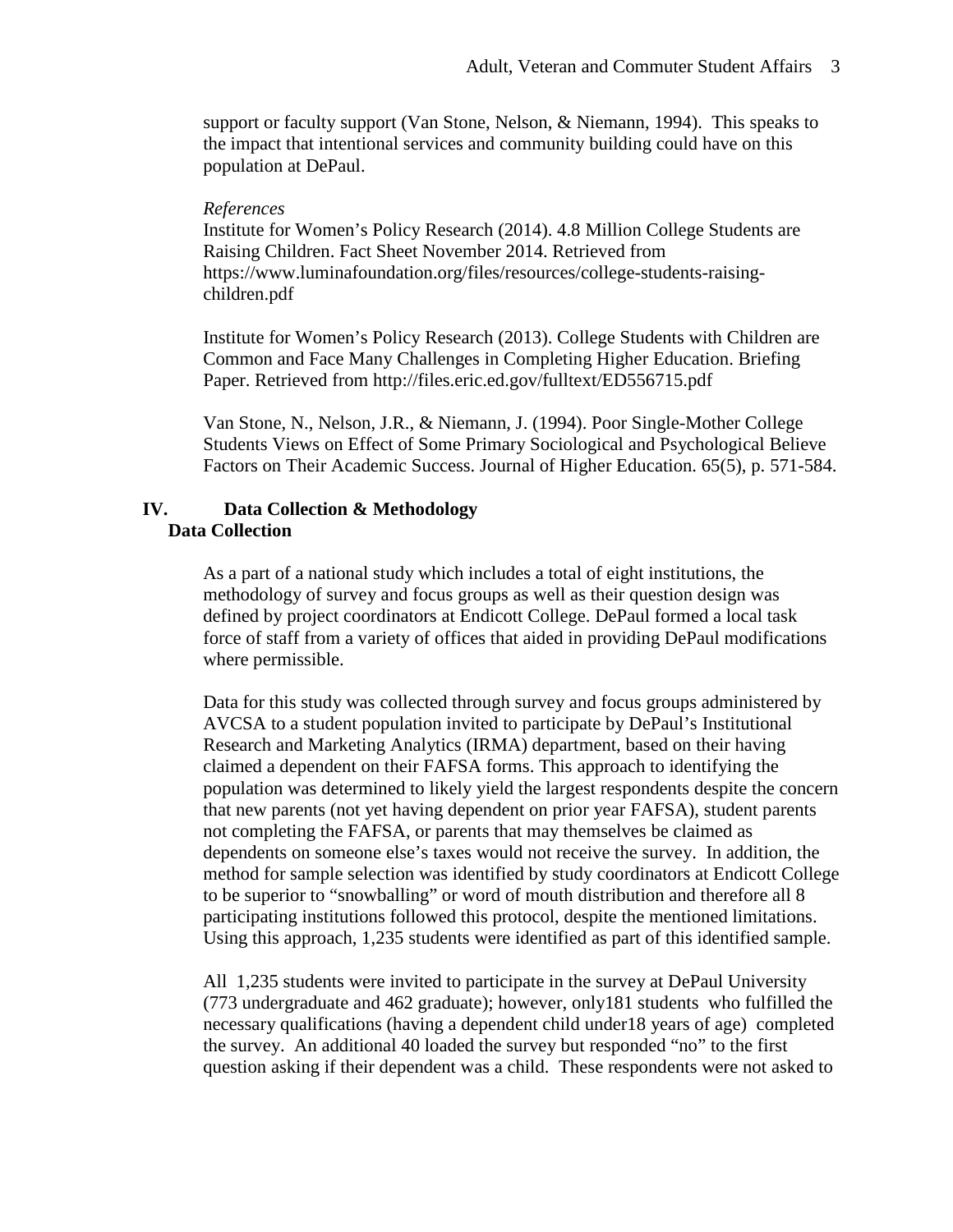support or faculty support (Van Stone, Nelson, & Niemann, 1994). This speaks to the impact that intentional services and community building could have on this population at DePaul.

*References*

Institute for Women's Policy Research (2014). 4.8 Million College Students are Raising Children. Fact Sheet November 2014. Retrieved from https://www.luminafoundation.org/files/resources/college-students-raising-children.pdf

Institute for Women's Policy Research (2013). College Students with Children are Common and Face Many Challenges in Completing Higher Education. Briefing Paper. Retrieved from http://files.eric.ed.gov/fulltext/ED556715.pdf

Van Stone, N., Nelson, J.R., & Niemann, J. (1994). Poor Single-Mother College Students Views on Effect of Some Primary Sociological and Psychological Believe Factors on Their Academic Success. Journal of Higher Education. 65(5), p. 571-584.

## IV. Data Collection & Methodology

### Data Collection

As a part of a national study which includes a total of eight institutions, the methodology of survey and focus groups as well as their question design was defined by project coordinators at Endicott College. DePaul formed a local task force of staff from a variety of offices that aided in providing DePaul modifications where permissible.

Data for this study was collected through survey and focus groups administered by AVCSA to a student population invited to participate by DePaul's Institutional Research and Marketing Analytics (IRMA) department, based on their having claimed a dependent on their FAFSA forms. This approach to identifying the population was determined to likely yield the largest respondents despite the concern that new parents (not yet having dependent on prior year FAFSA), student parents not completing the FAFSA, or parents that may themselves be claimed as dependents on someone else's taxes would not receive the survey. In addition, the method for sample selection was identified by study coordinators at Endicott College to be superior to "snowballing" or word of mouth distribution and therefore all 8 participating institutions followed this protocol, despite the mentioned limitations. Using this approach, 1,235 students were identified as part of this identified sample.

All 1,235 students were invited to participate in the survey at DePaul University (773 undergraduate and 462 graduate); however, only181 students who fulfilled the necessary qualifications (having a dependent child under18 years of age) completed the survey. An additional 40 loaded the survey but responded "no" to the first question asking if their dependent was a child. These respondents were not asked to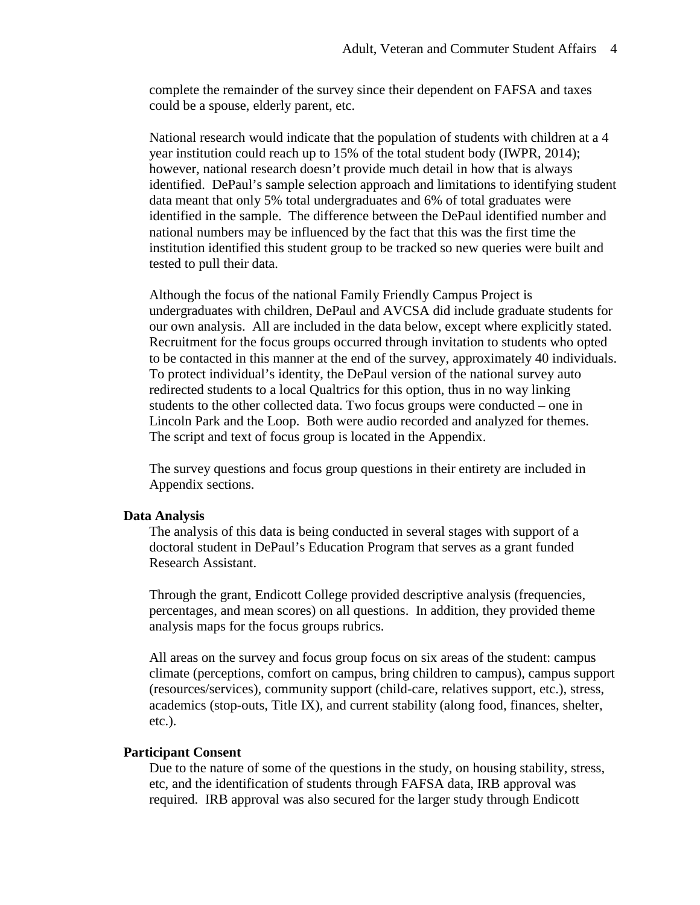complete the remainder of the survey since their dependent on FAFSA and taxes could be a spouse, elderly parent, etc.

National research would indicate that the population of students with children at a 4 year institution could reach up to 15% of the total student body (IWPR, 2014); however, national research doesn't provide much detail in how that is always identified. DePaul's sample selection approach and limitations to identifying student data meant that only 5% total undergraduates and 6% of total graduates were identified in the sample. The difference between the DePaul identified number and national numbers may be influenced by the fact that this was the first time the institution identified this student group to be tracked so new queries were built and tested to pull their data.

Although the focus of the national Family Friendly Campus Project is undergraduates with children, DePaul and AVCSA did include graduate students for our own analysis. All are included in the data below, except where explicitly stated. Recruitment for the focus groups occurred through invitation to students who opted to be contacted in this manner at the end of the survey, approximately 40 individuals. To protect individual's identity, the DePaul version of the national survey auto redirected students to a local Qualtrics for this option, thus in no way linking students to the other collected data. Two focus groups were conducted – one in Lincoln Park and the Loop. Both were audio recorded and analyzed for themes. The script and text of focus group is located in the Appendix.

The survey questions and focus group questions in their entirety are included in Appendix sections.

**Data Analysis**

The analysis of this data is being conducted in several stages with support of a doctoral student in DePaul's Education Program that serves as a grant funded Research Assistant.

Through the grant, Endicott College provided descriptive analysis (frequencies, percentages, and mean scores) on all questions. In addition, they provided theme analysis maps for the focus groups rubrics.

All areas on the survey and focus group focus on six areas of the student: campus climate (perceptions, comfort on campus, bring children to campus), campus support (resources/services), community support (child-care, relatives support, etc.), stress, academics (stop-outs, Title IX), and current stability (along food, finances, shelter, etc.).

**Participant Consent**

Due to the nature of some of the questions in the study, on housing stability, stress, etc, and the identification of students through FAFSA data, IRB approval was required. IRB approval was also secured for the larger study through Endicott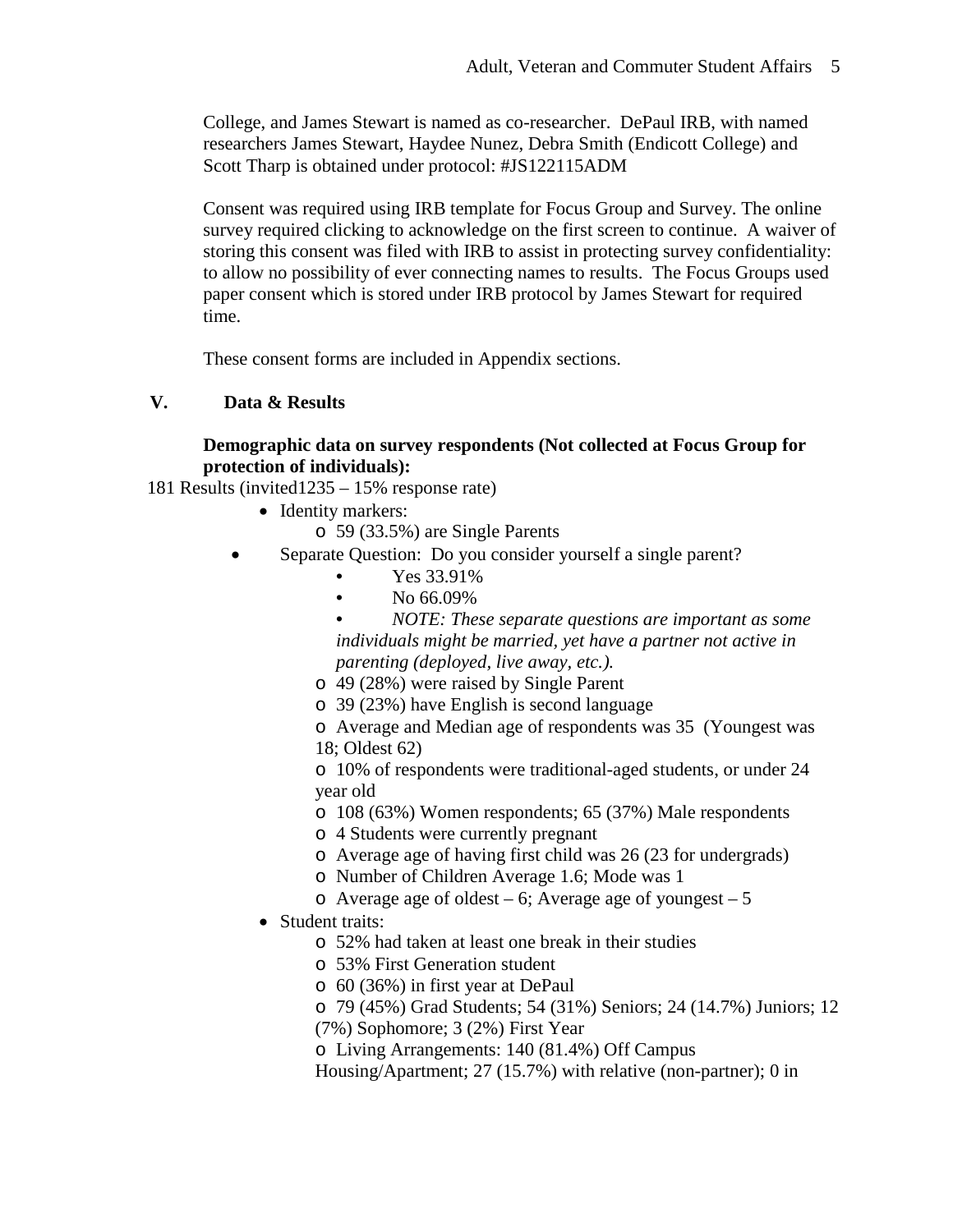College, and James Stewart is named as co-researcher. DePaul IRB, with named researchers James Stewart, Haydee Nunez, Debra Smith (Endicott College) and Scott Tharp is obtained under protocol: #JS122115ADM

Consent was required using IRB template for Focus Group and Survey. The online survey required clicking to acknowledge on the first screen to continue. A waiver of storing this consent was filed with IRB to assist in protecting survey confidentiality: to allow no possibility of ever connecting names to results. The Focus Groups used paper consent which is stored under IRB protocol by James Stewart for required time.

These consent forms are included in Appendix sections.

## V. Data & Results

**Demographic data on survey respondents (Not collected at Focus Group for protection of individuals):**

181 Results (invited1235 – 15% response rate)

- Identity markers:
  - 59 (33.5%) are Single Parents
- Separate Question: Do you consider yourself a single parent?
  - Yes 33.91%
  - No 66.09%
  - *NOTE: These separate questions are important as some individuals might be married, yet have a partner not active in parenting (deployed, live away, etc.).*
  - 49 (28%) were raised by Single Parent
  - 39 (23%) have English is second language
  - Average and Median age of respondents was 35 (Youngest was 18; Oldest 62)
  - 10% of respondents were traditional-aged students, or under 24 year old
  - 108 (63%) Women respondents; 65 (37%) Male respondents
  - 4 Students were currently pregnant
  - Average age of having first child was 26 (23 for undergrads)
  - Number of Children Average 1.6; Mode was 1
  - Average age of oldest – 6; Average age of youngest – 5
- Student traits:
  - 52% had taken at least one break in their studies
  - 53% First Generation student
  - 60 (36%) in first year at DePaul
  - 79 (45%) Grad Students; 54 (31%) Seniors; 24 (14.7%) Juniors; 12 (7%) Sophomore; 3 (2%) First Year
  - Living Arrangements: 140 (81.4%) Off Campus Housing/Apartment; 27 (15.7%) with relative (non-partner); 0 in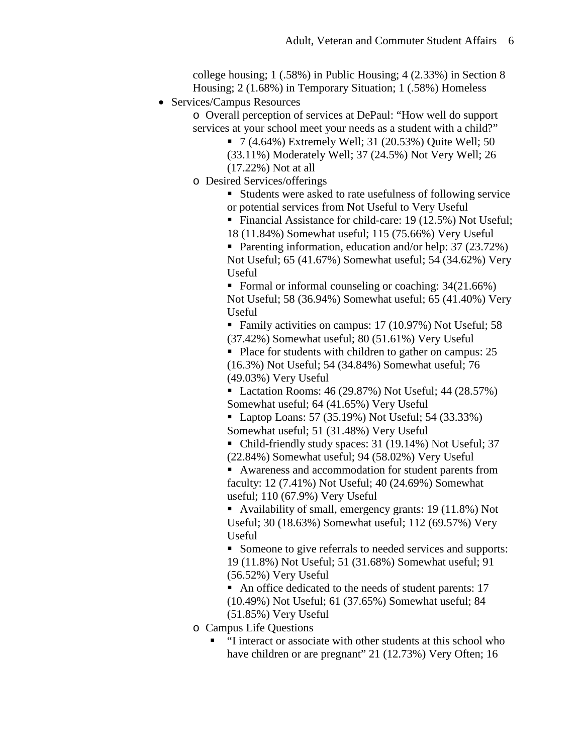college housing; 1 (.58%) in Public Housing; 4 (2.33%) in Section 8 Housing; 2 (1.68%) in Temporary Situation; 1 (.58%) Homeless

- Services/Campus Resources
  - Overall perception of services at DePaul: "How well do support services at your school meet your needs as a student with a child?"
    - 7 (4.64%) Extremely Well; 31 (20.53%) Quite Well; 50 (33.11%) Moderately Well; 37 (24.5%) Not Very Well; 26 (17.22%) Not at all
  - Desired Services/offerings
    - Students were asked to rate usefulness of following service or potential services from Not Useful to Very Useful
    - Financial Assistance for child-care: 19 (12.5%) Not Useful; 18 (11.84%) Somewhat useful; 115 (75.66%) Very Useful
    - Parenting information, education and/or help: 37 (23.72%) Not Useful; 65 (41.67%) Somewhat useful; 54 (34.62%) Very Useful
    - Formal or informal counseling or coaching: 34(21.66%) Not Useful; 58 (36.94%) Somewhat useful; 65 (41.40%) Very Useful
    - Family activities on campus: 17 (10.97%) Not Useful; 58 (37.42%) Somewhat useful; 80 (51.61%) Very Useful
    - Place for students with children to gather on campus: 25 (16.3%) Not Useful; 54 (34.84%) Somewhat useful; 76 (49.03%) Very Useful
    - Lactation Rooms: 46 (29.87%) Not Useful; 44 (28.57%) Somewhat useful; 64 (41.65%) Very Useful
    - Laptop Loans: 57 (35.19%) Not Useful; 54 (33.33%) Somewhat useful; 51 (31.48%) Very Useful
    - Child-friendly study spaces: 31 (19.14%) Not Useful; 37 (22.84%) Somewhat useful; 94 (58.02%) Very Useful
    - Awareness and accommodation for student parents from faculty: 12 (7.41%) Not Useful; 40 (24.69%) Somewhat useful; 110 (67.9%) Very Useful
    - Availability of small, emergency grants: 19 (11.8%) Not Useful; 30 (18.63%) Somewhat useful; 112 (69.57%) Very Useful
    - Someone to give referrals to needed services and supports: 19 (11.8%) Not Useful; 51 (31.68%) Somewhat useful; 91 (56.52%) Very Useful
    - An office dedicated to the needs of student parents: 17 (10.49%) Not Useful; 61 (37.65%) Somewhat useful; 84 (51.85%) Very Useful
  - Campus Life Questions
    - "I interact or associate with other students at this school who have children or are pregnant" 21 (12.73%) Very Often; 16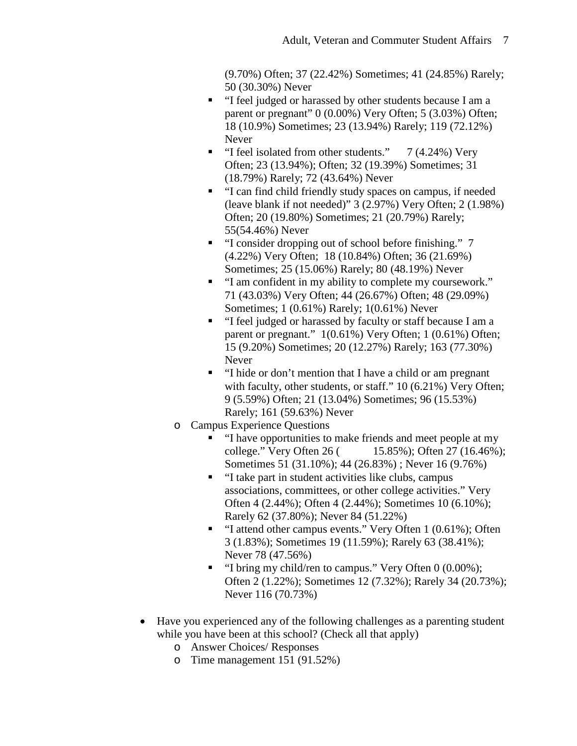- (9.70%) Often; 37 (22.42%) Sometimes; 41 (24.85%) Rarely; 50 (30.30%) Never
      - "I feel judged or harassed by other students because I am a parent or pregnant" 0 (0.00%) Very Often; 5 (3.03%) Often; 18 (10.9%) Sometimes; 23 (13.94%) Rarely; 119 (72.12%) Never
      - "I feel isolated from other students." 7 (4.24%) Very Often; 23 (13.94%); Often; 32 (19.39%) Sometimes; 31 (18.79%) Rarely; 72 (43.64%) Never
      - "I can find child friendly study spaces on campus, if needed (leave blank if not needed)" 3 (2.97%) Very Often; 2 (1.98%) Often; 20 (19.80%) Sometimes; 21 (20.79%) Rarely; 55(54.46%) Never
      - "I consider dropping out of school before finishing." 7 (4.22%) Very Often; 18 (10.84%) Often; 36 (21.69%) Sometimes; 25 (15.06%) Rarely; 80 (48.19%) Never
      - "I am confident in my ability to complete my coursework." 71 (43.03%) Very Often; 44 (26.67%) Often; 48 (29.09%) Sometimes; 1 (0.61%) Rarely; 1(0.61%) Never
      - "I feel judged or harassed by faculty or staff because I am a parent or pregnant." 1(0.61%) Very Often; 1 (0.61%) Often; 15 (9.20%) Sometimes; 20 (12.27%) Rarely; 163 (77.30%) Never
      - "I hide or don't mention that I have a child or am pregnant with faculty, other students, or staff." 10 (6.21%) Very Often; 9 (5.59%) Often; 21 (13.04%) Sometimes; 96 (15.53%) Rarely; 161 (59.63%) Never
   - Campus Experience Questions
      - "I have opportunities to make friends and meet people at my college." Very Often 26 ( 15.85%); Often 27 (16.46%); Sometimes 51 (31.10%); 44 (26.83%) ; Never 16 (9.76%)
      - "I take part in student activities like clubs, campus associations, committees, or other college activities." Very Often 4 (2.44%); Often 4 (2.44%); Sometimes 10 (6.10%); Rarely 62 (37.80%); Never 84 (51.22%)
      - "I attend other campus events." Very Often 1 (0.61%); Often 3 (1.83%); Sometimes 19 (11.59%); Rarely 63 (38.41%); Never 78 (47.56%)
      - "I bring my child/ren to campus." Very Often 0 (0.00%); Often 2 (1.22%); Sometimes 12 (7.32%); Rarely 34 (20.73%); Never 116 (70.73%)

- Have you experienced any of the following challenges as a parenting student while you have been at this school? (Check all that apply)
   - Answer Choices/ Responses
   - Time management 151 (91.52%)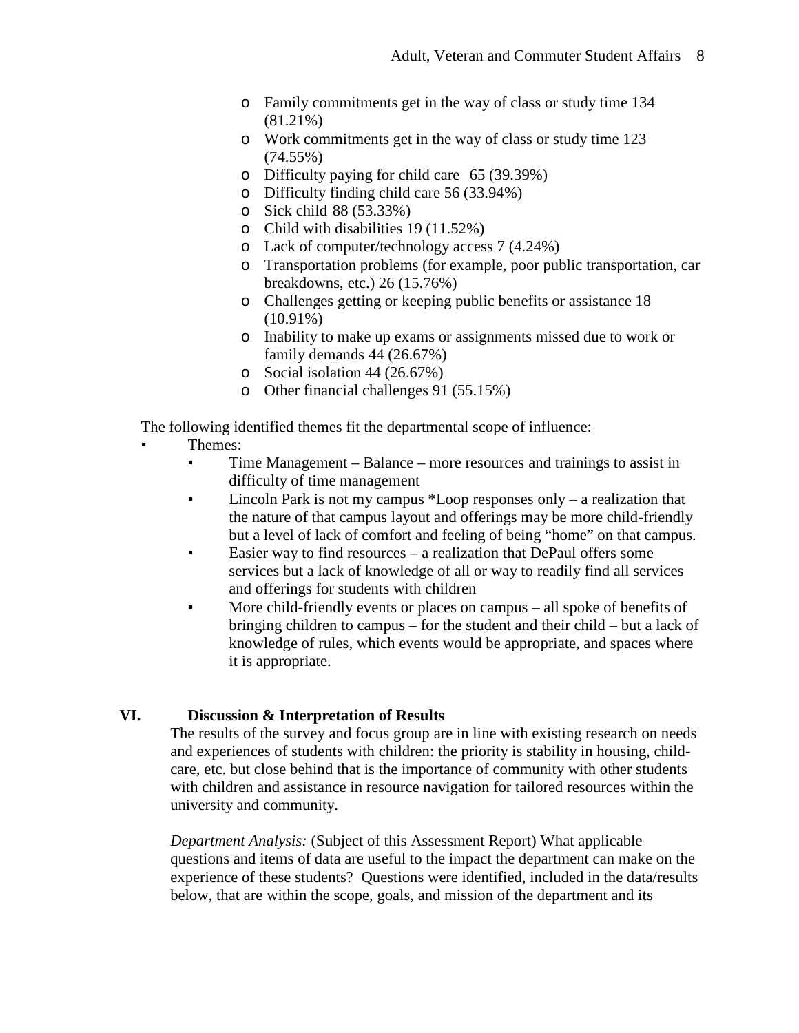- Family commitments get in the way of class or study time 134 (81.21%)
- Work commitments get in the way of class or study time 123 (74.55%)
- Difficulty paying for child care 65 (39.39%)
- Difficulty finding child care 56 (33.94%)
- Sick child 88 (53.33%)
- Child with disabilities 19 (11.52%)
- Lack of computer/technology access 7 (4.24%)
- Transportation problems (for example, poor public transportation, car breakdowns, etc.) 26 (15.76%)
- Challenges getting or keeping public benefits or assistance 18 (10.91%)
- Inability to make up exams or assignments missed due to work or family demands 44 (26.67%)
- Social isolation 44 (26.67%)
- Other financial challenges 91 (55.15%)

The following identified themes fit the departmental scope of influence:

- Themes:
  - Time Management – Balance – more resources and trainings to assist in difficulty of time management
  - Lincoln Park is not my campus *Loop responses only – a realization that the nature of that campus layout and offerings may be more child-friendly but a level of lack of comfort and feeling of being "home" on that campus.
  - Easier way to find resources – a realization that DePaul offers some services but a lack of knowledge of all or way to readily find all services and offerings for students with children
  - More child-friendly events or places on campus – all spoke of benefits of bringing children to campus – for the student and their child – but a lack of knowledge of rules, which events would be appropriate, and spaces where it is appropriate.

## VI. Discussion & Interpretation of Results

The results of the survey and focus group are in line with existing research on needs and experiences of students with children: the priority is stability in housing, child-care, etc. but close behind that is the importance of community with other students with children and assistance in resource navigation for tailored resources within the university and community.

*Department Analysis:* (Subject of this Assessment Report) What applicable questions and items of data are useful to the impact the department can make on the experience of these students? Questions were identified, included in the data/results below, that are within the scope, goals, and mission of the department and its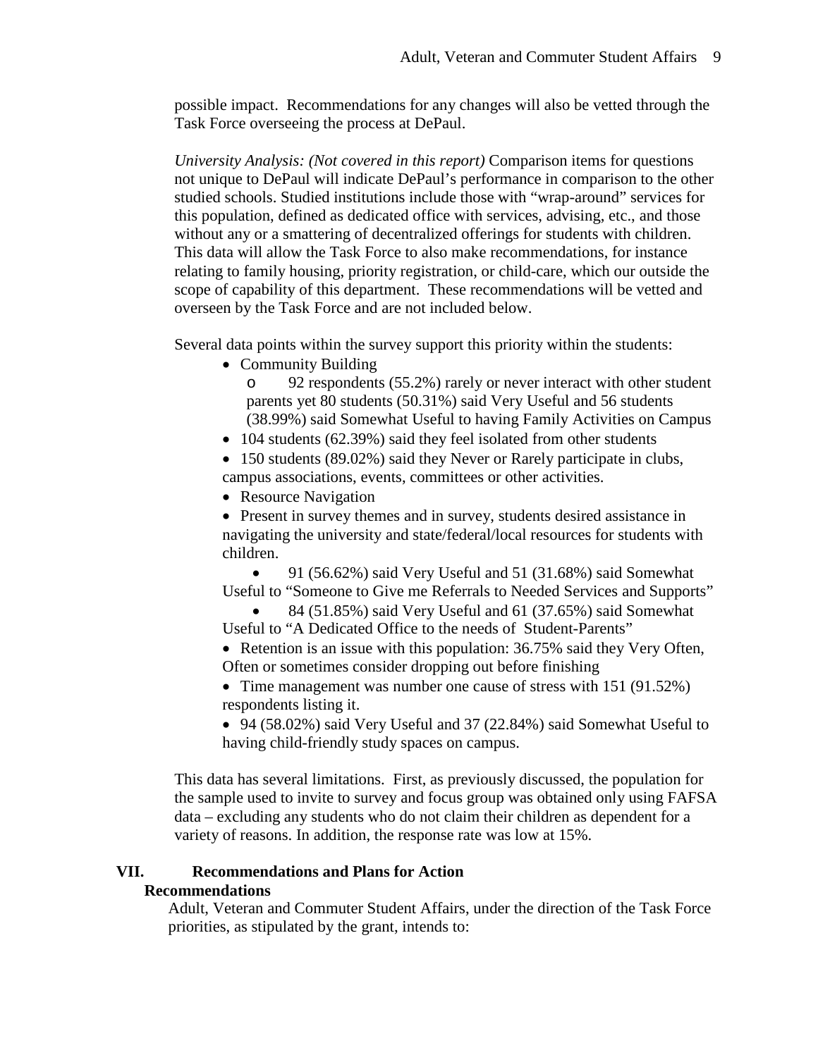possible impact. Recommendations for any changes will also be vetted through the Task Force overseeing the process at DePaul.

*University Analysis: (Not covered in this report)* Comparison items for questions not unique to DePaul will indicate DePaul's performance in comparison to the other studied schools. Studied institutions include those with "wrap-around" services for this population, defined as dedicated office with services, advising, etc., and those without any or a smattering of decentralized offerings for students with children. This data will allow the Task Force to also make recommendations, for instance relating to family housing, priority registration, or child-care, which our outside the scope of capability of this department. These recommendations will be vetted and overseen by the Task Force and are not included below.

Several data points within the survey support this priority within the students:

- Community Building
  - 92 respondents (55.2%) rarely or never interact with other student parents yet 80 students (50.31%) said Very Useful and 56 students (38.99%) said Somewhat Useful to having Family Activities on Campus
- 104 students (62.39%) said they feel isolated from other students
- 150 students (89.02%) said they Never or Rarely participate in clubs, campus associations, events, committees or other activities.
- Resource Navigation
- Present in survey themes and in survey, students desired assistance in navigating the university and state/federal/local resources for students with children.
  - 91 (56.62%) said Very Useful and 51 (31.68%) said Somewhat Useful to "Someone to Give me Referrals to Needed Services and Supports"
  - 84 (51.85%) said Very Useful and 61 (37.65%) said Somewhat Useful to "A Dedicated Office to the needs of Student-Parents"
- Retention is an issue with this population: 36.75% said they Very Often, Often or sometimes consider dropping out before finishing
- Time management was number one cause of stress with 151 (91.52%) respondents listing it.
- 94 (58.02%) said Very Useful and 37 (22.84%) said Somewhat Useful to having child-friendly study spaces on campus.

This data has several limitations. First, as previously discussed, the population for the sample used to invite to survey and focus group was obtained only using FAFSA data – excluding any students who do not claim their children as dependent for a variety of reasons. In addition, the response rate was low at 15%.

## VII. Recommendations and Plans for Action

### Recommendations

Adult, Veteran and Commuter Student Affairs, under the direction of the Task Force priorities, as stipulated by the grant, intends to: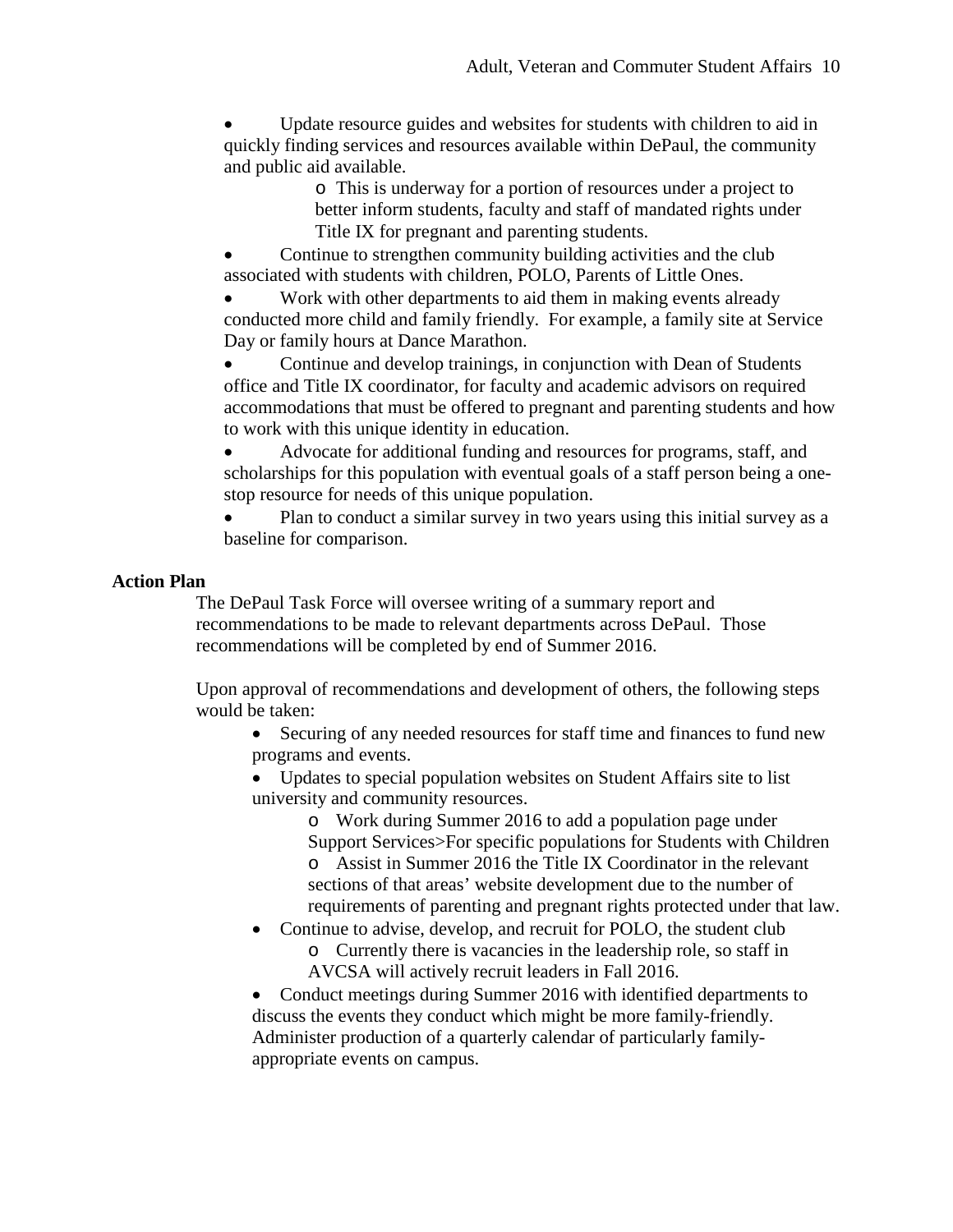- Update resource guides and websites for students with children to aid in quickly finding services and resources available within DePaul, the community and public aid available.
    - This is underway for a portion of resources under a project to better inform students, faculty and staff of mandated rights under Title IX for pregnant and parenting students.
- Continue to strengthen community building activities and the club associated with students with children, POLO, Parents of Little Ones.
- Work with other departments to aid them in making events already conducted more child and family friendly. For example, a family site at Service Day or family hours at Dance Marathon.
- Continue and develop trainings, in conjunction with Dean of Students office and Title IX coordinator, for faculty and academic advisors on required accommodations that must be offered to pregnant and parenting students and how to work with this unique identity in education.
- Advocate for additional funding and resources for programs, staff, and scholarships for this population with eventual goals of a staff person being a one-stop resource for needs of this unique population.
- Plan to conduct a similar survey in two years using this initial survey as a baseline for comparison.

**Action Plan**

The DePaul Task Force will oversee writing of a summary report and recommendations to be made to relevant departments across DePaul. Those recommendations will be completed by end of Summer 2016.

Upon approval of recommendations and development of others, the following steps would be taken:

- Securing of any needed resources for staff time and finances to fund new programs and events.
- Updates to special population websites on Student Affairs site to list university and community resources.
    - Work during Summer 2016 to add a population page under Support Services>For specific populations for Students with Children
    - Assist in Summer 2016 the Title IX Coordinator in the relevant sections of that areas' website development due to the number of requirements of parenting and pregnant rights protected under that law.
- Continue to advise, develop, and recruit for POLO, the student club
    - Currently there is vacancies in the leadership role, so staff in AVCSA will actively recruit leaders in Fall 2016.
- Conduct meetings during Summer 2016 with identified departments to discuss the events they conduct which might be more family-friendly. Administer production of a quarterly calendar of particularly family-appropriate events on campus.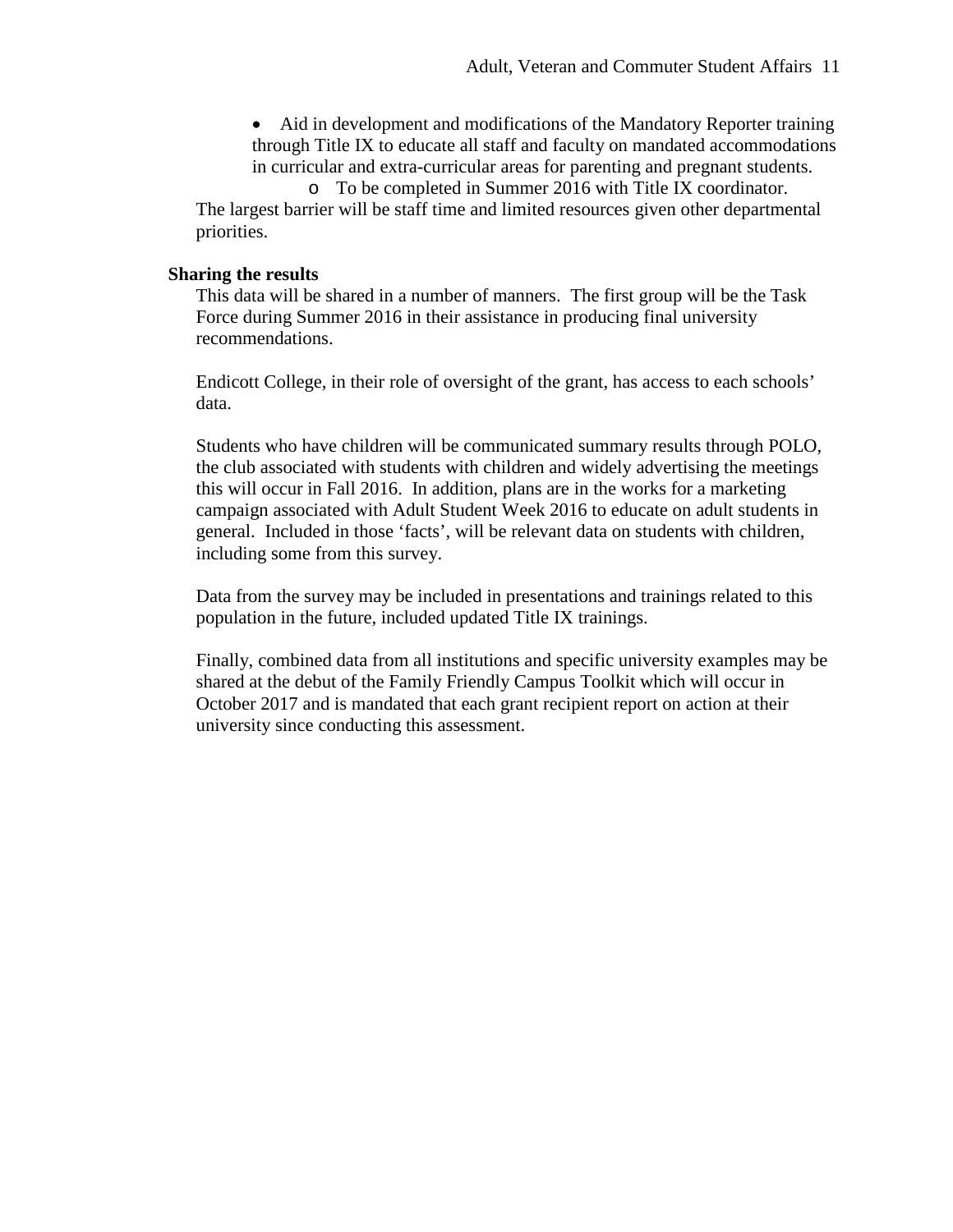- Aid in development and modifications of the Mandatory Reporter training through Title IX to educate all staff and faculty on mandated accommodations in curricular and extra-curricular areas for parenting and pregnant students.
    - To be completed in Summer 2016 with Title IX coordinator.

The largest barrier will be staff time and limited resources given other departmental priorities.

**Sharing the results**

This data will be shared in a number of manners. The first group will be the Task Force during Summer 2016 in their assistance in producing final university recommendations.

Endicott College, in their role of oversight of the grant, has access to each schools' data.

Students who have children will be communicated summary results through POLO, the club associated with students with children and widely advertising the meetings this will occur in Fall 2016. In addition, plans are in the works for a marketing campaign associated with Adult Student Week 2016 to educate on adult students in general. Included in those 'facts', will be relevant data on students with children, including some from this survey.

Data from the survey may be included in presentations and trainings related to this population in the future, included updated Title IX trainings.

Finally, combined data from all institutions and specific university examples may be shared at the debut of the Family Friendly Campus Toolkit which will occur in October 2017 and is mandated that each grant recipient report on action at their university since conducting this assessment.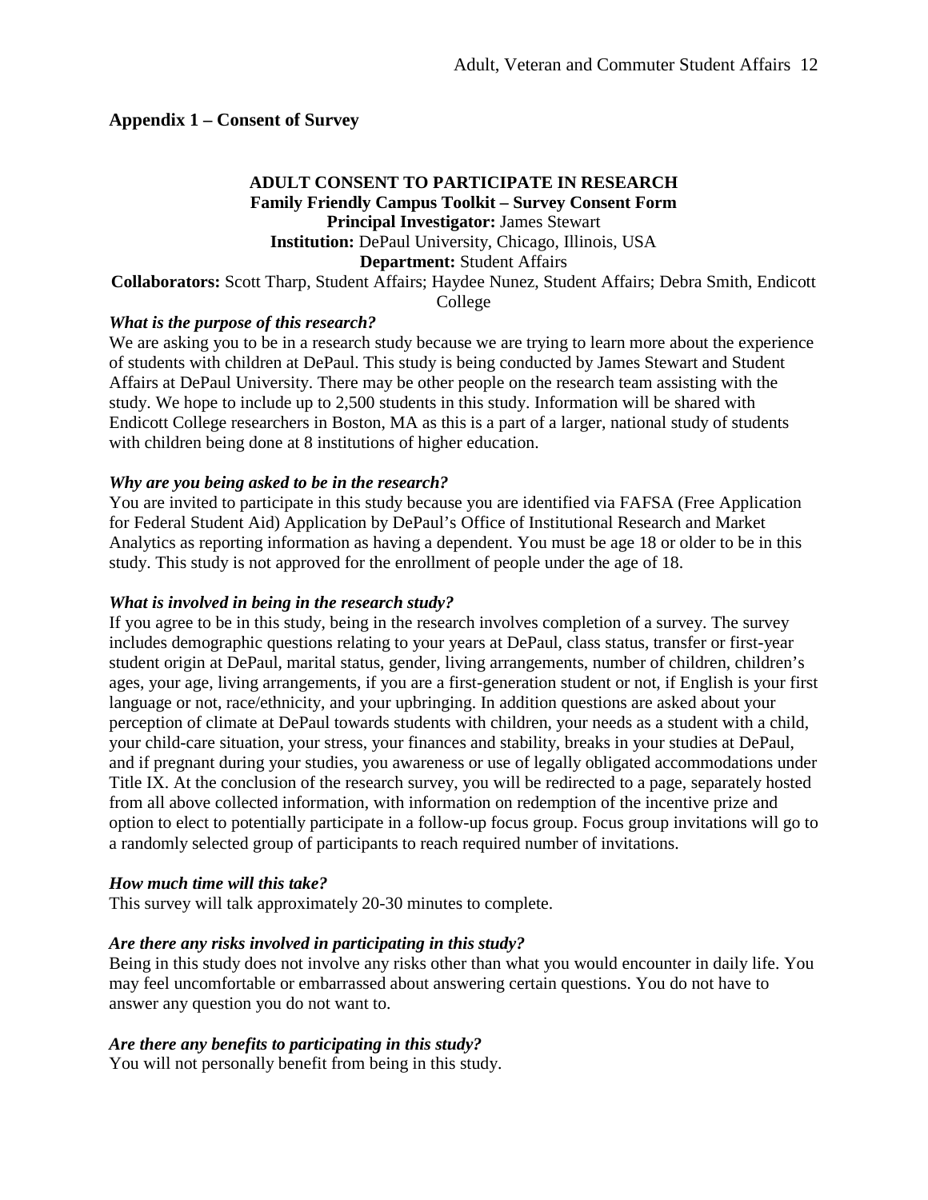## Appendix 1 – Consent of Survey

**ADULT CONSENT TO PARTICIPATE IN RESEARCH**
**Family Friendly Campus Toolkit – Survey Consent Form**
**Principal Investigator:** James Stewart
**Institution:** DePaul University, Chicago, Illinois, USA
**Department:** Student Affairs
**Collaborators:** Scott Tharp, Student Affairs; Haydee Nunez, Student Affairs; Debra Smith, Endicott College

***What is the purpose of this research?***

We are asking you to be in a research study because we are trying to learn more about the experience of students with children at DePaul. This study is being conducted by James Stewart and Student Affairs at DePaul University. There may be other people on the research team assisting with the study. We hope to include up to 2,500 students in this study. Information will be shared with Endicott College researchers in Boston, MA as this is a part of a larger, national study of students with children being done at 8 institutions of higher education.

***Why are you being asked to be in the research?***

You are invited to participate in this study because you are identified via FAFSA (Free Application for Federal Student Aid) Application by DePaul's Office of Institutional Research and Market Analytics as reporting information as having a dependent. You must be age 18 or older to be in this study. This study is not approved for the enrollment of people under the age of 18.

***What is involved in being in the research study?***

If you agree to be in this study, being in the research involves completion of a survey. The survey includes demographic questions relating to your years at DePaul, class status, transfer or first-year student origin at DePaul, marital status, gender, living arrangements, number of children, children's ages, your age, living arrangements, if you are a first-generation student or not, if English is your first language or not, race/ethnicity, and your upbringing. In addition questions are asked about your perception of climate at DePaul towards students with children, your needs as a student with a child, your child-care situation, your stress, your finances and stability, breaks in your studies at DePaul, and if pregnant during your studies, you awareness or use of legally obligated accommodations under Title IX. At the conclusion of the research survey, you will be redirected to a page, separately hosted from all above collected information, with information on redemption of the incentive prize and option to elect to potentially participate in a follow-up focus group. Focus group invitations will go to a randomly selected group of participants to reach required number of invitations.

***How much time will this take?***

This survey will talk approximately 20-30 minutes to complete.

***Are there any risks involved in participating in this study?***

Being in this study does not involve any risks other than what you would encounter in daily life. You may feel uncomfortable or embarrassed about answering certain questions. You do not have to answer any question you do not want to.

***Are there any benefits to participating in this study?***

You will not personally benefit from being in this study.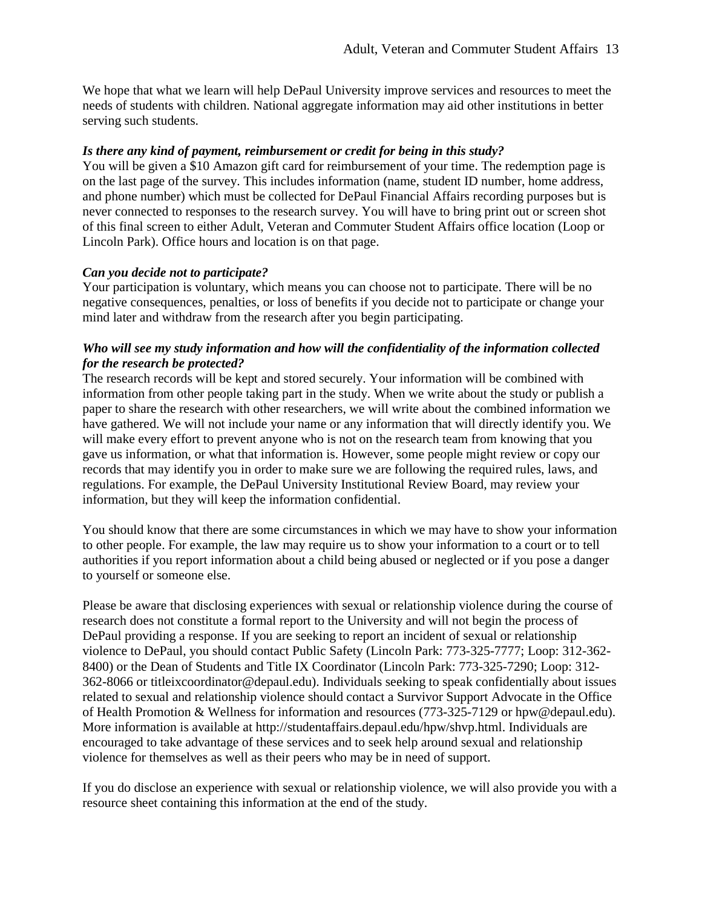We hope that what we learn will help DePaul University improve services and resources to meet the needs of students with children. National aggregate information may aid other institutions in better serving such students.

***Is there any kind of payment, reimbursement or credit for being in this study?***

You will be given a $10 Amazon gift card for reimbursement of your time. The redemption page is on the last page of the survey. This includes information (name, student ID number, home address, and phone number) which must be collected for DePaul Financial Affairs recording purposes but is never connected to responses to the research survey. You will have to bring print out or screen shot of this final screen to either Adult, Veteran and Commuter Student Affairs office location (Loop or Lincoln Park). Office hours and location is on that page.

***Can you decide not to participate?***

Your participation is voluntary, which means you can choose not to participate. There will be no negative consequences, penalties, or loss of benefits if you decide not to participate or change your mind later and withdraw from the research after you begin participating.

***Who will see my study information and how will the confidentiality of the information collected for the research be protected?***

The research records will be kept and stored securely. Your information will be combined with information from other people taking part in the study. When we write about the study or publish a paper to share the research with other researchers, we will write about the combined information we have gathered. We will not include your name or any information that will directly identify you. We will make every effort to prevent anyone who is not on the research team from knowing that you gave us information, or what that information is. However, some people might review or copy our records that may identify you in order to make sure we are following the required rules, laws, and regulations. For example, the DePaul University Institutional Review Board, may review your information, but they will keep the information confidential.

You should know that there are some circumstances in which we may have to show your information to other people. For example, the law may require us to show your information to a court or to tell authorities if you report information about a child being abused or neglected or if you pose a danger to yourself or someone else.

Please be aware that disclosing experiences with sexual or relationship violence during the course of research does not constitute a formal report to the University and will not begin the process of DePaul providing a response. If you are seeking to report an incident of sexual or relationship violence to DePaul, you should contact Public Safety (Lincoln Park: 773-325-7777; Loop: 312-362-8400) or the Dean of Students and Title IX Coordinator (Lincoln Park: 773-325-7290; Loop: 312-362-8066 or titleixcoordinator@depaul.edu). Individuals seeking to speak confidentially about issues related to sexual and relationship violence should contact a Survivor Support Advocate in the Office of Health Promotion & Wellness for information and resources (773-325-7129 or hpw@depaul.edu). More information is available at http://studentaffairs.depaul.edu/hpw/shvp.html. Individuals are encouraged to take advantage of these services and to seek help around sexual and relationship violence for themselves as well as their peers who may be in need of support.

If you do disclose an experience with sexual or relationship violence, we will also provide you with a resource sheet containing this information at the end of the study.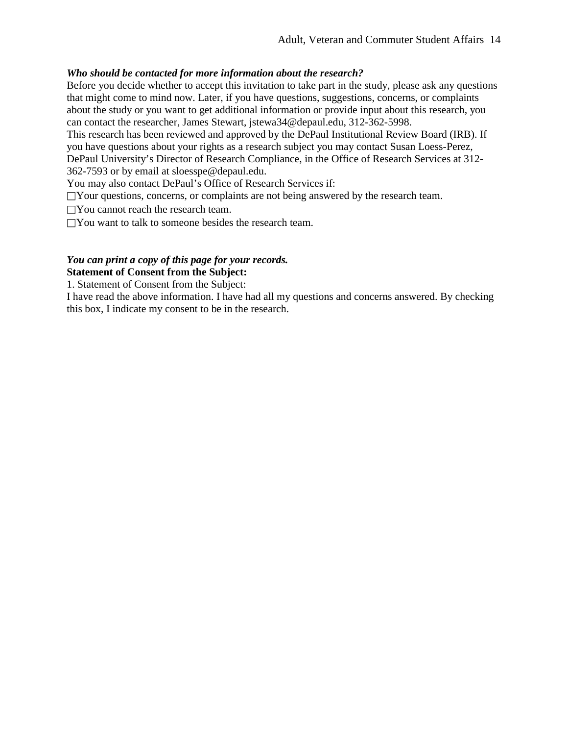***Who should be contacted for more information about the research?***

Before you decide whether to accept this invitation to take part in the study, please ask any questions that might come to mind now. Later, if you have questions, suggestions, concerns, or complaints about the study or you want to get additional information or provide input about this research, you can contact the researcher, James Stewart, jstewa34@depaul.edu, 312-362-5998.

This research has been reviewed and approved by the DePaul Institutional Review Board (IRB). If you have questions about your rights as a research subject you may contact Susan Loess-Perez, DePaul University's Director of Research Compliance, in the Office of Research Services at 312-362-7593 or by email at sloesspe@depaul.edu.

You may also contact DePaul's Office of Research Services if:

- ☐ Your questions, concerns, or complaints are not being answered by the research team.
- ☐ You cannot reach the research team.
- ☐ You want to talk to someone besides the research team.

***You can print a copy of this page for your records.***

**Statement of Consent from the Subject:**

1. Statement of Consent from the Subject:

I have read the above information. I have had all my questions and concerns answered. By checking this box, I indicate my consent to be in the research.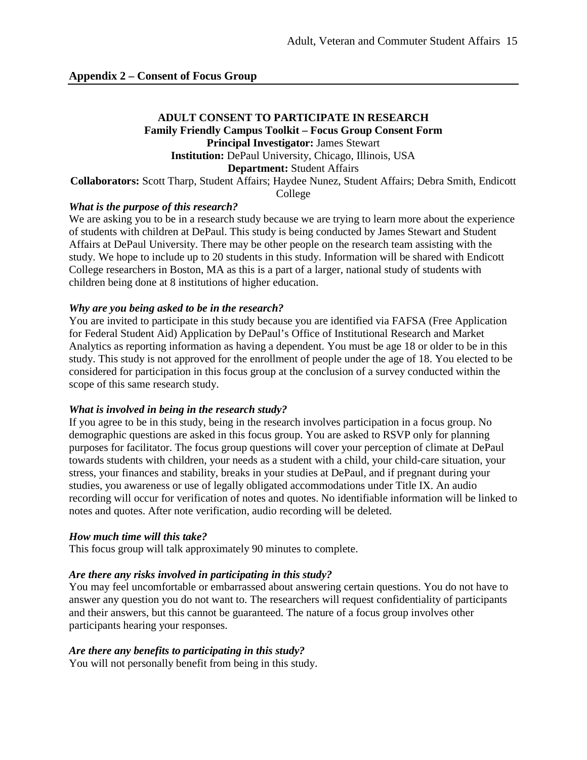## Appendix 2 – Consent of Focus Group

**ADULT CONSENT TO PARTICIPATE IN RESEARCH**
**Family Friendly Campus Toolkit – Focus Group Consent Form**
**Principal Investigator:** James Stewart
**Institution:** DePaul University, Chicago, Illinois, USA
**Department:** Student Affairs
**Collaborators:** Scott Tharp, Student Affairs; Haydee Nunez, Student Affairs; Debra Smith, Endicott College

***What is the purpose of this research?***

We are asking you to be in a research study because we are trying to learn more about the experience of students with children at DePaul. This study is being conducted by James Stewart and Student Affairs at DePaul University. There may be other people on the research team assisting with the study. We hope to include up to 20 students in this study. Information will be shared with Endicott College researchers in Boston, MA as this is a part of a larger, national study of students with children being done at 8 institutions of higher education.

***Why are you being asked to be in the research?***

You are invited to participate in this study because you are identified via FAFSA (Free Application for Federal Student Aid) Application by DePaul's Office of Institutional Research and Market Analytics as reporting information as having a dependent. You must be age 18 or older to be in this study. This study is not approved for the enrollment of people under the age of 18. You elected to be considered for participation in this focus group at the conclusion of a survey conducted within the scope of this same research study.

***What is involved in being in the research study?***

If you agree to be in this study, being in the research involves participation in a focus group. No demographic questions are asked in this focus group. You are asked to RSVP only for planning purposes for facilitator. The focus group questions will cover your perception of climate at DePaul towards students with children, your needs as a student with a child, your child-care situation, your stress, your finances and stability, breaks in your studies at DePaul, and if pregnant during your studies, you awareness or use of legally obligated accommodations under Title IX. An audio recording will occur for verification of notes and quotes. No identifiable information will be linked to notes and quotes. After note verification, audio recording will be deleted.

***How much time will this take?***

This focus group will talk approximately 90 minutes to complete.

***Are there any risks involved in participating in this study?***

You may feel uncomfortable or embarrassed about answering certain questions. You do not have to answer any question you do not want to. The researchers will request confidentiality of participants and their answers, but this cannot be guaranteed. The nature of a focus group involves other participants hearing your responses.

***Are there any benefits to participating in this study?***

You will not personally benefit from being in this study.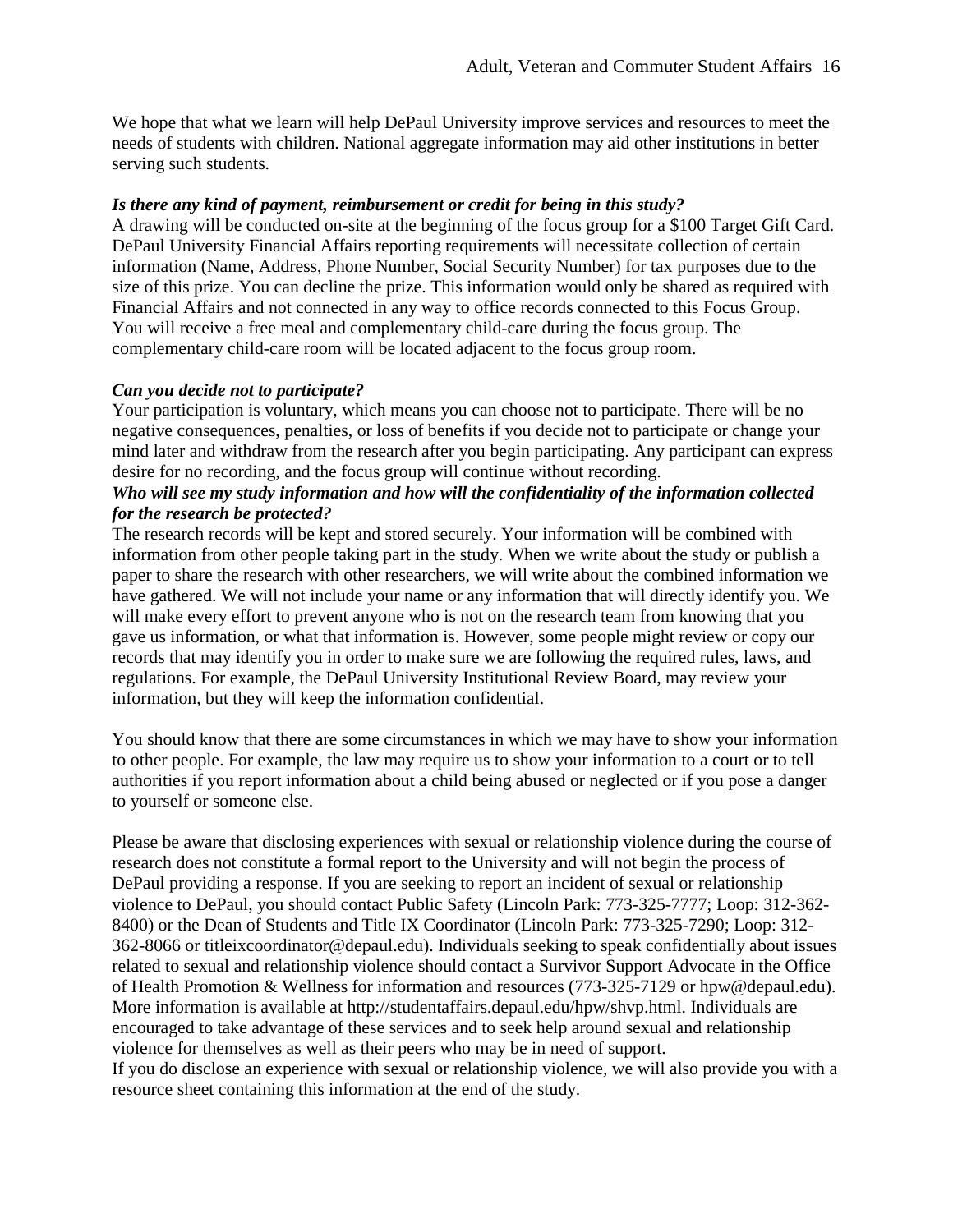We hope that what we learn will help DePaul University improve services and resources to meet the needs of students with children. National aggregate information may aid other institutions in better serving such students.

***Is there any kind of payment, reimbursement or credit for being in this study?***

A drawing will be conducted on-site at the beginning of the focus group for a $100 Target Gift Card. DePaul University Financial Affairs reporting requirements will necessitate collection of certain information (Name, Address, Phone Number, Social Security Number) for tax purposes due to the size of this prize. You can decline the prize. This information would only be shared as required with Financial Affairs and not connected in any way to office records connected to this Focus Group. You will receive a free meal and complementary child-care during the focus group. The complementary child-care room will be located adjacent to the focus group room.

***Can you decide not to participate?***

Your participation is voluntary, which means you can choose not to participate. There will be no negative consequences, penalties, or loss of benefits if you decide not to participate or change your mind later and withdraw from the research after you begin participating. Any participant can express desire for no recording, and the focus group will continue without recording.

***Who will see my study information and how will the confidentiality of the information collected for the research be protected?***

The research records will be kept and stored securely. Your information will be combined with information from other people taking part in the study. When we write about the study or publish a paper to share the research with other researchers, we will write about the combined information we have gathered. We will not include your name or any information that will directly identify you. We will make every effort to prevent anyone who is not on the research team from knowing that you gave us information, or what that information is. However, some people might review or copy our records that may identify you in order to make sure we are following the required rules, laws, and regulations. For example, the DePaul University Institutional Review Board, may review your information, but they will keep the information confidential.

You should know that there are some circumstances in which we may have to show your information to other people. For example, the law may require us to show your information to a court or to tell authorities if you report information about a child being abused or neglected or if you pose a danger to yourself or someone else.

Please be aware that disclosing experiences with sexual or relationship violence during the course of research does not constitute a formal report to the University and will not begin the process of DePaul providing a response. If you are seeking to report an incident of sexual or relationship violence to DePaul, you should contact Public Safety (Lincoln Park: 773-325-7777; Loop: 312-362-8400) or the Dean of Students and Title IX Coordinator (Lincoln Park: 773-325-7290; Loop: 312-362-8066 or titleixcoordinator@depaul.edu). Individuals seeking to speak confidentially about issues related to sexual and relationship violence should contact a Survivor Support Advocate in the Office of Health Promotion & Wellness for information and resources (773-325-7129 or hpw@depaul.edu). More information is available at http://studentaffairs.depaul.edu/hpw/shvp.html. Individuals are encouraged to take advantage of these services and to seek help around sexual and relationship violence for themselves as well as their peers who may be in need of support.

If you do disclose an experience with sexual or relationship violence, we will also provide you with a resource sheet containing this information at the end of the study.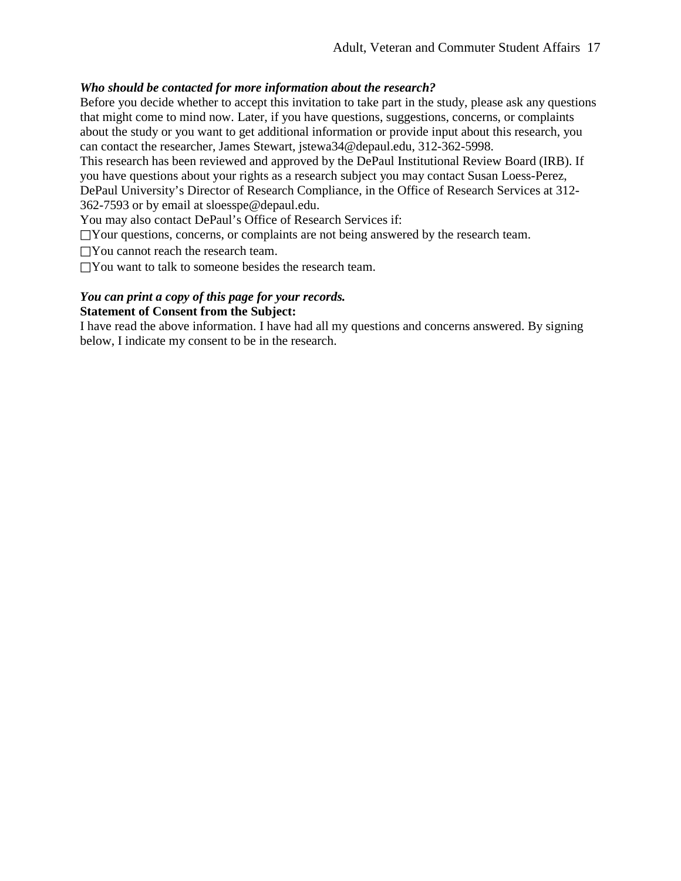***Who should be contacted for more information about the research?***

Before you decide whether to accept this invitation to take part in the study, please ask any questions that might come to mind now. Later, if you have questions, suggestions, concerns, or complaints about the study or you want to get additional information or provide input about this research, you can contact the researcher, James Stewart, jstewa34@depaul.edu, 312-362-5998.

This research has been reviewed and approved by the DePaul Institutional Review Board (IRB). If you have questions about your rights as a research subject you may contact Susan Loess-Perez, DePaul University's Director of Research Compliance, in the Office of Research Services at 312-362-7593 or by email at sloesspe@depaul.edu.

You may also contact DePaul's Office of Research Services if:

- ☐Your questions, concerns, or complaints are not being answered by the research team.
- ☐You cannot reach the research team.
- ☐You want to talk to someone besides the research team.

***You can print a copy of this page for your records.***

**Statement of Consent from the Subject:**

I have read the above information. I have had all my questions and concerns answered. By signing below, I indicate my consent to be in the research.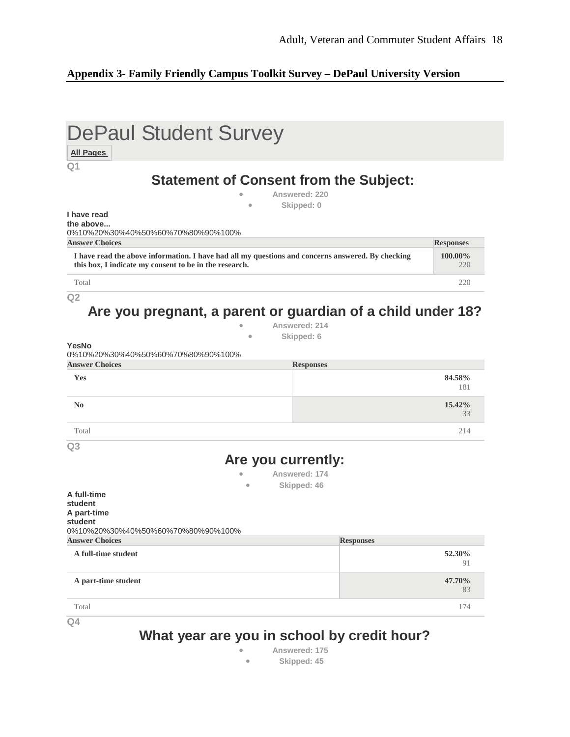**Appendix 3- Family Friendly Campus Toolkit Survey – DePaul University Version**

# DePaul Student Survey

**All Pages**

Q1

## Statement of Consent from the Subject:

- Answered: 220
- Skipped: 0

**I have read the above...**

0%10%20%30%40%50%60%70%80%90%100%

| Answer Choices | Responses |
|---|---|
| I have read the above information. I have had all my questions and concerns answered. By checking this box, I indicate my consent to be in the research. | 100.00% 220 |
| Total | 220 |

Q2

## Are you pregnant, a parent or guardian of a child under 18?

- Answered: 214
- Skipped: 6

**YesNo**

0%10%20%30%40%50%60%70%80%90%100%

| Answer Choices | Responses |
|---|---|
| Yes | 84.58% 181 |
| No | 15.42% 33 |
| Total | 214 |

Q3

## Are you currently:

- Answered: 174
- Skipped: 46

**A full-time student**
**A part-time student**

0%10%20%30%40%50%60%70%80%90%100%

| Answer Choices | Responses |
|---|---|
| A full-time student | 52.30% 91 |
| A part-time student | 47.70% 83 |
| Total | 174 |

Q4

## What year are you in school by credit hour?

- Answered: 175
- Skipped: 45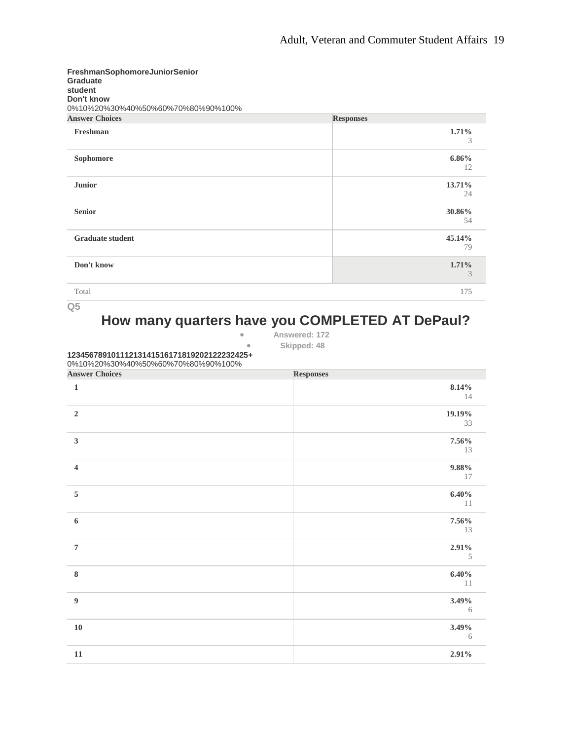**FreshmanSophomoreJuniorSenior**
**Graduate**
**student**
**Don't know**
0%10%20%30%40%50%60%70%80%90%100%

| Answer Choices | Responses |
| --- | --- |
| **Freshman** | **1.71%** 3 |
| **Sophomore** | **6.86%** 12 |
| **Junior** | **13.71%** 24 |
| **Senior** | **30.86%** 54 |
| **Graduate student** | **45.14%** 79 |
| **Don't know** | **1.71%** 3 |
| Total | 175 |

**Q5**

## How many quarters have you COMPLETED AT DePaul?

- **Answered: 172**
- **Skipped: 48**

**12345678910111213141516171819202122232425+**
0%10%20%30%40%50%60%70%80%90%100%

| Answer Choices | Responses |
| --- | --- |
| **1** | **8.14%** 14 |
| **2** | **19.19%** 33 |
| **3** | **7.56%** 13 |
| **4** | **9.88%** 17 |
| **5** | **6.40%** 11 |
| **6** | **7.56%** 13 |
| **7** | **2.91%** 5 |
| **8** | **6.40%** 11 |
| **9** | **3.49%** 6 |
| **10** | **3.49%** 6 |
| **11** | **2.91%** |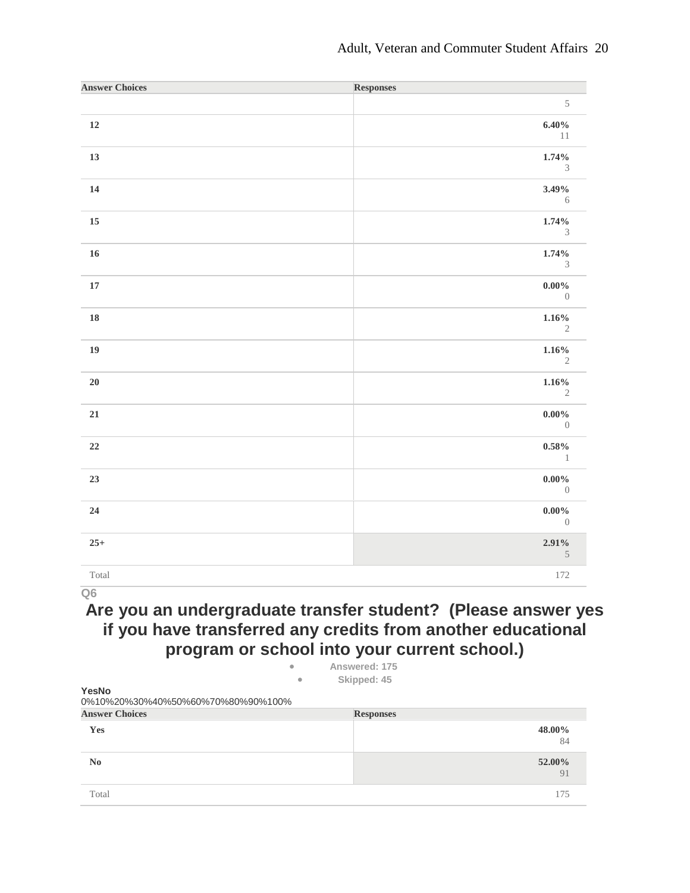| Answer Choices | Responses |
|---|---|
| | 5 |
| 12 | 6.40% 11 |
| 13 | 1.74% 3 |
| 14 | 3.49% 6 |
| 15 | 1.74% 3 |
| 16 | 1.74% 3 |
| 17 | 0.00% 0 |
| 18 | 1.16% 2 |
| 19 | 1.16% 2 |
| 20 | 1.16% 2 |
| 21 | 0.00% 0 |
| 22 | 0.58% 1 |
| 23 | 0.00% 0 |
| 24 | 0.00% 0 |
| 25+ | 2.91% 5 |
| Total | 172 |

Q6

## Are you an undergraduate transfer student? (Please answer yes if you have transferred any credits from another educational program or school into your current school.)

- Answered: 175
- Skipped: 45

**YesNo**

0%10%20%30%40%50%60%70%80%90%100%

| Answer Choices | Responses |
|---|---|
| Yes | 48.00% 84 |
| No | 52.00% 91 |
| Total | 175 |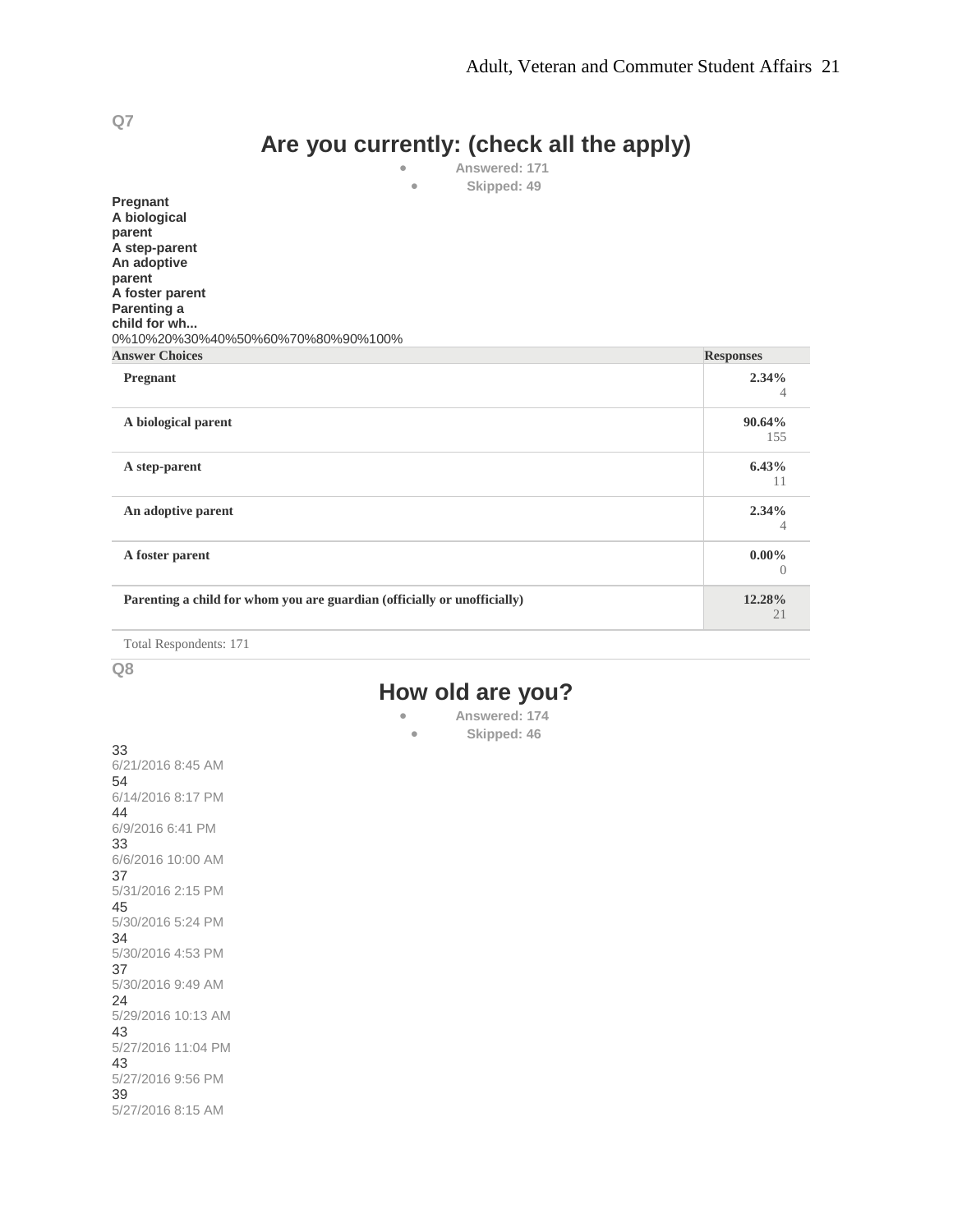Q7

## Are you currently: (check all the apply)

- Answered: 171
- Skipped: 49

Pregnant
A biological parent
A step-parent
An adoptive parent
A foster parent
Parenting a child for wh...

0%10%20%30%40%50%60%70%80%90%100%

| Answer Choices | Responses |
|---|---|
| Pregnant | 2.34% 4 |
| A biological parent | 90.64% 155 |
| A step-parent | 6.43% 11 |
| An adoptive parent | 2.34% 4 |
| A foster parent | 0.00% 0 |
| Parenting a child for whom you are guardian (officially or unofficially) | 12.28% 21 |

Total Respondents: 171

Q8

## How old are you?

- Answered: 174
- Skipped: 46

33
6/21/2016 8:45 AM
54
6/14/2016 8:17 PM
44
6/9/2016 6:41 PM
33
6/6/2016 10:00 AM
37
5/31/2016 2:15 PM
45
5/30/2016 5:24 PM
34
5/30/2016 4:53 PM
37
5/30/2016 9:49 AM
24
5/29/2016 10:13 AM
43
5/27/2016 11:04 PM
43
5/27/2016 9:56 PM
39
5/27/2016 8:15 AM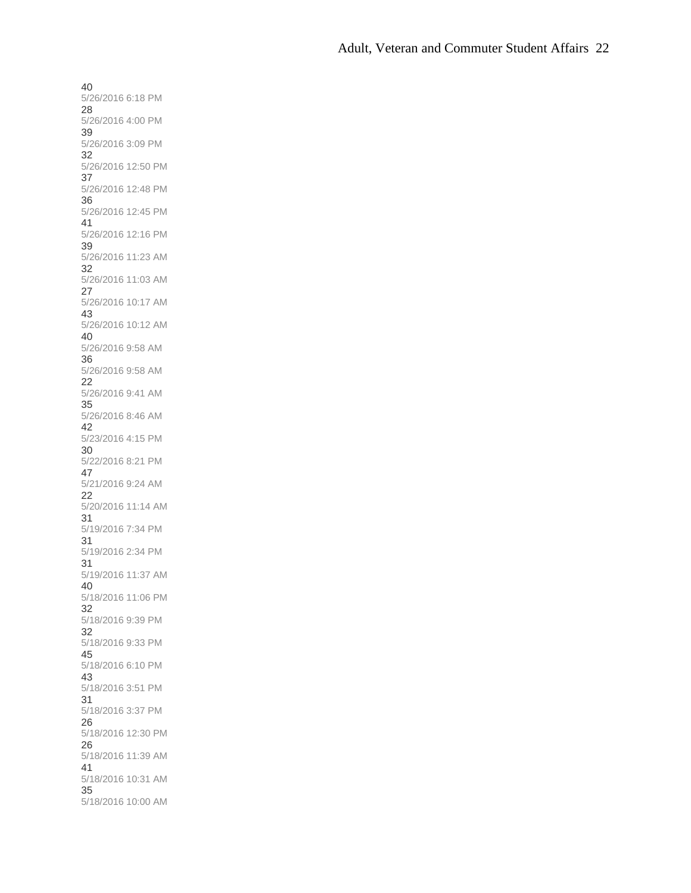40
5/26/2016 6:18 PM
28
5/26/2016 4:00 PM
39
5/26/2016 3:09 PM
32
5/26/2016 12:50 PM
37
5/26/2016 12:48 PM
36
5/26/2016 12:45 PM
41
5/26/2016 12:16 PM
39
5/26/2016 11:23 AM
32
5/26/2016 11:03 AM
27
5/26/2016 10:17 AM
43
5/26/2016 10:12 AM
40
5/26/2016 9:58 AM
36
5/26/2016 9:58 AM
22
5/26/2016 9:41 AM
35
5/26/2016 8:46 AM
42
5/23/2016 4:15 PM
30
5/22/2016 8:21 PM
47
5/21/2016 9:24 AM
22
5/20/2016 11:14 AM
31
5/19/2016 7:34 PM
31
5/19/2016 2:34 PM
31
5/19/2016 11:37 AM
40
5/18/2016 11:06 PM
32
5/18/2016 9:39 PM
32
5/18/2016 9:33 PM
45
5/18/2016 6:10 PM
43
5/18/2016 3:51 PM
31
5/18/2016 3:37 PM
26
5/18/2016 12:30 PM
26
5/18/2016 11:39 AM
41
5/18/2016 10:31 AM
35
5/18/2016 10:00 AM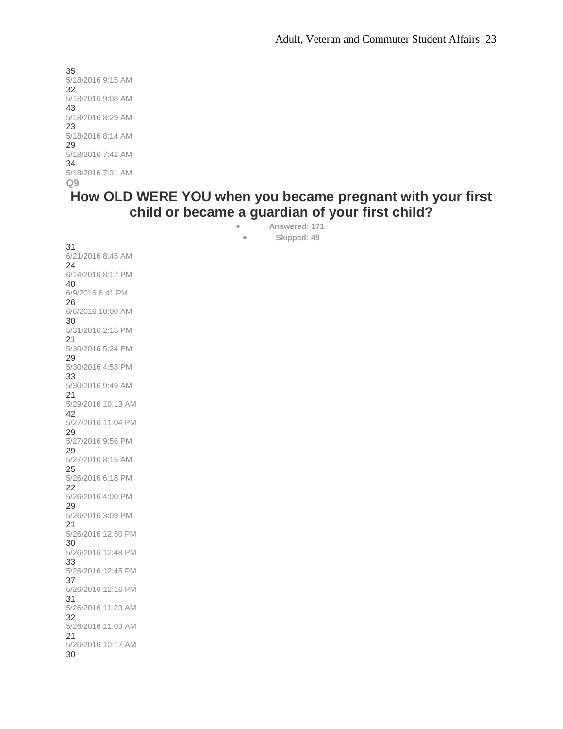35
5/18/2016 9:15 AM
32
5/18/2016 9:08 AM
43
5/18/2016 8:29 AM
23
5/18/2016 8:14 AM
29
5/18/2016 7:42 AM
34
5/18/2016 7:31 AM

Q9

## How OLD WERE YOU when you became pregnant with your first child or became a guardian of your first child?

- **Answered: 171**
- **Skipped: 49**

31
6/21/2016 8:45 AM
24
6/14/2016 8:17 PM
40
6/9/2016 6:41 PM
26
6/6/2016 10:00 AM
30
5/31/2016 2:15 PM
21
5/30/2016 5:24 PM
29
5/30/2016 4:53 PM
33
5/30/2016 9:49 AM
21
5/29/2016 10:13 AM
42
5/27/2016 11:04 PM
29
5/27/2016 9:56 PM
29
5/27/2016 8:15 AM
25
5/26/2016 6:18 PM
22
5/26/2016 4:00 PM
29
5/26/2016 3:09 PM
21
5/26/2016 12:50 PM
30
5/26/2016 12:48 PM
33
5/26/2016 12:45 PM
37
5/26/2016 12:16 PM
31
5/26/2016 11:23 AM
32
5/26/2016 11:03 AM
21
5/26/2016 10:17 AM
30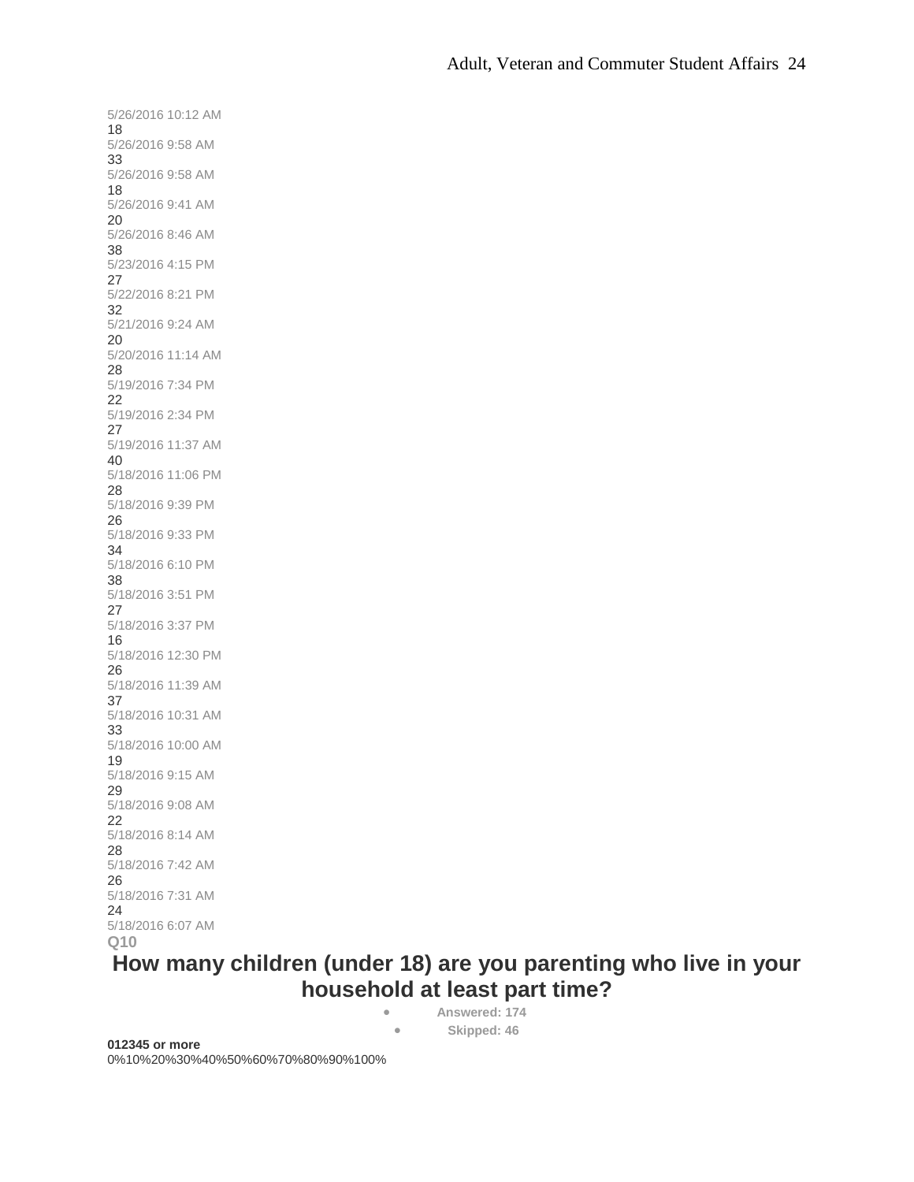5/26/2016 10:12 AM
18
5/26/2016 9:58 AM
33
5/26/2016 9:58 AM
18
5/26/2016 9:41 AM
20
5/26/2016 8:46 AM
38
5/23/2016 4:15 PM
27
5/22/2016 8:21 PM
32
5/21/2016 9:24 AM
20
5/20/2016 11:14 AM
28
5/19/2016 7:34 PM
22
5/19/2016 2:34 PM
27
5/19/2016 11:37 AM
40
5/18/2016 11:06 PM
28
5/18/2016 9:39 PM
26
5/18/2016 9:33 PM
34
5/18/2016 6:10 PM
38
5/18/2016 3:51 PM
27
5/18/2016 3:37 PM
16
5/18/2016 12:30 PM
26
5/18/2016 11:39 AM
37
5/18/2016 10:31 AM
33
5/18/2016 10:00 AM
19
5/18/2016 9:15 AM
29
5/18/2016 9:08 AM
22
5/18/2016 8:14 AM
28
5/18/2016 7:42 AM
26
5/18/2016 7:31 AM
24
5/18/2016 6:07 AM

**Q10**

## How many children (under 18) are you parenting who live in your household at least part time?

- **Answered: 174**
- **Skipped: 46**

**012345 or more**

0%10%20%30%40%50%60%70%80%90%100%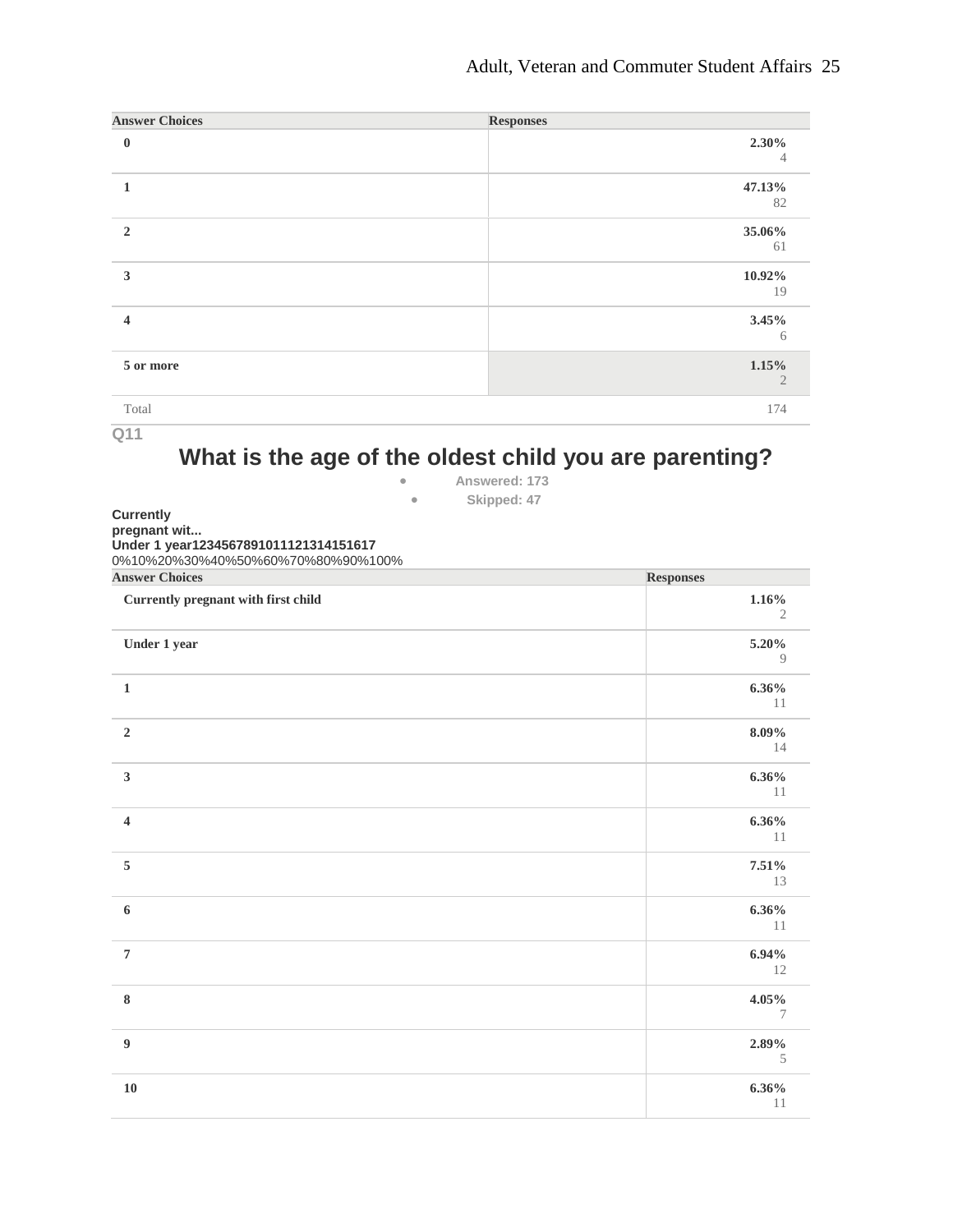| Answer Choices | Responses |
| --- | --- |
| 0 | 2.30%<br>4 |
| 1 | 47.13%<br>82 |
| 2 | 35.06%<br>61 |
| 3 | 10.92%<br>19 |
| 4 | 3.45%<br>6 |
| 5 or more | 1.15%<br>2 |
| Total | 174 |

**Q11**

## What is the age of the oldest child you are parenting?

- **Answered: 173**
- **Skipped: 47**

**Currently pregnant wit...**
**Under 1 year1234567891011121314151617**
0%10%20%30%40%50%60%70%80%90%100%

| Answer Choices | Responses |
| --- | --- |
| Currently pregnant with first child | 1.16%<br>2 |
| Under 1 year | 5.20%<br>9 |
| 1 | 6.36%<br>11 |
| 2 | 8.09%<br>14 |
| 3 | 6.36%<br>11 |
| 4 | 6.36%<br>11 |
| 5 | 7.51%<br>13 |
| 6 | 6.36%<br>11 |
| 7 | 6.94%<br>12 |
| 8 | 4.05%<br>7 |
| 9 | 2.89%<br>5 |
| 10 | 6.36%<br>11 |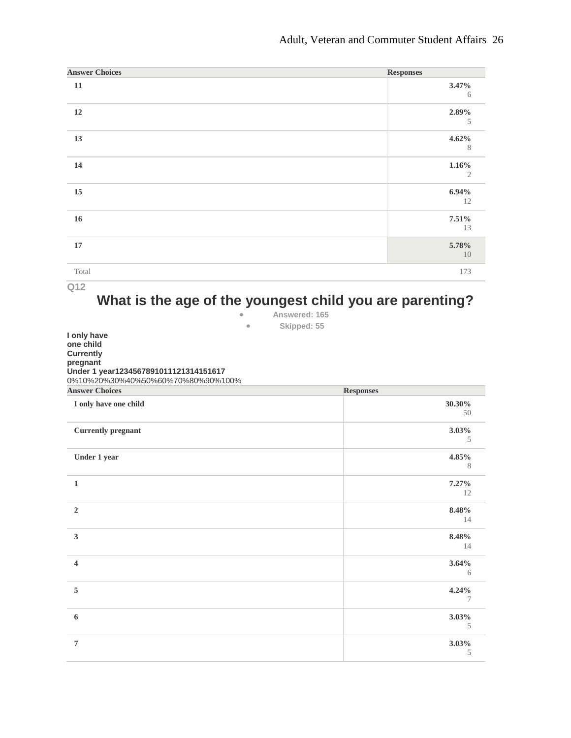| Answer Choices | Responses |
| --- | --- |
| **11** | **3.47%** 6 |
| **12** | **2.89%** 5 |
| **13** | **4.62%** 8 |
| **14** | **1.16%** 2 |
| **15** | **6.94%** 12 |
| **16** | **7.51%** 13 |
| **17** | **5.78%** 10 |
| Total | 173 |

Q12

## What is the age of the youngest child you are parenting?

- Answered: 165
- Skipped: 55

**I only have one child**
**Currently pregnant**
**Under 1 year1234567891011121314151617**
0%10%20%30%40%50%60%70%80%90%100%

| Answer Choices | Responses |
| --- | --- |
| **I only have one child** | **30.30%** 50 |
| **Currently pregnant** | **3.03%** 5 |
| **Under 1 year** | **4.85%** 8 |
| **1** | **7.27%** 12 |
| **2** | **8.48%** 14 |
| **3** | **8.48%** 14 |
| **4** | **3.64%** 6 |
| **5** | **4.24%** 7 |
| **6** | **3.03%** 5 |
| **7** | **3.03%** 5 |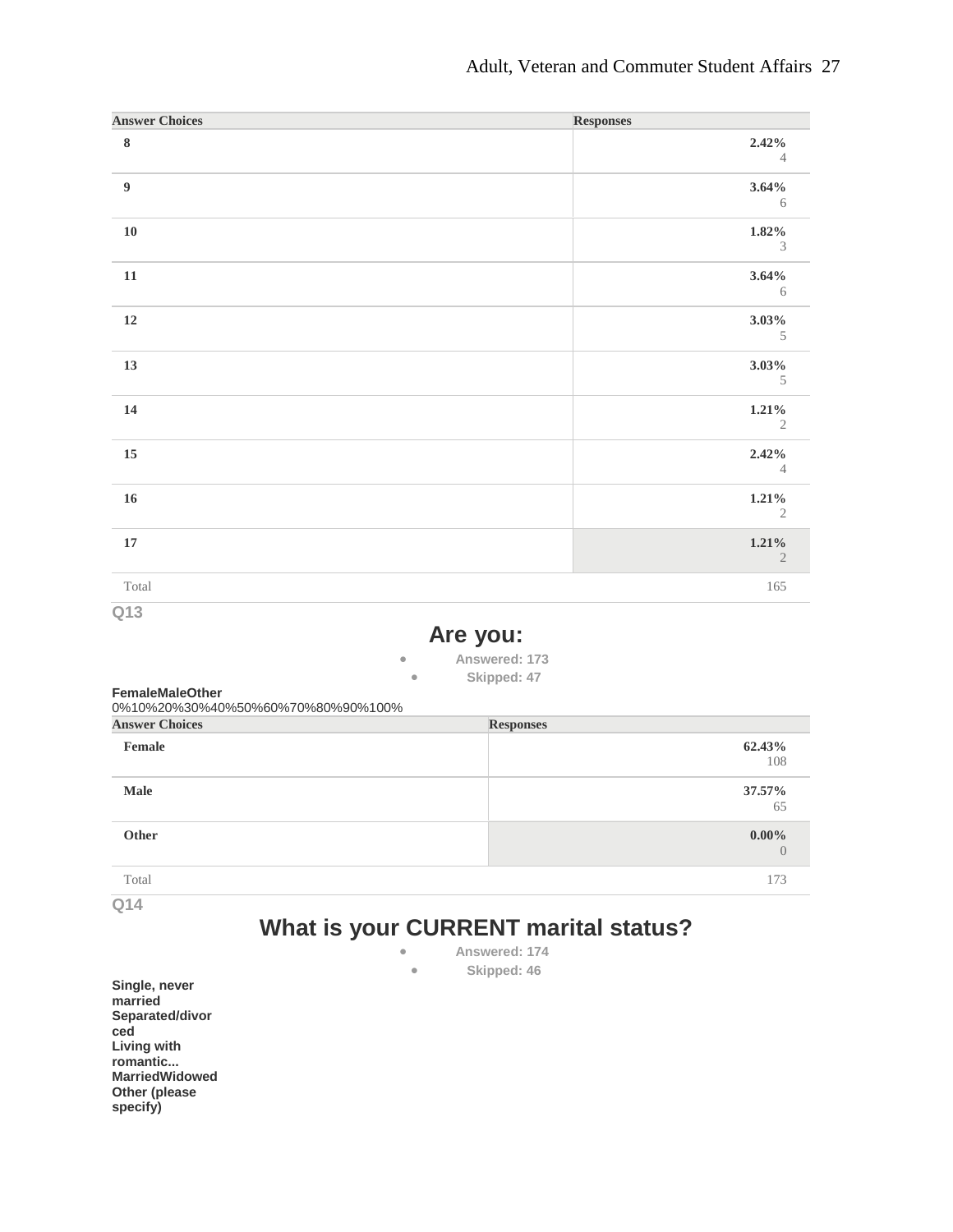| Answer Choices | Responses |
|---|---|
| 8 | 2.42% 4 |
| 9 | 3.64% 6 |
| 10 | 1.82% 3 |
| 11 | 3.64% 6 |
| 12 | 3.03% 5 |
| 13 | 3.03% 5 |
| 14 | 1.21% 2 |
| 15 | 2.42% 4 |
| 16 | 1.21% 2 |
| 17 | 1.21% 2 |
| Total | 165 |

Q13

## Are you:

- Answered: 173
- Skipped: 47

**FemaleMaleOther**

0%10%20%30%40%50%60%70%80%90%100%

| Answer Choices | Responses |
|---|---|
| Female | 62.43% 108 |
| Male | 37.57% 65 |
| Other | 0.00% 0 |
| Total | 173 |

Q14

## What is your CURRENT marital status?

- Answered: 174
- Skipped: 46

**Single, never married Separated/divorced Living with romantic... MarriedWidowed Other (please specify)**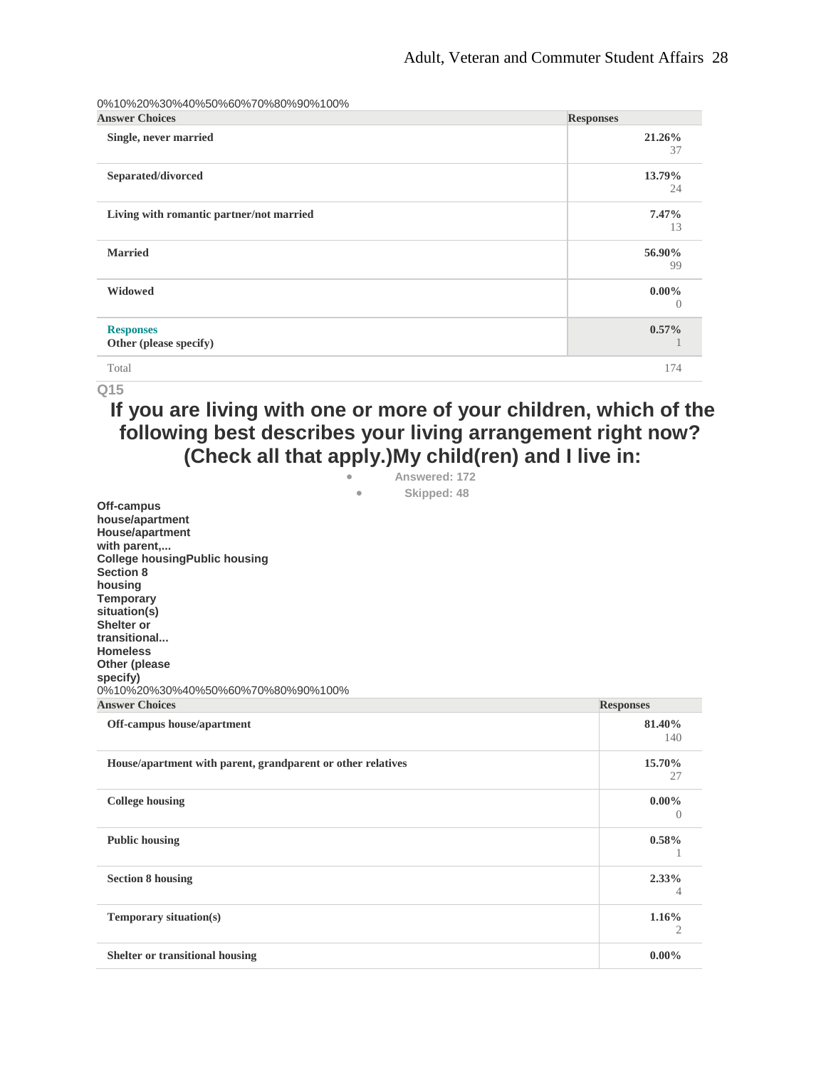0%10%20%30%40%50%60%70%80%90%100%

| Answer Choices | Responses |
|---|---|
| Single, never married | 21.26%<br>37 |
| Separated/divorced | 13.79%<br>24 |
| Living with romantic partner/not married | 7.47%<br>13 |
| Married | 56.90%<br>99 |
| Widowed | 0.00%<br>0 |
| Responses<br>Other (please specify) | 0.57%<br>1 |
| Total | 174 |

Q15

## If you are living with one or more of your children, which of the following best describes your living arrangement right now? (Check all that apply.)My child(ren) and I live in:

- Answered: 172
- Skipped: 48

Off-campus house/apartment
House/apartment with parent,...
College housingPublic housing
Section 8 housing
Temporary situation(s)
Shelter or transitional...
Homeless
Other (please specify)
0%10%20%30%40%50%60%70%80%90%100%

| Answer Choices | Responses |
|---|---|
| Off-campus house/apartment | 81.40%<br>140 |
| House/apartment with parent, grandparent or other relatives | 15.70%<br>27 |
| College housing | 0.00%<br>0 |
| Public housing | 0.58%<br>1 |
| Section 8 housing | 2.33%<br>4 |
| Temporary situation(s) | 1.16%<br>2 |
| Shelter or transitional housing | 0.00% |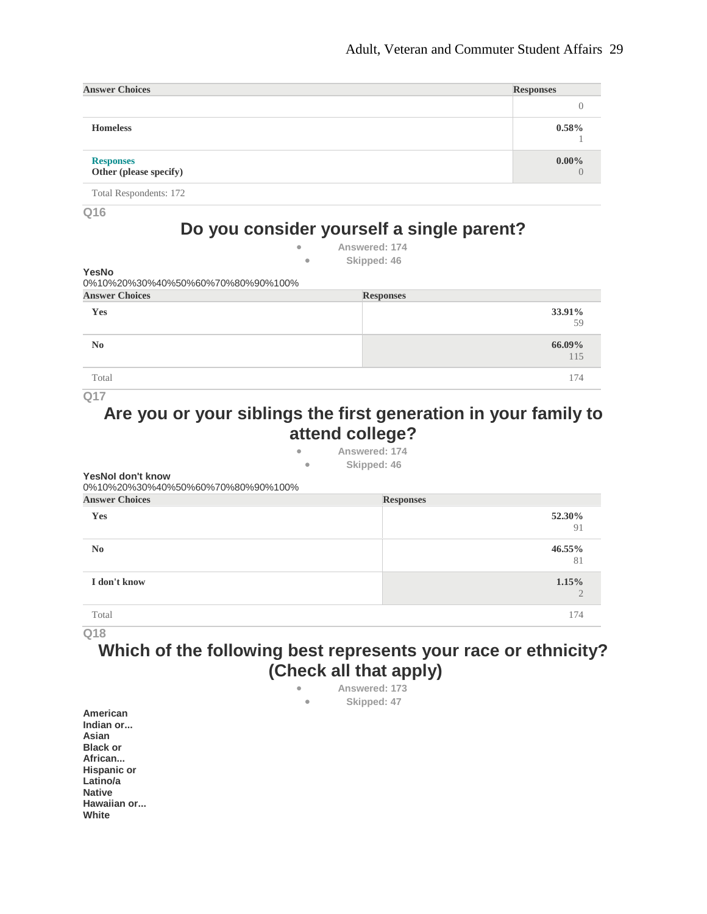| Answer Choices | Responses |
|---|---|
| | 0 |
| Homeless | 0.58% 1 |
| Responses Other (please specify) | 0.00% 0 |
| Total Respondents: 172 | |

Q16

## Do you consider yourself a single parent?

- Answered: 174
- Skipped: 46

**YesNo**

0%10%20%30%40%50%60%70%80%90%100%

| Answer Choices | Responses |
|---|---|
| Yes | 33.91% 59 |
| No | 66.09% 115 |
| Total | 174 |

Q17

## Are you or your siblings the first generation in your family to attend college?

- Answered: 174
- Skipped: 46

**YesNoI don't know**

0%10%20%30%40%50%60%70%80%90%100%

| Answer Choices | Responses |
|---|---|
| Yes | 52.30% 91 |
| No | 46.55% 81 |
| I don't know | 1.15% 2 |
| Total | 174 |

Q18

## Which of the following best represents your race or ethnicity? (Check all that apply)

- Answered: 173
- Skipped: 47

**American Indian or...**
**Asian**
**Black or African...**
**Hispanic or Latino/a**
**Native Hawaiian or...**
**White**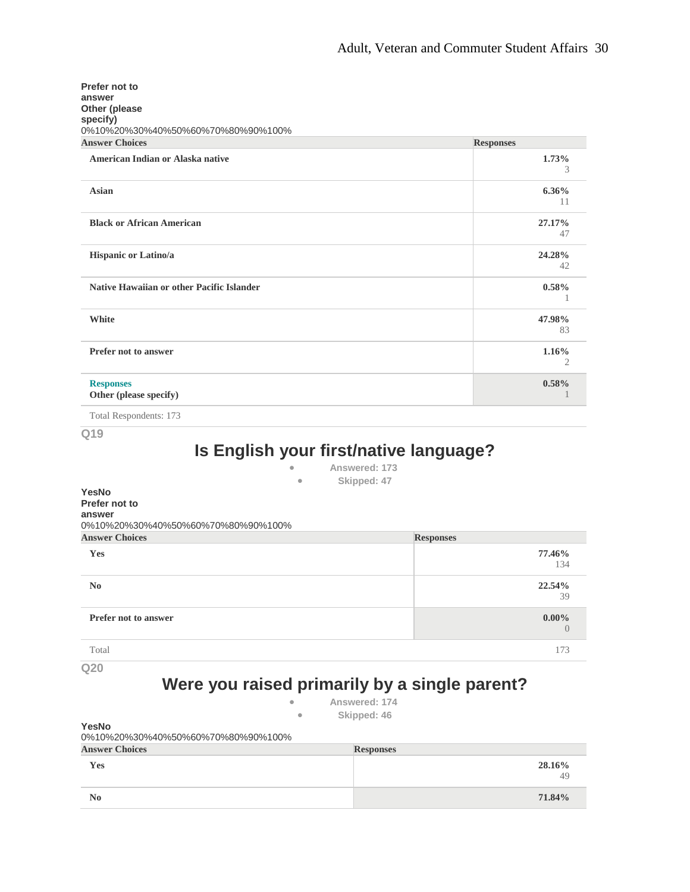Prefer not to answer
Other (please specify)
0%10%20%30%40%50%60%70%80%90%100%

| Answer Choices | Responses |
|---|---|
| American Indian or Alaska native | 1.73%<br>3 |
| Asian | 6.36%<br>11 |
| Black or African American | 27.17%<br>47 |
| Hispanic or Latino/a | 24.28%<br>42 |
| Native Hawaiian or other Pacific Islander | 0.58%<br>1 |
| White | 47.98%<br>83 |
| Prefer not to answer | 1.16%<br>2 |
| Responses<br>Other (please specify) | 0.58%<br>1 |

Total Respondents: 173

Q19

## Is English your first/native language?

- Answered: 173
- Skipped: 47

YesNo
Prefer not to answer
0%10%20%30%40%50%60%70%80%90%100%

| Answer Choices | Responses |
|---|---|
| Yes | 77.46%<br>134 |
| No | 22.54%<br>39 |
| Prefer not to answer | 0.00%<br>0 |
| Total | 173 |

Q20

## Were you raised primarily by a single parent?

- Answered: 174
- Skipped: 46

YesNo
0%10%20%30%40%50%60%70%80%90%100%

| Answer Choices | Responses |
|---|---|
| Yes | 28.16%<br>49 |
| No | 71.84% |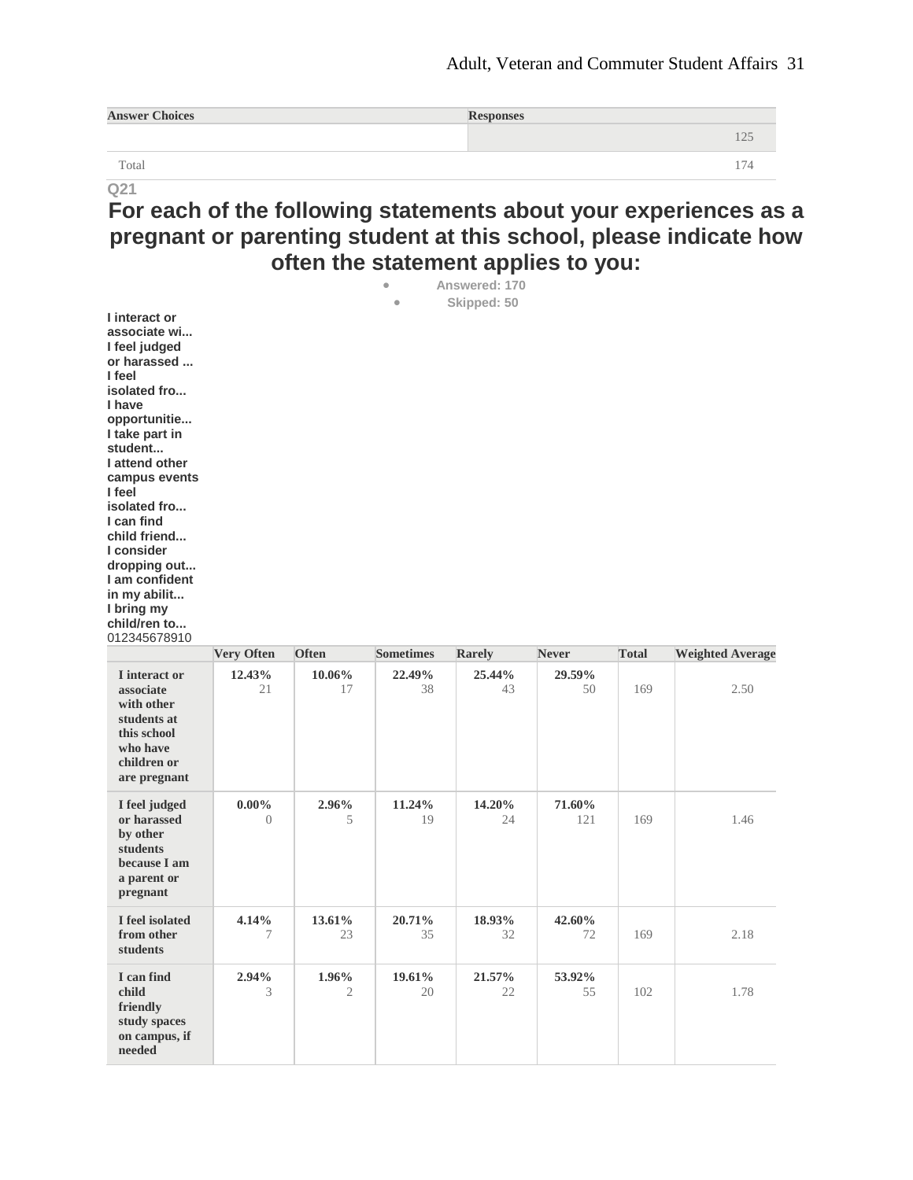| Answer Choices | Responses |
|---|---|
| | 125 |
| Total | 174 |

Q21

## For each of the following statements about your experiences as a pregnant or parenting student at this school, please indicate how often the statement applies to you:

- Answered: 170
- Skipped: 50

I interact or associate wi...
I feel judged or harassed ...
I feel isolated fro...
I have opportunitie...
I take part in student...
I attend other campus events
I feel isolated fro...
I can find child friend...
I consider dropping out...
I am confident in my abilit...
I bring my child/ren to...
012345678910

| | Very Often | Often | Sometimes | Rarely | Never | Total | Weighted Average |
|---|---|---|---|---|---|---|---|
| **I interact or associate with other students at this school who have children or are pregnant** | **12.43%** 21 | **10.06%** 17 | **22.49%** 38 | **25.44%** 43 | **29.59%** 50 | 169 | 2.50 |
| **I feel judged or harassed by other students because I am a parent or pregnant** | **0.00%** 0 | **2.96%** 5 | **11.24%** 19 | **14.20%** 24 | **71.60%** 121 | 169 | 1.46 |
| **I feel isolated from other students** | **4.14%** 7 | **13.61%** 23 | **20.71%** 35 | **18.93%** 32 | **42.60%** 72 | 169 | 2.18 |
| **I can find child friendly study spaces on campus, if needed** | **2.94%** 3 | **1.96%** 2 | **19.61%** 20 | **21.57%** 22 | **53.92%** 55 | 102 | 1.78 |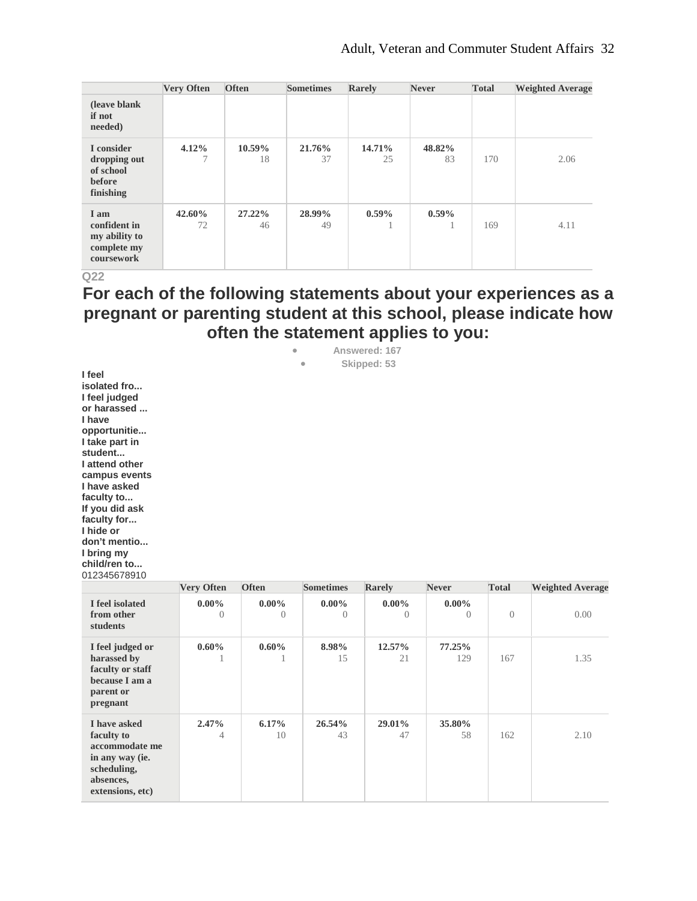| | Very Often | Often | Sometimes | Rarely | Never | Total | Weighted Average |
|---|---|---|---|---|---|---|---|
| (leave blank if not needed) | | | | | | | |
| I consider dropping out of school before finishing | 4.12% 7 | 10.59% 18 | 21.76% 37 | 14.71% 25 | 48.82% 83 | 170 | 2.06 |
| I am confident in my ability to complete my coursework | 42.60% 72 | 27.22% 46 | 28.99% 49 | 0.59% 1 | 0.59% 1 | 169 | 4.11 |

Q22

## For each of the following statements about your experiences as a pregnant or parenting student at this school, please indicate how often the statement applies to you:

- Answered: 167
- Skipped: 53

**I feel isolated fro...**
**I feel judged or harassed ...**
**I have opportunitie...**
**I take part in student...**
**I attend other campus events**
**I have asked faculty to...**
**If you did ask faculty for...**
**I hide or don't mentio...**
**I bring my child/ren to...**
012345678910

| | Very Often | Often | Sometimes | Rarely | Never | Total | Weighted Average |
|---|---|---|---|---|---|---|---|
| I feel isolated from other students | 0.00% 0 | 0.00% 0 | 0.00% 0 | 0.00% 0 | 0.00% 0 | 0 | 0.00 |
| I feel judged or harassed by faculty or staff because I am a parent or pregnant | 0.60% 1 | 0.60% 1 | 8.98% 15 | 12.57% 21 | 77.25% 129 | 167 | 1.35 |
| I have asked faculty to accommodate me in any way (ie. scheduling, absences, extensions, etc) | 2.47% 4 | 6.17% 10 | 26.54% 43 | 29.01% 47 | 35.80% 58 | 162 | 2.10 |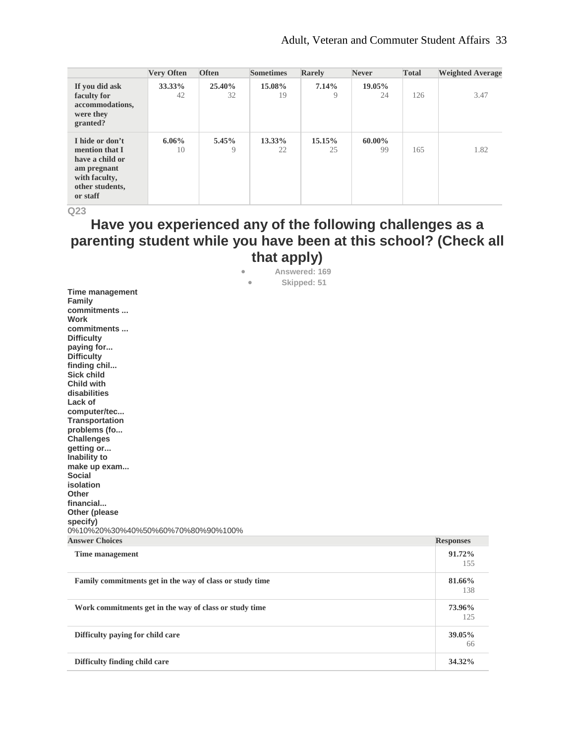| | Very Often | Often | Sometimes | Rarely | Never | Total | Weighted Average |
|---|---|---|---|---|---|---|---|
| **If you did ask faculty for accommodations, were they granted?** | **33.33%** 42 | **25.40%** 32 | **15.08%** 19 | **7.14%** 9 | **19.05%** 24 | 126 | 3.47 |
| **I hide or don't mention that I have a child or am pregnant with faculty, other students, or staff** | **6.06%** 10 | **5.45%** 9 | **13.33%** 22 | **15.15%** 25 | **60.00%** 99 | 165 | 1.82 |

Q23

## Have you experienced any of the following challenges as a parenting student while you have been at this school? (Check all that apply)

- **Answered: 169**
- **Skipped: 51**

**Time management**
**Family commitments ...**
**Work commitments ...**
**Difficulty paying for...**
**Difficulty finding chil...**
**Sick child**
**Child with disabilities**
**Lack of computer/tec...**
**Transportation problems (fo...**
**Challenges getting or...**
**Inability to make up exam...**
**Social isolation**
**Other financial...**
**Other (please specify)**

0%10%20%30%40%50%60%70%80%90%100%

| Answer Choices | Responses |
|---|---|
| Time management | **91.72%** 155 |
| Family commitments get in the way of class or study time | **81.66%** 138 |
| Work commitments get in the way of class or study time | **73.96%** 125 |
| Difficulty paying for child care | **39.05%** 66 |
| Difficulty finding child care | **34.32%** |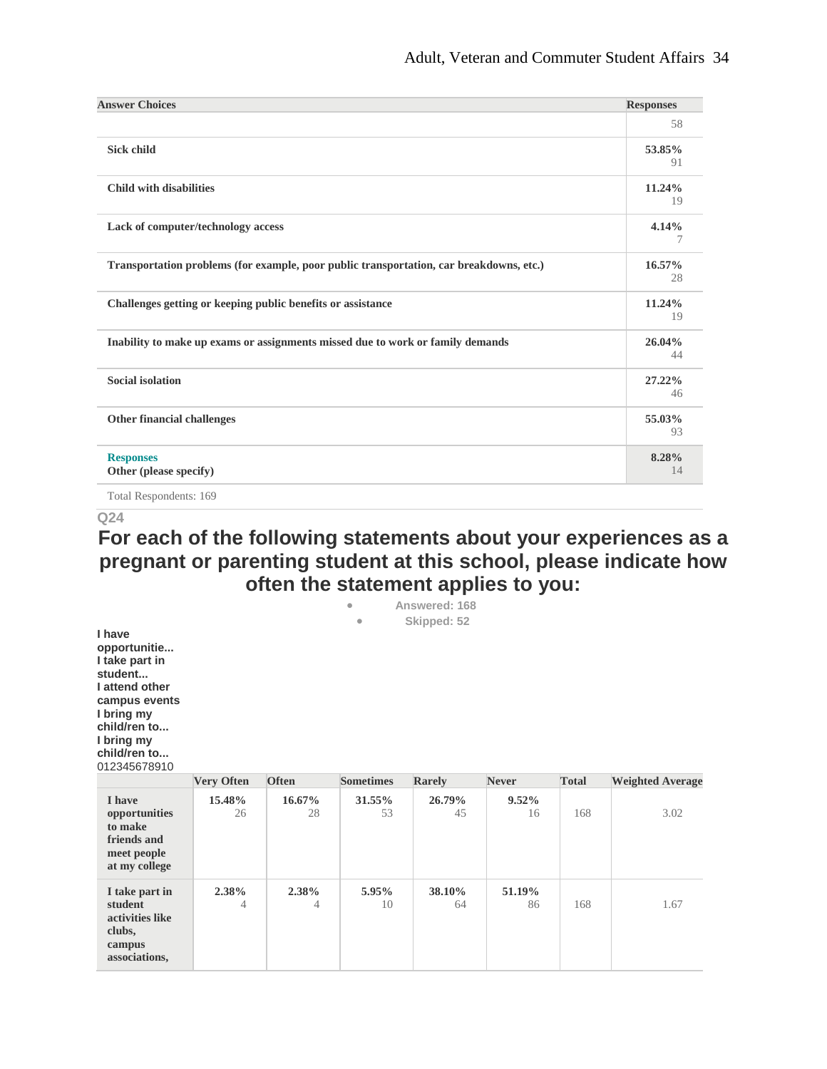| Answer Choices | Responses |
|---|---|
| | 58 |
| **Sick child** | **53.85%** 91 |
| **Child with disabilities** | **11.24%** 19 |
| **Lack of computer/technology access** | **4.14%** 7 |
| **Transportation problems (for example, poor public transportation, car breakdowns, etc.)** | **16.57%** 28 |
| **Challenges getting or keeping public benefits or assistance** | **11.24%** 19 |
| **Inability to make up exams or assignments missed due to work or family demands** | **26.04%** 44 |
| **Social isolation** | **27.22%** 46 |
| **Other financial challenges** | **55.03%** 93 |
| **Responses** **Other (please specify)** | **8.28%** 14 |

Total Respondents: 169

Q24

## For each of the following statements about your experiences as a pregnant or parenting student at this school, please indicate how often the statement applies to you:

- Answered: 168
- Skipped: 52

**I have opportunitie...**
**I take part in student...**
**I attend other campus events**
**I bring my child/ren to...**
**I bring my child/ren to...**
012345678910

| | Very Often | Often | Sometimes | Rarely | Never | Total | Weighted Average |
|---|---|---|---|---|---|---|---|
| **I have opportunities to make friends and meet people at my college** | **15.48%** 26 | **16.67%** 28 | **31.55%** 53 | **26.79%** 45 | **9.52%** 16 | 168 | 3.02 |
| **I take part in student activities like clubs, campus associations,** | **2.38%** 4 | **2.38%** 4 | **5.95%** 10 | **38.10%** 64 | **51.19%** 86 | 168 | 1.67 |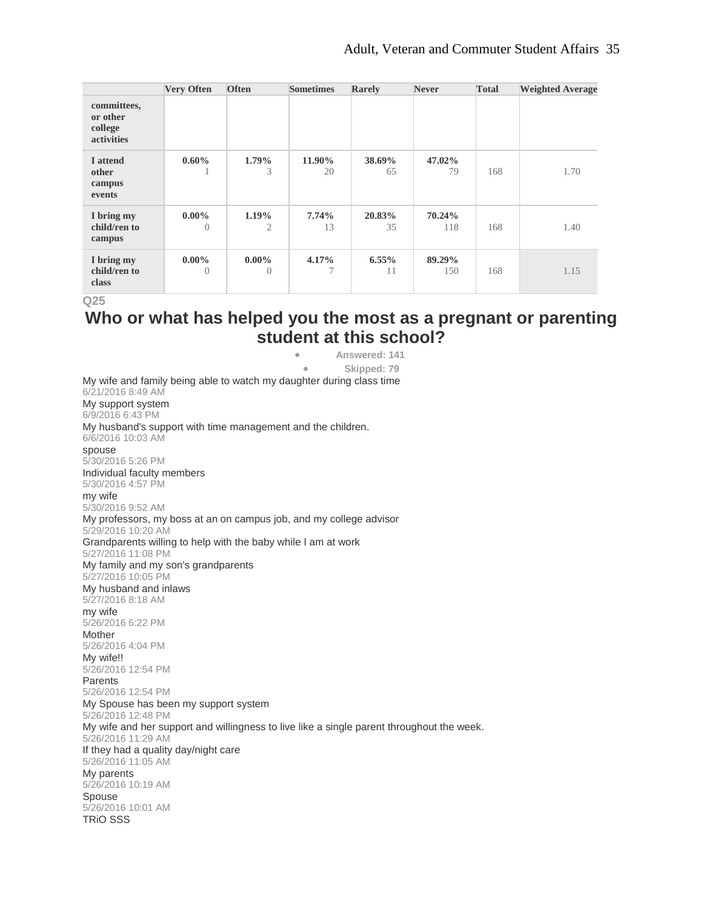| | Very Often | Often | Sometimes | Rarely | Never | Total | Weighted Average |
|---|---|---|---|---|---|---|---|
| committees, or other college activities | | | | | | | |
| I attend other campus events | 0.60% 1 | 1.79% 3 | 11.90% 20 | 38.69% 65 | 47.02% 79 | 168 | 1.70 |
| I bring my child/ren to campus | 0.00% 0 | 1.19% 2 | 7.74% 13 | 20.83% 35 | 70.24% 118 | 168 | 1.40 |
| I bring my child/ren to class | 0.00% 0 | 0.00% 0 | 4.17% 7 | 6.55% 11 | 89.29% 150 | 168 | 1.15 |

Q25

## Who or what has helped you the most as a pregnant or parenting student at this school?

- Answered: 141
- Skipped: 79

My wife and family being able to watch my daughter during class time
6/21/2016 8:49 AM
My support system
6/9/2016 6:43 PM
My husband's support with time management and the children.
6/6/2016 10:03 AM
spouse
5/30/2016 5:26 PM
Individual faculty members
5/30/2016 4:57 PM
my wife
5/30/2016 9:52 AM
My professors, my boss at an on campus job, and my college advisor
5/29/2016 10:20 AM
Grandparents willing to help with the baby while I am at work
5/27/2016 11:08 PM
My family and my son's grandparents
5/27/2016 10:05 PM
My husband and inlaws
5/27/2016 8:18 AM
my wife
5/26/2016 6:22 PM
Mother
5/26/2016 4:04 PM
My wife!!
5/26/2016 12:54 PM
Parents
5/26/2016 12:54 PM
My Spouse has been my support system
5/26/2016 12:48 PM
My wife and her support and willingness to live like a single parent throughout the week.
5/26/2016 11:29 AM
If they had a quality day/night care
5/26/2016 11:05 AM
My parents
5/26/2016 10:19 AM
Spouse
5/26/2016 10:01 AM
TRiO SSS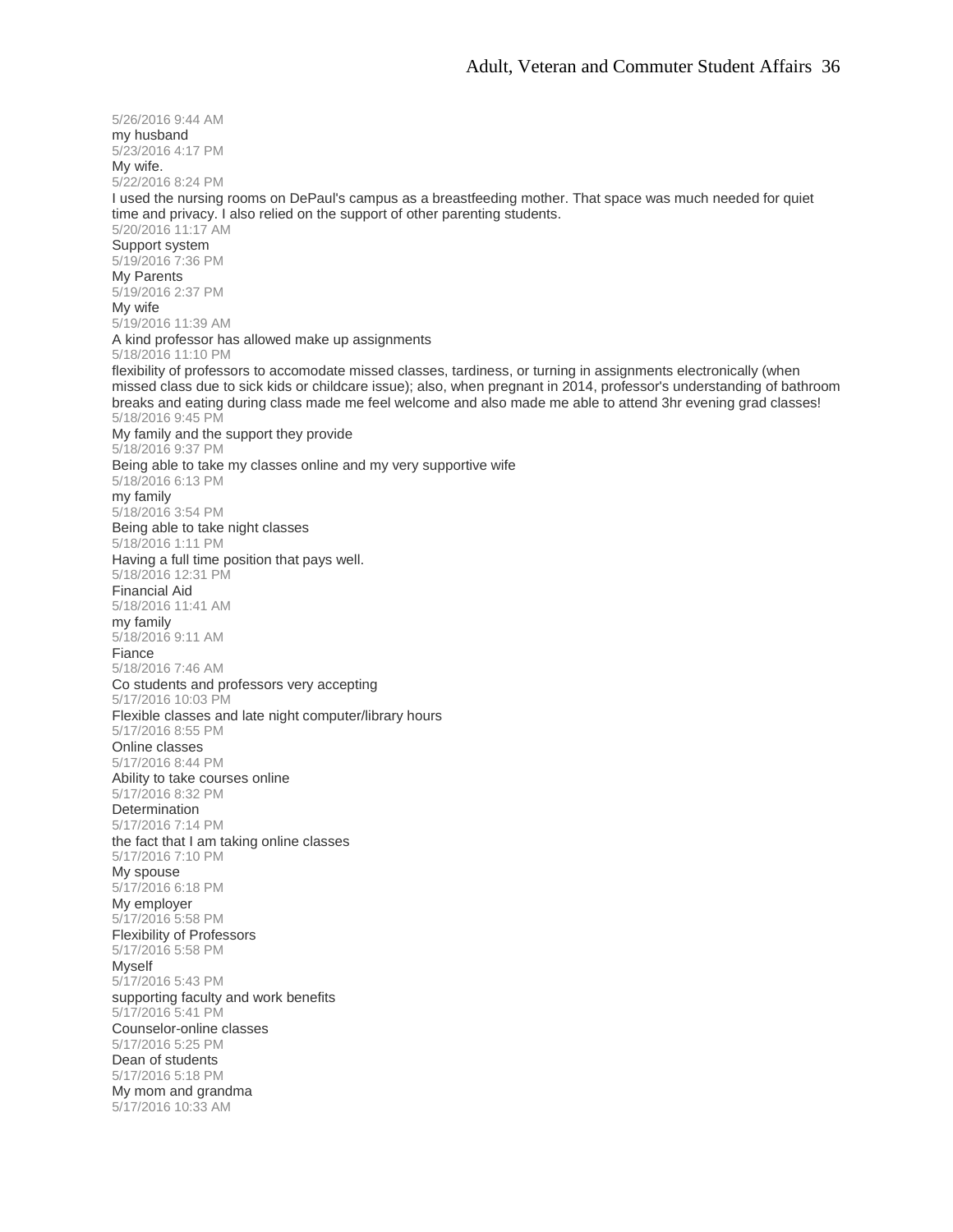5/26/2016 9:44 AM

my husband

5/23/2016 4:17 PM

My wife.

5/22/2016 8:24 PM

I used the nursing rooms on DePaul's campus as a breastfeeding mother. That space was much needed for quiet time and privacy. I also relied on the support of other parenting students.

5/20/2016 11:17 AM

Support system

5/19/2016 7:36 PM

My Parents

5/19/2016 2:37 PM

My wife

5/19/2016 11:39 AM

A kind professor has allowed make up assignments

5/18/2016 11:10 PM

flexibility of professors to accomodate missed classes, tardiness, or turning in assignments electronically (when missed class due to sick kids or childcare issue); also, when pregnant in 2014, professor's understanding of bathroom breaks and eating during class made me feel welcome and also made me able to attend 3hr evening grad classes!

5/18/2016 9:45 PM

My family and the support they provide

5/18/2016 9:37 PM

Being able to take my classes online and my very supportive wife

5/18/2016 6:13 PM

my family

5/18/2016 3:54 PM

Being able to take night classes

5/18/2016 1:11 PM

Having a full time position that pays well.

5/18/2016 12:31 PM

Financial Aid

5/18/2016 11:41 AM

my family

5/18/2016 9:11 AM

Fiance

5/18/2016 7:46 AM

Co students and professors very accepting

5/17/2016 10:03 PM

Flexible classes and late night computer/library hours

5/17/2016 8:55 PM

Online classes

5/17/2016 8:44 PM

Ability to take courses online

5/17/2016 8:32 PM

Determination

5/17/2016 7:14 PM

the fact that I am taking online classes

5/17/2016 7:10 PM

My spouse

5/17/2016 6:18 PM

My employer

5/17/2016 5:58 PM

Flexibility of Professors

5/17/2016 5:58 PM

Myself

5/17/2016 5:43 PM

supporting faculty and work benefits

5/17/2016 5:41 PM

Counselor-online classes

5/17/2016 5:25 PM

Dean of students

5/17/2016 5:18 PM

My mom and grandma

5/17/2016 10:33 AM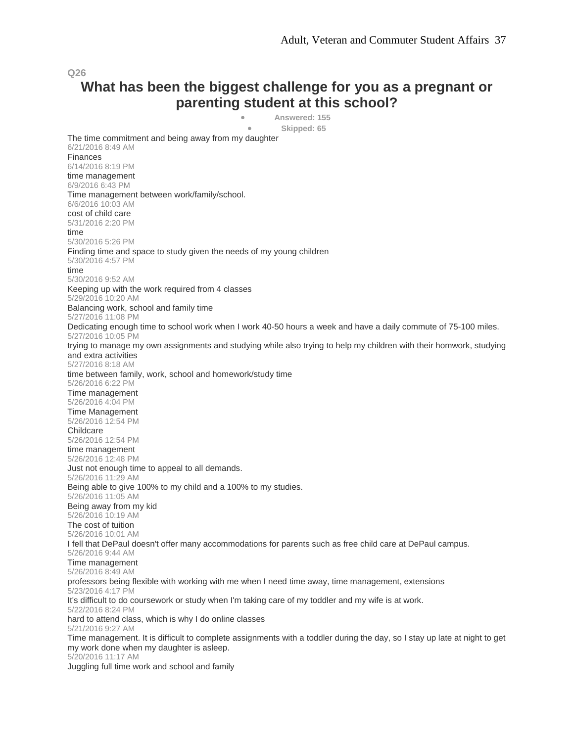Q26

## What has been the biggest challenge for you as a pregnant or parenting student at this school?

- Answered: 155
- Skipped: 65

The time commitment and being away from my daughter
6/21/2016 8:49 AM

Finances
6/14/2016 8:19 PM

time management
6/9/2016 6:43 PM

Time management between work/family/school.
6/6/2016 10:03 AM

cost of child care
5/31/2016 2:20 PM

time
5/30/2016 5:26 PM

Finding time and space to study given the needs of my young children
5/30/2016 4:57 PM

time
5/30/2016 9:52 AM

Keeping up with the work required from 4 classes
5/29/2016 10:20 AM

Balancing work, school and family time
5/27/2016 11:08 PM

Dedicating enough time to school work when I work 40-50 hours a week and have a daily commute of 75-100 miles.
5/27/2016 10:05 PM

trying to manage my own assignments and studying while also trying to help my children with their homwork, studying and extra activities
5/27/2016 8:18 AM

time between family, work, school and homework/study time
5/26/2016 6:22 PM

Time management
5/26/2016 4:04 PM

Time Management
5/26/2016 12:54 PM

Childcare
5/26/2016 12:54 PM

time management
5/26/2016 12:48 PM

Just not enough time to appeal to all demands.
5/26/2016 11:29 AM

Being able to give 100% to my child and a 100% to my studies.
5/26/2016 11:05 AM

Being away from my kid
5/26/2016 10:19 AM

The cost of tuition
5/26/2016 10:01 AM

I fell that DePaul doesn't offer many accommodations for parents such as free child care at DePaul campus.
5/26/2016 9:44 AM

Time management
5/26/2016 8:49 AM

professors being flexible with working with me when I need time away, time management, extensions
5/23/2016 4:17 PM

It's difficult to do coursework or study when I'm taking care of my toddler and my wife is at work.
5/22/2016 8:24 PM

hard to attend class, which is why I do online classes
5/21/2016 9:27 AM

Time management. It is difficult to complete assignments with a toddler during the day, so I stay up late at night to get my work done when my daughter is asleep.
5/20/2016 11:17 AM

Juggling full time work and school and family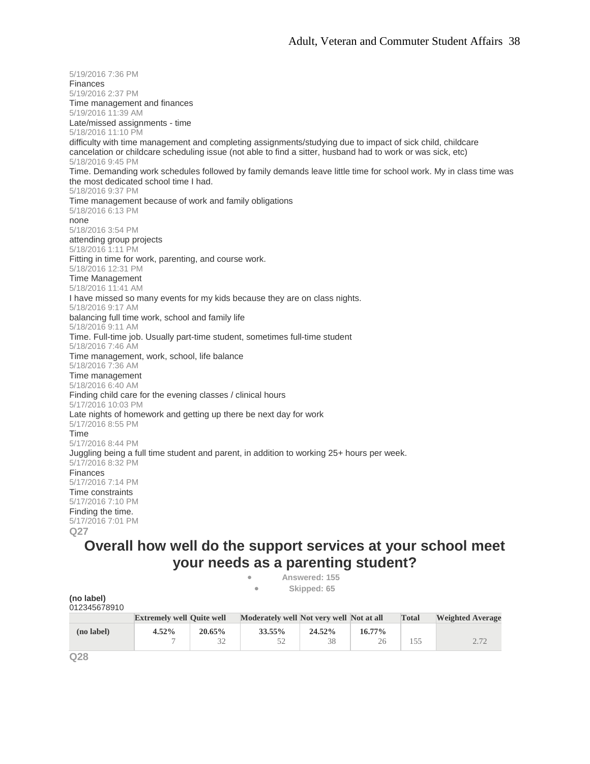5/19/2016 7:36 PM
Finances
5/19/2016 2:37 PM
Time management and finances
5/19/2016 11:39 AM
Late/missed assignments - time
5/18/2016 11:10 PM
difficulty with time management and completing assignments/studying due to impact of sick child, childcare cancelation or childcare scheduling issue (not able to find a sitter, husband had to work or was sick, etc)
5/18/2016 9:45 PM
Time. Demanding work schedules followed by family demands leave little time for school work. My in class time was the most dedicated school time I had.
5/18/2016 9:37 PM
Time management because of work and family obligations
5/18/2016 6:13 PM
none
5/18/2016 3:54 PM
attending group projects
5/18/2016 1:11 PM
Fitting in time for work, parenting, and course work.
5/18/2016 12:31 PM
Time Management
5/18/2016 11:41 AM
I have missed so many events for my kids because they are on class nights.
5/18/2016 9:17 AM
balancing full time work, school and family life
5/18/2016 9:11 AM
Time. Full-time job. Usually part-time student, sometimes full-time student
5/18/2016 7:46 AM
Time management, work, school, life balance
5/18/2016 7:36 AM
Time management
5/18/2016 6:40 AM
Finding child care for the evening classes / clinical hours
5/17/2016 10:03 PM
Late nights of homework and getting up there be next day for work
5/17/2016 8:55 PM
Time
5/17/2016 8:44 PM
Juggling being a full time student and parent, in addition to working 25+ hours per week.
5/17/2016 8:32 PM
Finances
5/17/2016 7:14 PM
Time constraints
5/17/2016 7:10 PM
Finding the time.
5/17/2016 7:01 PM

**Q27**

## Overall how well do the support services at your school meet your needs as a parenting student?

- Answered: 155
- Skipped: 65

**(no label)**
012345678910

| | Extremely well | Quite well | Moderately well | Not very well | Not at all | Total | Weighted Average |
|---|---|---|---|---|---|---|---|
| (no label) | 4.52% 7 | 20.65% 32 | 33.55% 52 | 24.52% 38 | 16.77% 26 | 155 | 2.72 |

**Q28**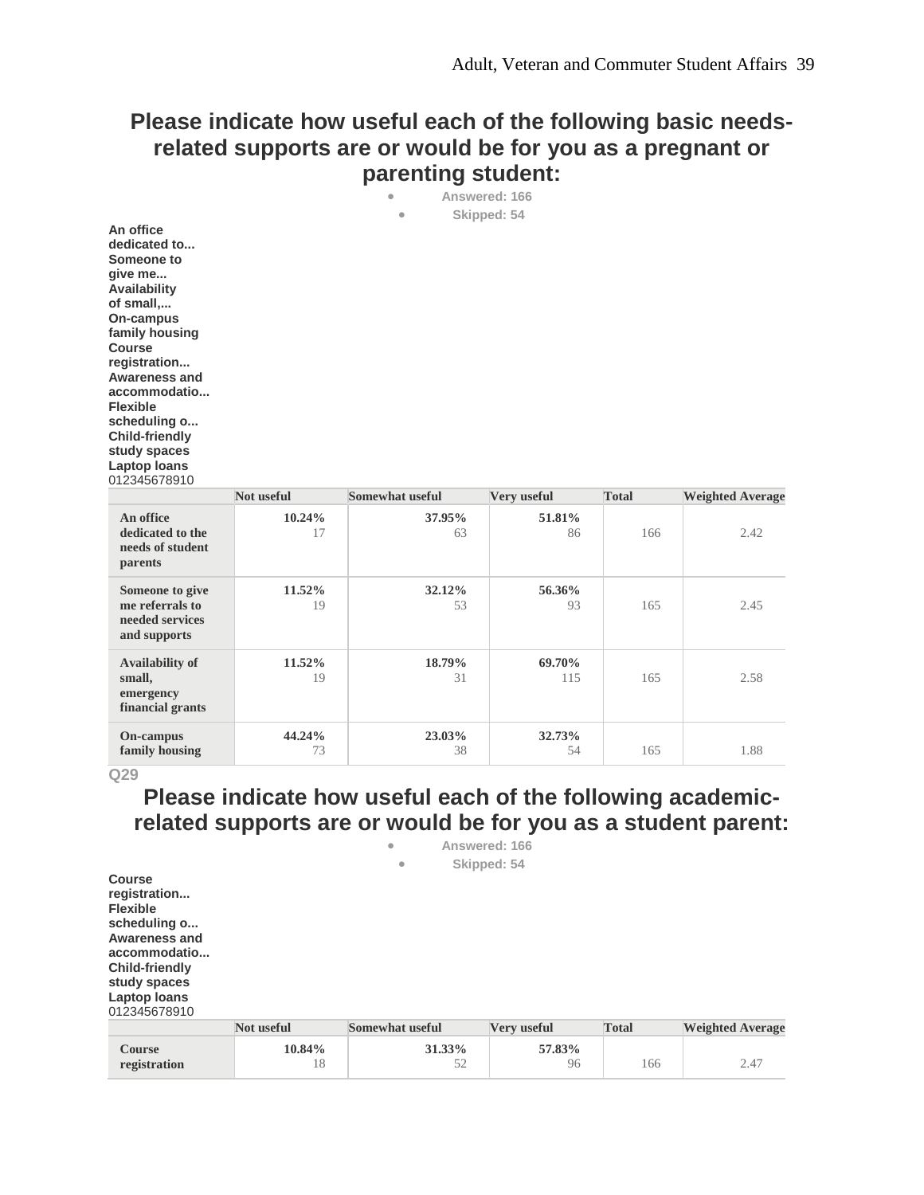## Please indicate how useful each of the following basic needs-related supports are or would be for you as a pregnant or parenting student:

- Answered: 166
- Skipped: 54

**An office dedicated to...**
**Someone to give me...**
**Availability of small,...**
**On-campus family housing**
**Course registration...**
**Awareness and accommodatio...**
**Flexible scheduling o...**
**Child-friendly study spaces**
**Laptop loans**
012345678910

| | Not useful | Somewhat useful | Very useful | Total | Weighted Average |
|---|---|---|---|---|---|
| **An office dedicated to the needs of student parents** | **10.24%** 17 | **37.95%** 63 | **51.81%** 86 | 166 | 2.42 |
| **Someone to give me referrals to needed services and supports** | **11.52%** 19 | **32.12%** 53 | **56.36%** 93 | 165 | 2.45 |
| **Availability of small, emergency financial grants** | **11.52%** 19 | **18.79%** 31 | **69.70%** 115 | 165 | 2.58 |
| **On-campus family housing** | **44.24%** 73 | **23.03%** 38 | **32.73%** 54 | 165 | 1.88 |

**Q29**

## Please indicate how useful each of the following academic-related supports are or would be for you as a student parent:

- Answered: 166
- Skipped: 54

**Course registration...**
**Flexible scheduling o...**
**Awareness and accommodatio...**
**Child-friendly study spaces**
**Laptop loans**
012345678910

| | Not useful | Somewhat useful | Very useful | Total | Weighted Average |
|---|---|---|---|---|---|
| **Course registration** | **10.84%** 18 | **31.33%** 52 | **57.83%** 96 | 166 | 2.47 |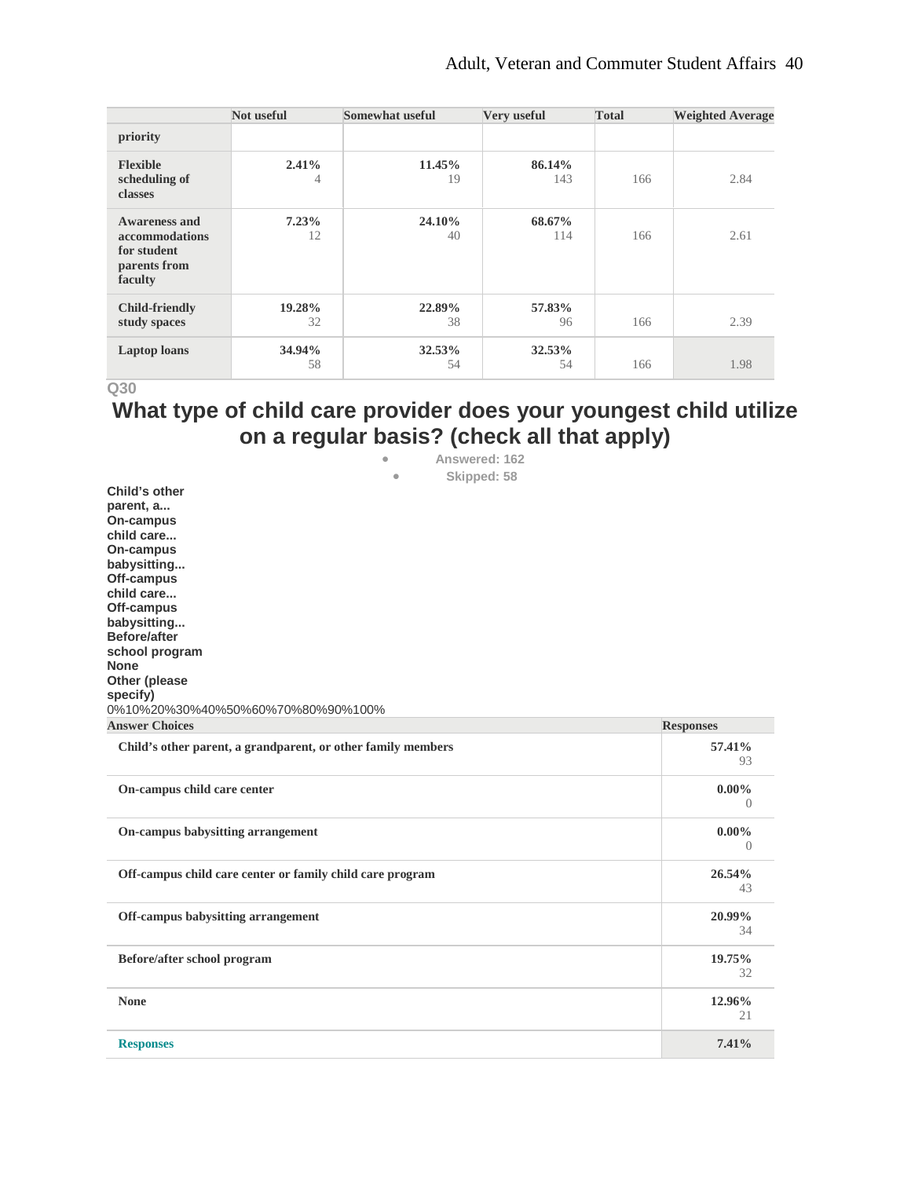| | Not useful | Somewhat useful | Very useful | Total | Weighted Average |
|---|---|---|---|---|---|
| **priority** | | | | | |
| **Flexible scheduling of classes** | **2.41%** 4 | **11.45%** 19 | **86.14%** 143 | 166 | 2.84 |
| **Awareness and accommodations for student parents from faculty** | **7.23%** 12 | **24.10%** 40 | **68.67%** 114 | 166 | 2.61 |
| **Child-friendly study spaces** | **19.28%** 32 | **22.89%** 38 | **57.83%** 96 | 166 | 2.39 |
| **Laptop loans** | **34.94%** 58 | **32.53%** 54 | **32.53%** 54 | 166 | 1.98 |

**Q30**

## What type of child care provider does your youngest child utilize on a regular basis? (check all that apply)

- Answered: 162
- Skipped: 58

**Child's other parent, a...**
**On-campus child care...**
**On-campus babysitting...**
**Off-campus child care...**
**Off-campus babysitting...**
**Before/after school program**
**None**
**Other (please specify)**

0%10%20%30%40%50%60%70%80%90%100%

| Answer Choices | Responses |
|---|---|
| **Child's other parent, a grandparent, or other family members** | **57.41%** 93 |
| **On-campus child care center** | **0.00%** 0 |
| **On-campus babysitting arrangement** | **0.00%** 0 |
| **Off-campus child care center or family child care program** | **26.54%** 43 |
| **Off-campus babysitting arrangement** | **20.99%** 34 |
| **Before/after school program** | **19.75%** 32 |
| **None** | **12.96%** 21 |
| **Responses** | **7.41%** |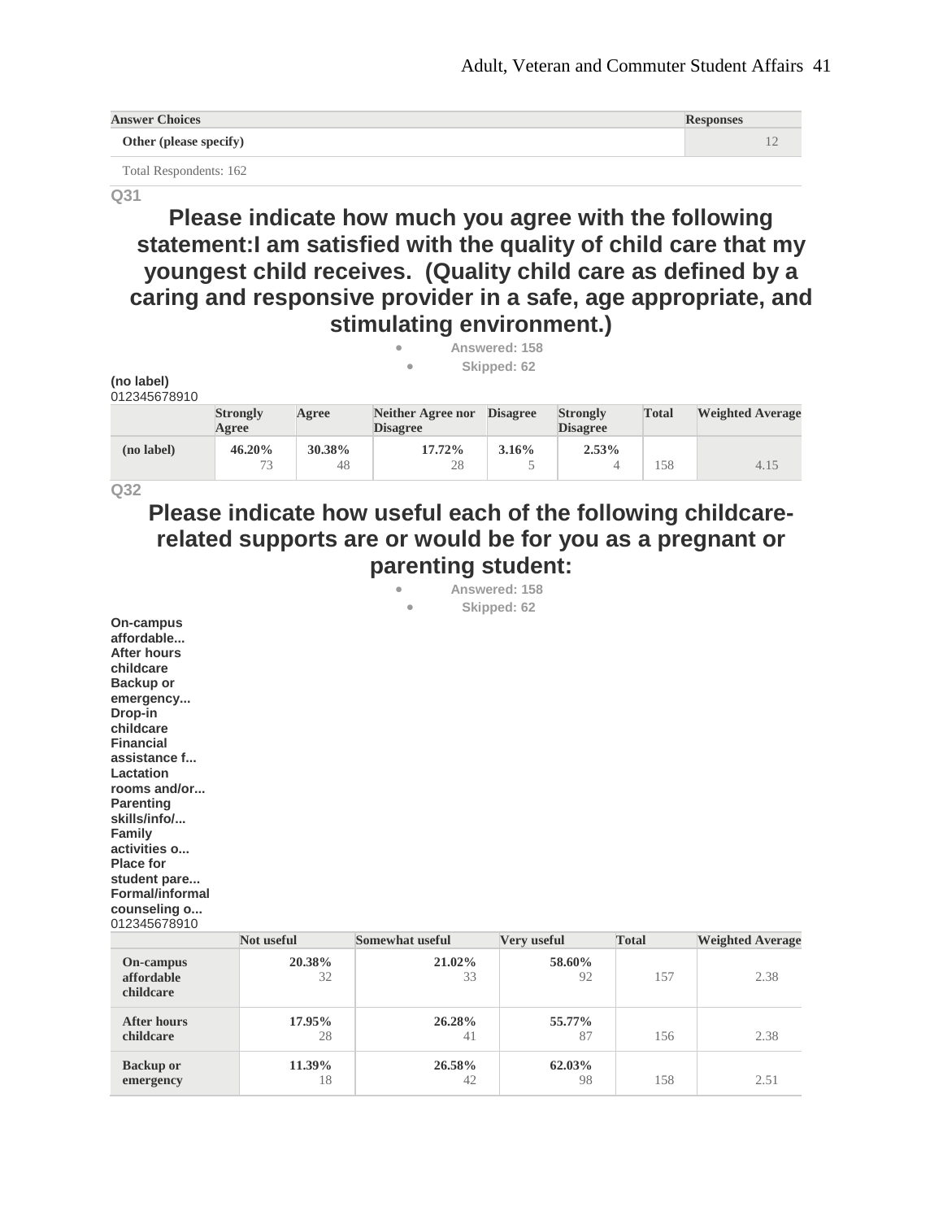| Answer Choices | Responses |
|---|---|
| Other (please specify) | 12 |
| Total Respondents: 162 | |

**Q31**

## Please indicate how much you agree with the following statement:I am satisfied with the quality of child care that my youngest child receives. (Quality child care as defined by a caring and responsive provider in a safe, age appropriate, and stimulating environment.)

- Answered: 158
- Skipped: 62

**(no label)**
012345678910

| | Strongly Agree | Agree | Neither Agree nor Disagree | Disagree | Strongly Disagree | Total | Weighted Average |
|---|---|---|---|---|---|---|---|
| (no label) | 46.20% 73 | 30.38% 48 | 17.72% 28 | 3.16% 5 | 2.53% 4 | 158 | 4.15 |

**Q32**

## Please indicate how useful each of the following childcare-related supports are or would be for you as a pregnant or parenting student:

- Answered: 158
- Skipped: 62

**On-campus affordable...**
**After hours childcare**
**Backup or emergency...**
**Drop-in childcare**
**Financial assistance f...**
**Lactation rooms and/or...**
**Parenting skills/info/...**
**Family activities o...**
**Place for student pare...**
**Formal/informal counseling o...**
012345678910

| | Not useful | Somewhat useful | Very useful | Total | Weighted Average |
|---|---|---|---|---|---|
| On-campus affordable childcare | 20.38% 32 | 21.02% 33 | 58.60% 92 | 157 | 2.38 |
| After hours childcare | 17.95% 28 | 26.28% 41 | 55.77% 87 | 156 | 2.38 |
| Backup or emergency | 11.39% 18 | 26.58% 42 | 62.03% 98 | 158 | 2.51 |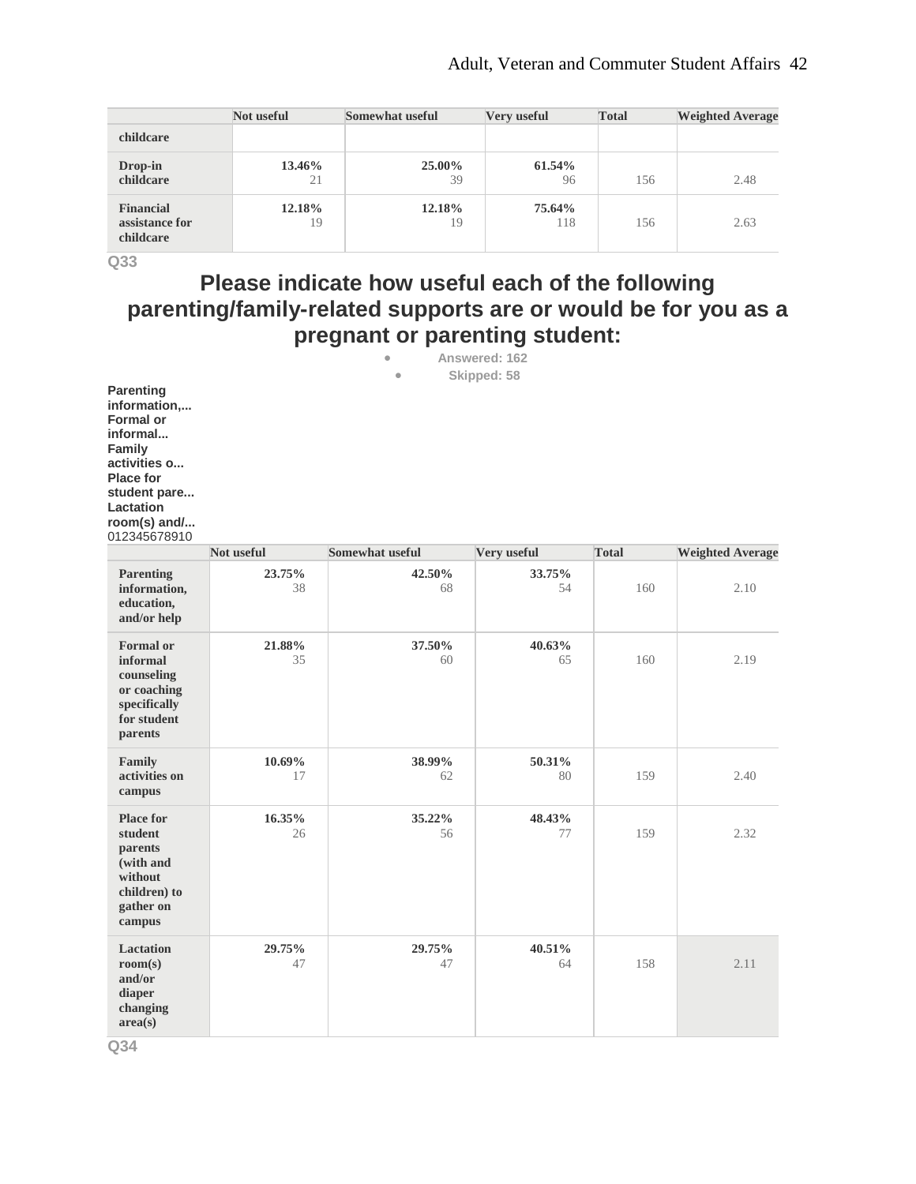|  | Not useful | Somewhat useful | Very useful | Total | Weighted Average |
|---|---|---|---|---|---|
| childcare |  |  |  |  |  |
| Drop-in childcare | 13.46% 21 | 25.00% 39 | 61.54% 96 | 156 | 2.48 |
| Financial assistance for childcare | 12.18% 19 | 12.18% 19 | 75.64% 118 | 156 | 2.63 |

Q33

## Please indicate how useful each of the following parenting/family-related supports are or would be for you as a pregnant or parenting student:

- Answered: 162
- Skipped: 58

**Parenting information,...**
**Formal or informal...**
**Family activities o...**
**Place for student pare...**
**Lactation room(s) and/...**
012345678910

|  | Not useful | Somewhat useful | Very useful | Total | Weighted Average |
|---|---|---|---|---|---|
| Parenting information, education, and/or help | 23.75% 38 | 42.50% 68 | 33.75% 54 | 160 | 2.10 |
| Formal or informal counseling or coaching specifically for student parents | 21.88% 35 | 37.50% 60 | 40.63% 65 | 160 | 2.19 |
| Family activities on campus | 10.69% 17 | 38.99% 62 | 50.31% 80 | 159 | 2.40 |
| Place for student parents (with and without children) to gather on campus | 16.35% 26 | 35.22% 56 | 48.43% 77 | 159 | 2.32 |
| Lactation room(s) and/or diaper changing area(s) | 29.75% 47 | 29.75% 47 | 40.51% 64 | 158 | 2.11 |

Q34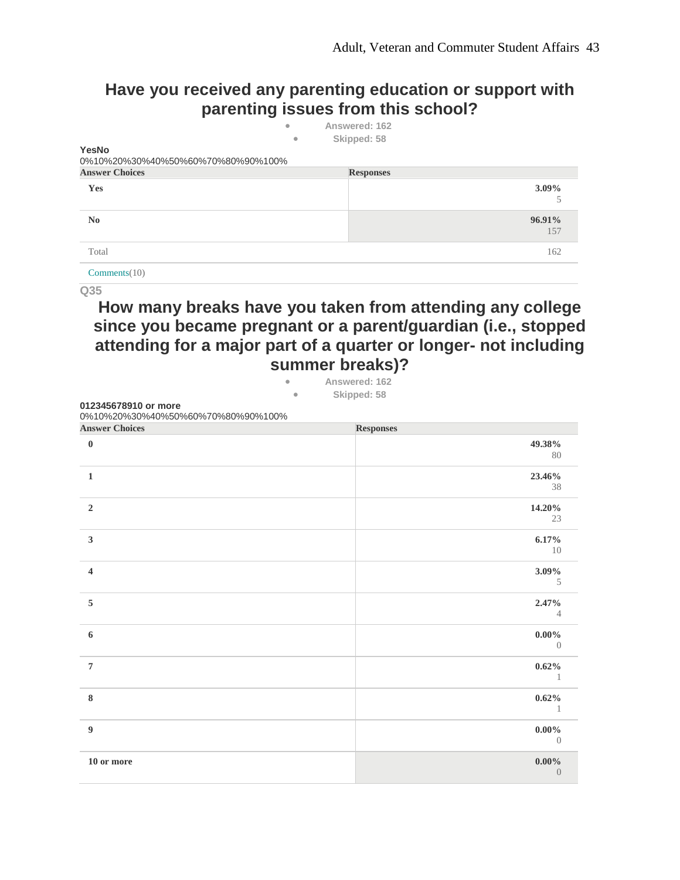## Have you received any parenting education or support with parenting issues from this school?

- Answered: 162
- Skipped: 58

**YesNo**

0%10%20%30%40%50%60%70%80%90%100%

| Answer Choices | Responses |
|---|---|
| **Yes** | **3.09%** 5 |
| **No** | **96.91%** 157 |
| Total | 162 |

Comments(10)

Q35

## How many breaks have you taken from attending any college since you became pregnant or a parent/guardian (i.e., stopped attending for a major part of a quarter or longer- not including summer breaks)?

- Answered: 162
- Skipped: 58

**012345678910 or more**

0%10%20%30%40%50%60%70%80%90%100%

| Answer Choices | Responses |
|---|---|
| **0** | **49.38%** 80 |
| **1** | **23.46%** 38 |
| **2** | **14.20%** 23 |
| **3** | **6.17%** 10 |
| **4** | **3.09%** 5 |
| **5** | **2.47%** 4 |
| **6** | **0.00%** 0 |
| **7** | **0.62%** 1 |
| **8** | **0.62%** 1 |
| **9** | **0.00%** 0 |
| **10 or more** | **0.00%** 0 |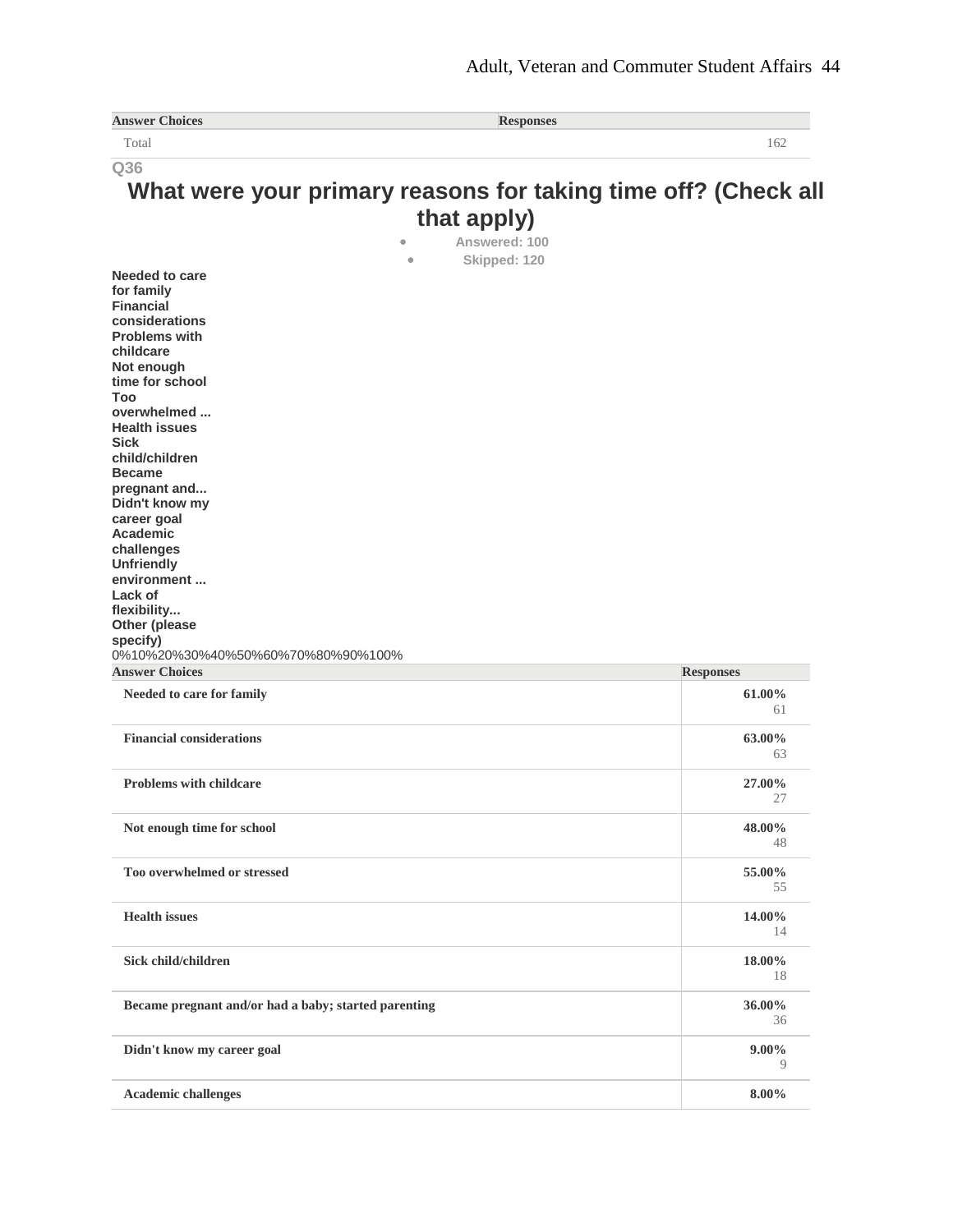| Answer Choices | Responses |
|---|---|
| Total | 162 |

**Q36**

## What were your primary reasons for taking time off? (Check all that apply)

- Answered: 100
- Skipped: 120

**Needed to care for family**
**Financial considerations**
**Problems with childcare**
**Not enough time for school**
**Too overwhelmed ...**
**Health issues**
**Sick child/children**
**Became pregnant and...**
**Didn't know my career goal**
**Academic challenges**
**Unfriendly environment ...**
**Lack of flexibility...**
**Other (please specify)**

0%10%20%30%40%50%60%70%80%90%100%

| Answer Choices | Responses |
|---|---|
| Needed to care for family | 61.00% 61 |
| Financial considerations | 63.00% 63 |
| Problems with childcare | 27.00% 27 |
| Not enough time for school | 48.00% 48 |
| Too overwhelmed or stressed | 55.00% 55 |
| Health issues | 14.00% 14 |
| Sick child/children | 18.00% 18 |
| Became pregnant and/or had a baby; started parenting | 36.00% 36 |
| Didn't know my career goal | 9.00% 9 |
| Academic challenges | 8.00% |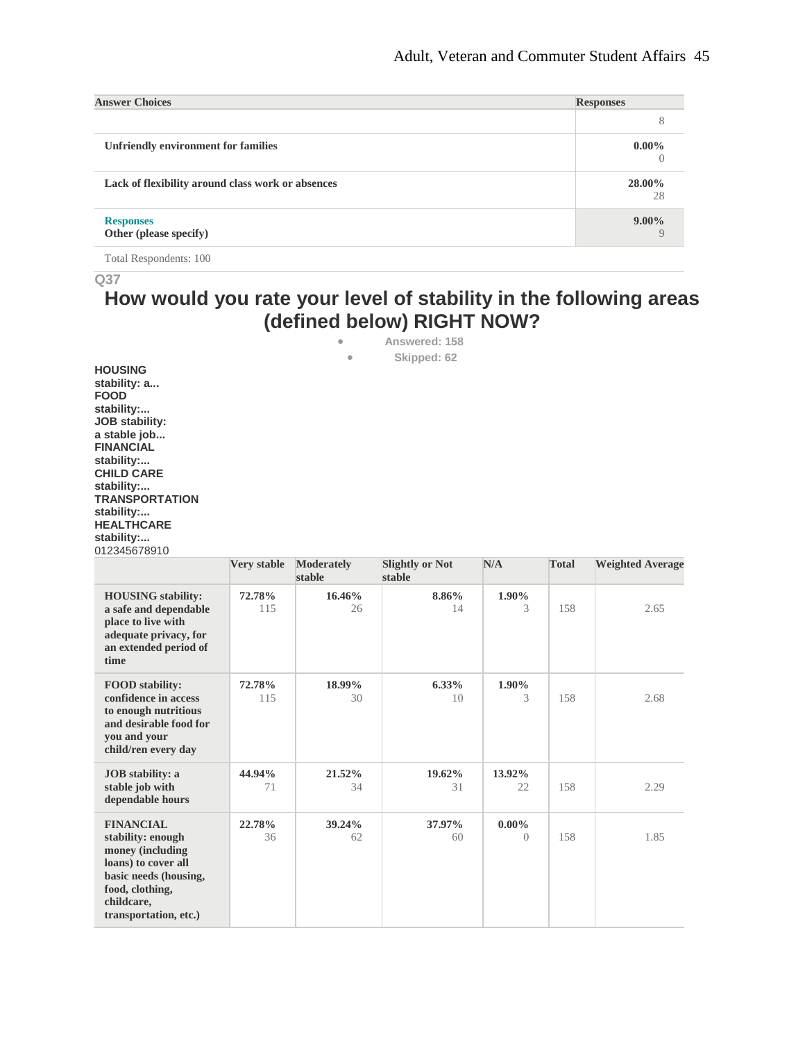| Answer Choices | Responses |
| --- | --- |
| | 8 |
| **Unfriendly environment for families** | **0.00%** 0 |
| **Lack of flexibility around class work or absences** | **28.00%** 28 |
| **Responses** **Other (please specify)** | **9.00%** 9 |
| Total Respondents: 100 | |

**Q37**

## How would you rate your level of stability in the following areas (defined below) RIGHT NOW?

- **Answered: 158**
- **Skipped: 62**

**HOUSING stability: a... FOOD stability:... JOB stability: a stable job... FINANCIAL stability:... CHILD CARE stability:... TRANSPORTATION stability:... HEALTHCARE stability:...**
012345678910

| | Very stable | Moderately stable | Slightly or Not stable | N/A | Total | Weighted Average |
| --- | --- | --- | --- | --- | --- | --- |
| **HOUSING stability: a safe and dependable place to live with adequate privacy, for an extended period of time** | **72.78%** 115 | **16.46%** 26 | **8.86%** 14 | **1.90%** 3 | 158 | 2.65 |
| **FOOD stability: confidence in access to enough nutritious and desirable food for you and your child/ren every day** | **72.78%** 115 | **18.99%** 30 | **6.33%** 10 | **1.90%** 3 | 158 | 2.68 |
| **JOB stability: a stable job with dependable hours** | **44.94%** 71 | **21.52%** 34 | **19.62%** 31 | **13.92%** 22 | 158 | 2.29 |
| **FINANCIAL stability: enough money (including loans) to cover all basic needs (housing, food, clothing, childcare, transportation, etc.)** | **22.78%** 36 | **39.24%** 62 | **37.97%** 60 | **0.00%** 0 | 158 | 1.85 |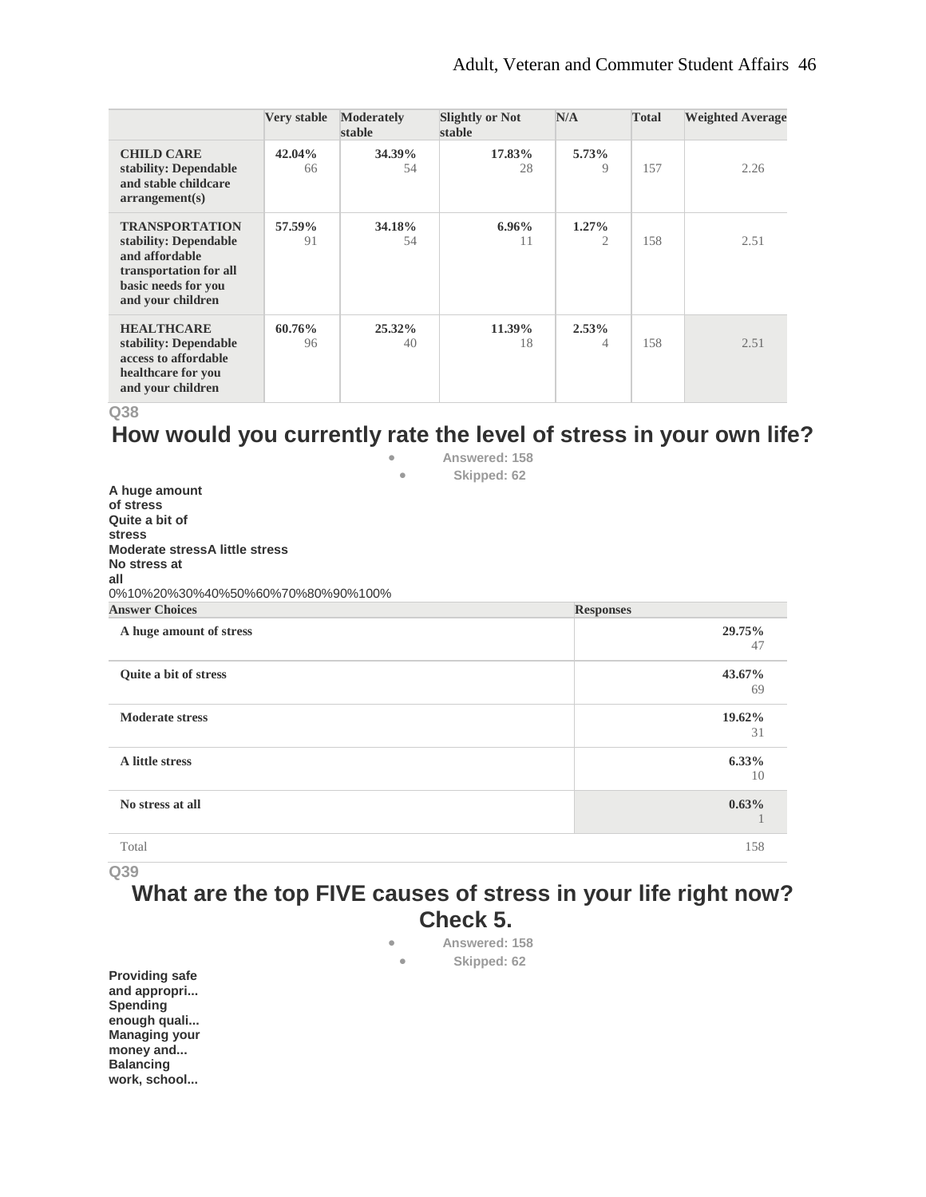| | Very stable | Moderately stable | Slightly or Not stable | N/A | Total | Weighted Average |
|---|---|---|---|---|---|---|
| **CHILD CARE stability: Dependable and stable childcare arrangement(s)** | **42.04%** 66 | **34.39%** 54 | **17.83%** 28 | **5.73%** 9 | 157 | 2.26 |
| **TRANSPORTATION stability: Dependable and affordable transportation for all basic needs for you and your children** | **57.59%** 91 | **34.18%** 54 | **6.96%** 11 | **1.27%** 2 | 158 | 2.51 |
| **HEALTHCARE stability: Dependable access to affordable healthcare for you and your children** | **60.76%** 96 | **25.32%** 40 | **11.39%** 18 | **2.53%** 4 | 158 | 2.51 |

Q38

## How would you currently rate the level of stress in your own life?

- **Answered: 158**
- **Skipped: 62**

**A huge amount of stress**
**Quite a bit of stress**
**Moderate stress** **A little stress**
**No stress at all**
0%10%20%30%40%50%60%70%80%90%100%

| Answer Choices | Responses |
|---|---|
| **A huge amount of stress** | **29.75%** 47 |
| **Quite a bit of stress** | **43.67%** 69 |
| **Moderate stress** | **19.62%** 31 |
| **A little stress** | **6.33%** 10 |
| **No stress at all** | **0.63%** 1 |
| Total | 158 |

Q39

## What are the top FIVE causes of stress in your life right now? Check 5.

- **Answered: 158**
- **Skipped: 62**

**Providing safe and appropri...**
**Spending enough quali...**
**Managing your money and...**
**Balancing work, school...**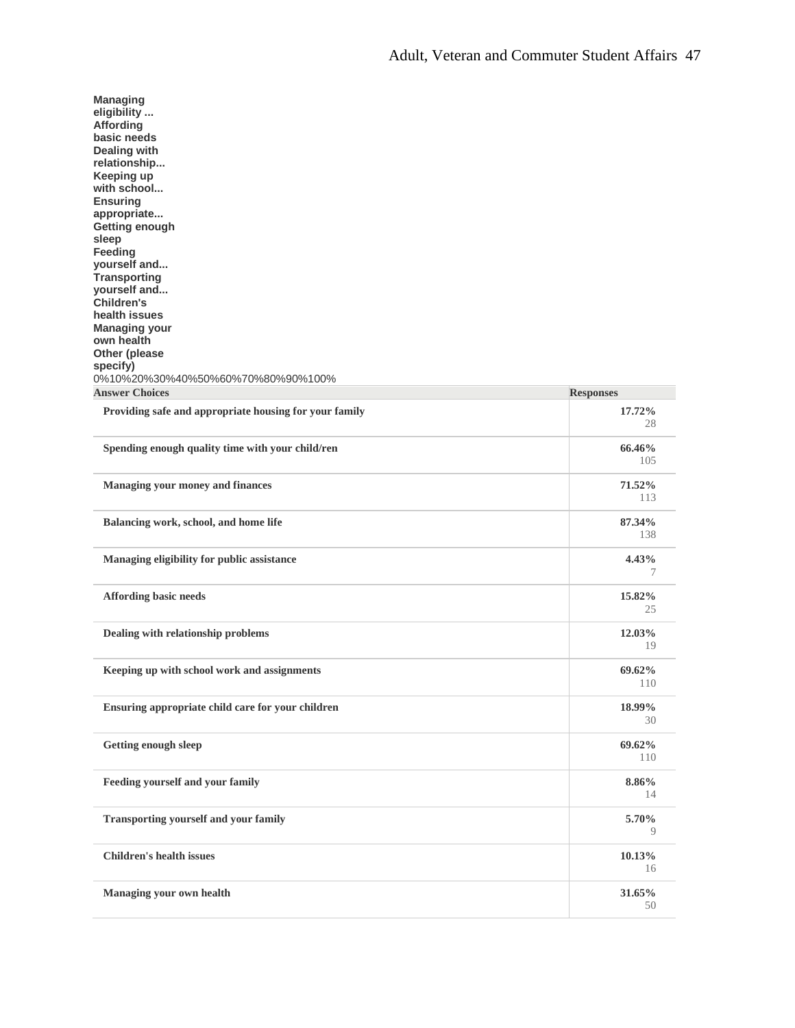Managing eligibility ...
Affording basic needs
Dealing with relationship...
Keeping up with school...
Ensuring appropriate...
Getting enough sleep
Feeding yourself and...
Transporting yourself and...
Children's health issues
Managing your own health
Other (please specify)

0%10%20%30%40%50%60%70%80%90%100%

| Answer Choices | Responses |
|---|---|
| Providing safe and appropriate housing for your family | 17.72% 28 |
| Spending enough quality time with your child/ren | 66.46% 105 |
| Managing your money and finances | 71.52% 113 |
| Balancing work, school, and home life | 87.34% 138 |
| Managing eligibility for public assistance | 4.43% 7 |
| Affording basic needs | 15.82% 25 |
| Dealing with relationship problems | 12.03% 19 |
| Keeping up with school work and assignments | 69.62% 110 |
| Ensuring appropriate child care for your children | 18.99% 30 |
| Getting enough sleep | 69.62% 110 |
| Feeding yourself and your family | 8.86% 14 |
| Transporting yourself and your family | 5.70% 9 |
| Children's health issues | 10.13% 16 |
| Managing your own health | 31.65% 50 |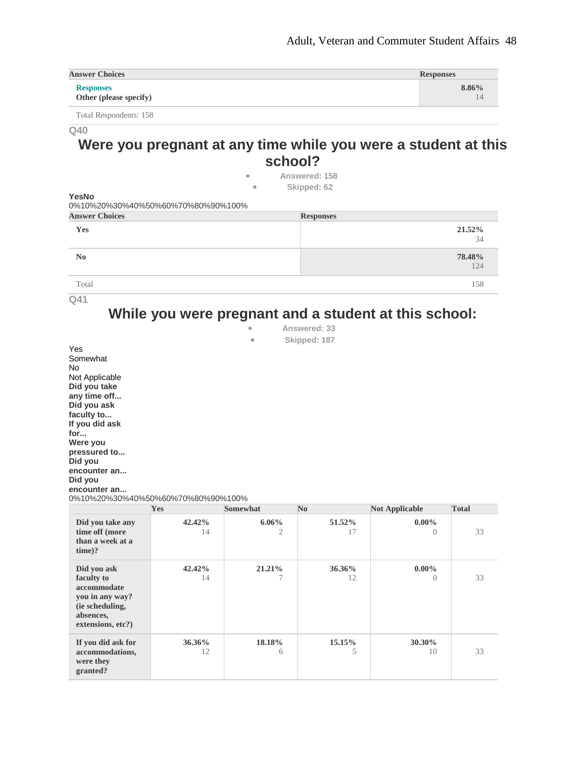| Answer Choices | Responses |
|---|---|
| **Responses** Other (please specify) | 8.86% 14 |

Total Respondents: 158

Q40

## Were you pregnant at any time while you were a student at this school?

- Answered: 158
- Skipped: 62

YesNo

0%10%20%30%40%50%60%70%80%90%100%

| Answer Choices | Responses |
|---|---|
| Yes | 21.52% 34 |
| No | 78.48% 124 |
| Total | 158 |

Q41

## While you were pregnant and a student at this school:

- Answered: 33
- Skipped: 187

Yes
Somewhat
No
Not Applicable

**Did you take any time off...**
**Did you ask faculty to...**
**If you did ask for...**
**Were you pressured to...**
**Did you encounter an...**
**Did you encounter an...**

0%10%20%30%40%50%60%70%80%90%100%

| | Yes | Somewhat | No | Not Applicable | Total |
|---|---|---|---|---|---|
| **Did you take any time off (more than a week at a time)?** | 42.42% 14 | 6.06% 2 | 51.52% 17 | 0.00% 0 | 33 |
| **Did you ask faculty to accommodate you in any way? (ie scheduling, absences, extensions, etc?)** | 42.42% 14 | 21.21% 7 | 36.36% 12 | 0.00% 0 | 33 |
| **If you did ask for accommodations, were they granted?** | 36.36% 12 | 18.18% 6 | 15.15% 5 | 30.30% 10 | 33 |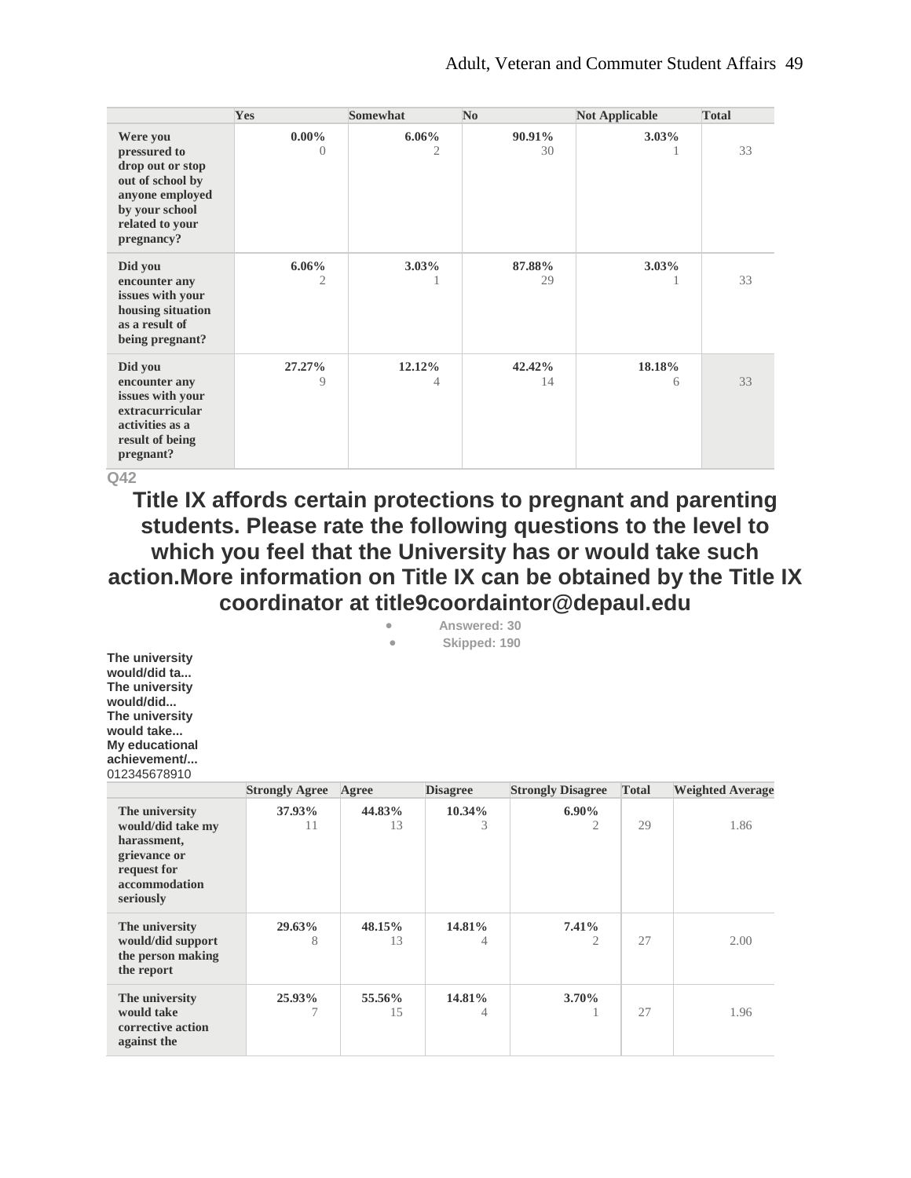| | Yes | Somewhat | No | Not Applicable | Total |
|---|---|---|---|---|---|
| **Were you pressured to drop out or stop out of school by anyone employed by your school related to your pregnancy?** | **0.00%** 0 | **6.06%** 2 | **90.91%** 30 | **3.03%** 1 | 33 |
| **Did you encounter any issues with your housing situation as a result of being pregnant?** | **6.06%** 2 | **3.03%** 1 | **87.88%** 29 | **3.03%** 1 | 33 |
| **Did you encounter any issues with your extracurricular activities as a result of being pregnant?** | **27.27%** 9 | **12.12%** 4 | **42.42%** 14 | **18.18%** 6 | 33 |

Q42

## Title IX affords certain protections to pregnant and parenting students. Please rate the following questions to the level to which you feel that the University has or would take such action.More information on Title IX can be obtained by the Title IX coordinator at title9coordaintor@depaul.edu

- Answered: 30
- Skipped: 190

**The university would/did ta...**
**The university would/did...**
**The university would take...**
**My educational achievement/...**
012345678910

| | Strongly Agree | Agree | Disagree | Strongly Disagree | Total | Weighted Average |
|---|---|---|---|---|---|---|
| **The university would/did take my harassment, grievance or request for accommodation seriously** | **37.93%** 11 | **44.83%** 13 | **10.34%** 3 | **6.90%** 2 | 29 | 1.86 |
| **The university would/did support the person making the report** | **29.63%** 8 | **48.15%** 13 | **14.81%** 4 | **7.41%** 2 | 27 | 2.00 |
| **The university would take corrective action against the** | **25.93%** 7 | **55.56%** 15 | **14.81%** 4 | **3.70%** 1 | 27 | 1.96 |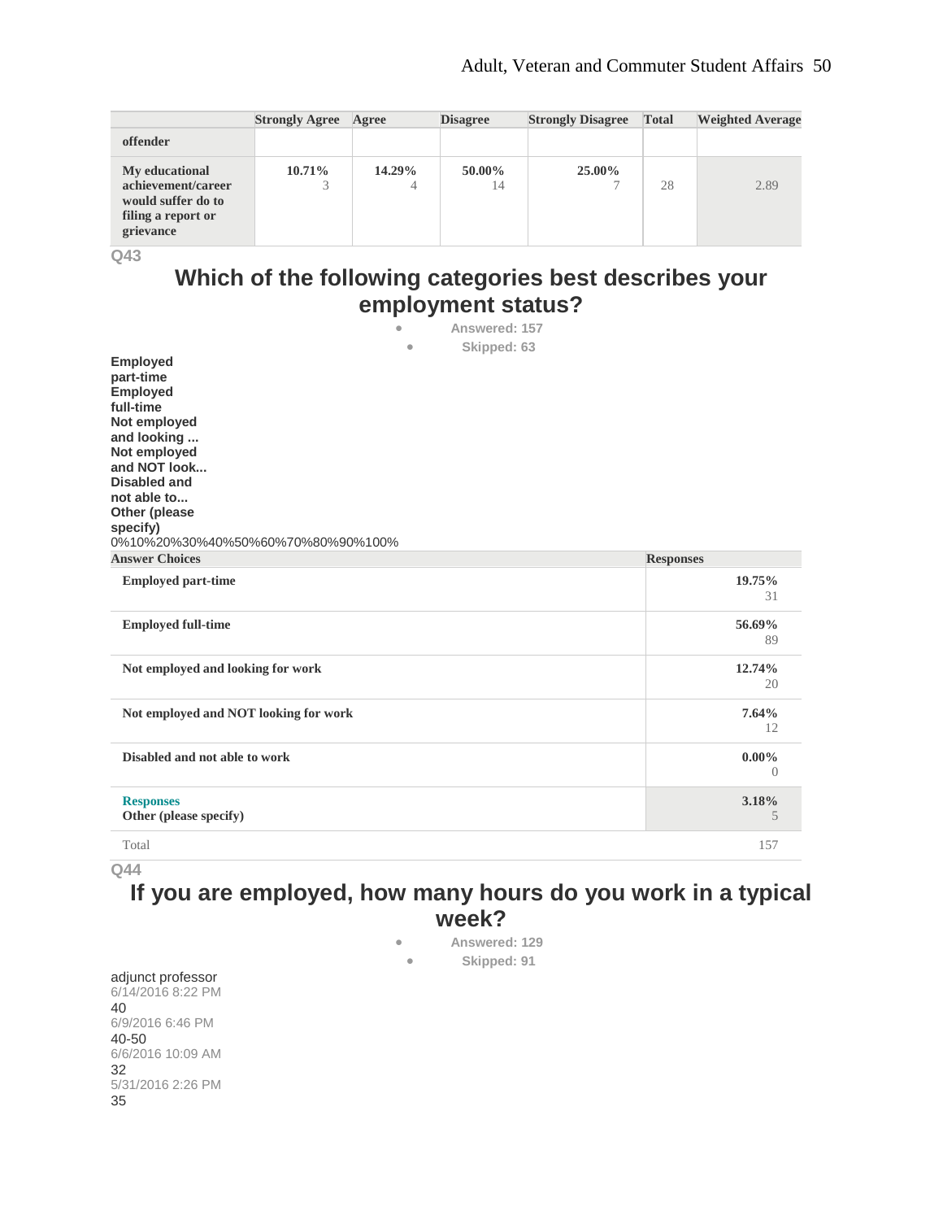| | Strongly Agree | Agree | Disagree | Strongly Disagree | Total | Weighted Average |
|---|---|---|---|---|---|---|
| offender | | | | | | |
| My educational achievement/career would suffer do to filing a report or grievance | 10.71% 3 | 14.29% 4 | 50.00% 14 | 25.00% 7 | 28 | 2.89 |

Q43

## Which of the following categories best describes your employment status?

- Answered: 157
- Skipped: 63

Employed part-time
Employed full-time
Not employed and looking ...
Not employed and NOT look...
Disabled and not able to...
Other (please specify)
0%10%20%30%40%50%60%70%80%90%100%

| Answer Choices | Responses |
|---|---|
| Employed part-time | 19.75% 31 |
| Employed full-time | 56.69% 89 |
| Not employed and looking for work | 12.74% 20 |
| Not employed and NOT looking for work | 7.64% 12 |
| Disabled and not able to work | 0.00% 0 |
| Responses Other (please specify) | 3.18% 5 |
| Total | 157 |

Q44

## If you are employed, how many hours do you work in a typical week?

- Answered: 129
- Skipped: 91

adjunct professor
6/14/2016 8:22 PM
40
6/9/2016 6:46 PM
40-50
6/6/2016 10:09 AM
32
5/31/2016 2:26 PM
35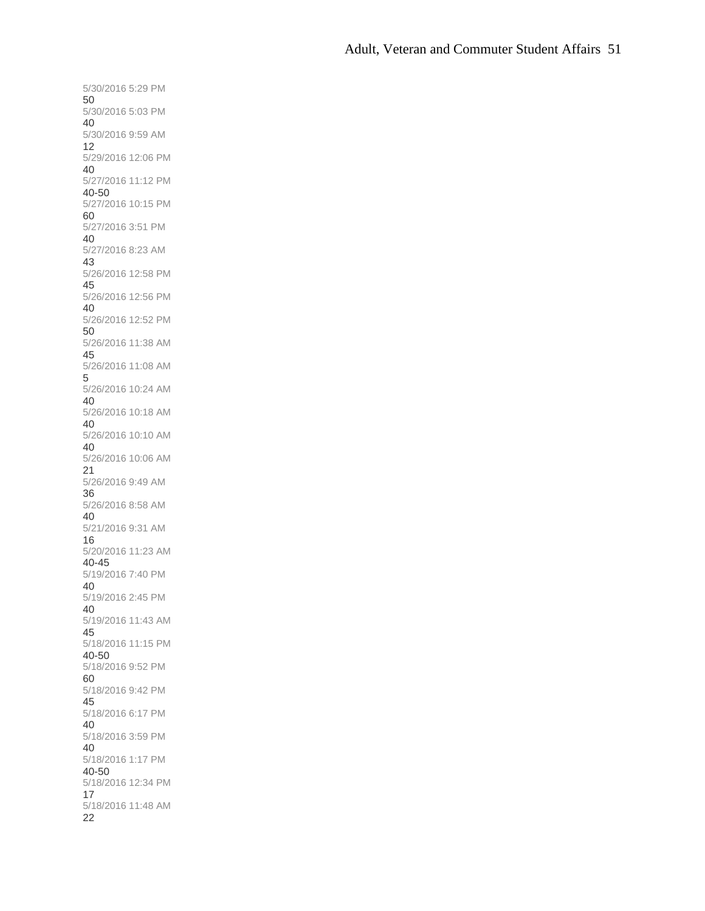5/30/2016 5:29 PM
50
5/30/2016 5:03 PM
40
5/30/2016 9:59 AM
12
5/29/2016 12:06 PM
40
5/27/2016 11:12 PM
40-50
5/27/2016 10:15 PM
60
5/27/2016 3:51 PM
40
5/27/2016 8:23 AM
43
5/26/2016 12:58 PM
45
5/26/2016 12:56 PM
40
5/26/2016 12:52 PM
50
5/26/2016 11:38 AM
45
5/26/2016 11:08 AM
5
5/26/2016 10:24 AM
40
5/26/2016 10:18 AM
40
5/26/2016 10:10 AM
40
5/26/2016 10:06 AM
21
5/26/2016 9:49 AM
36
5/26/2016 8:58 AM
40
5/21/2016 9:31 AM
16
5/20/2016 11:23 AM
40-45
5/19/2016 7:40 PM
40
5/19/2016 2:45 PM
40
5/19/2016 11:43 AM
45
5/18/2016 11:15 PM
40-50
5/18/2016 9:52 PM
60
5/18/2016 9:42 PM
45
5/18/2016 6:17 PM
40
5/18/2016 3:59 PM
40
5/18/2016 1:17 PM
40-50
5/18/2016 12:34 PM
17
5/18/2016 11:48 AM
22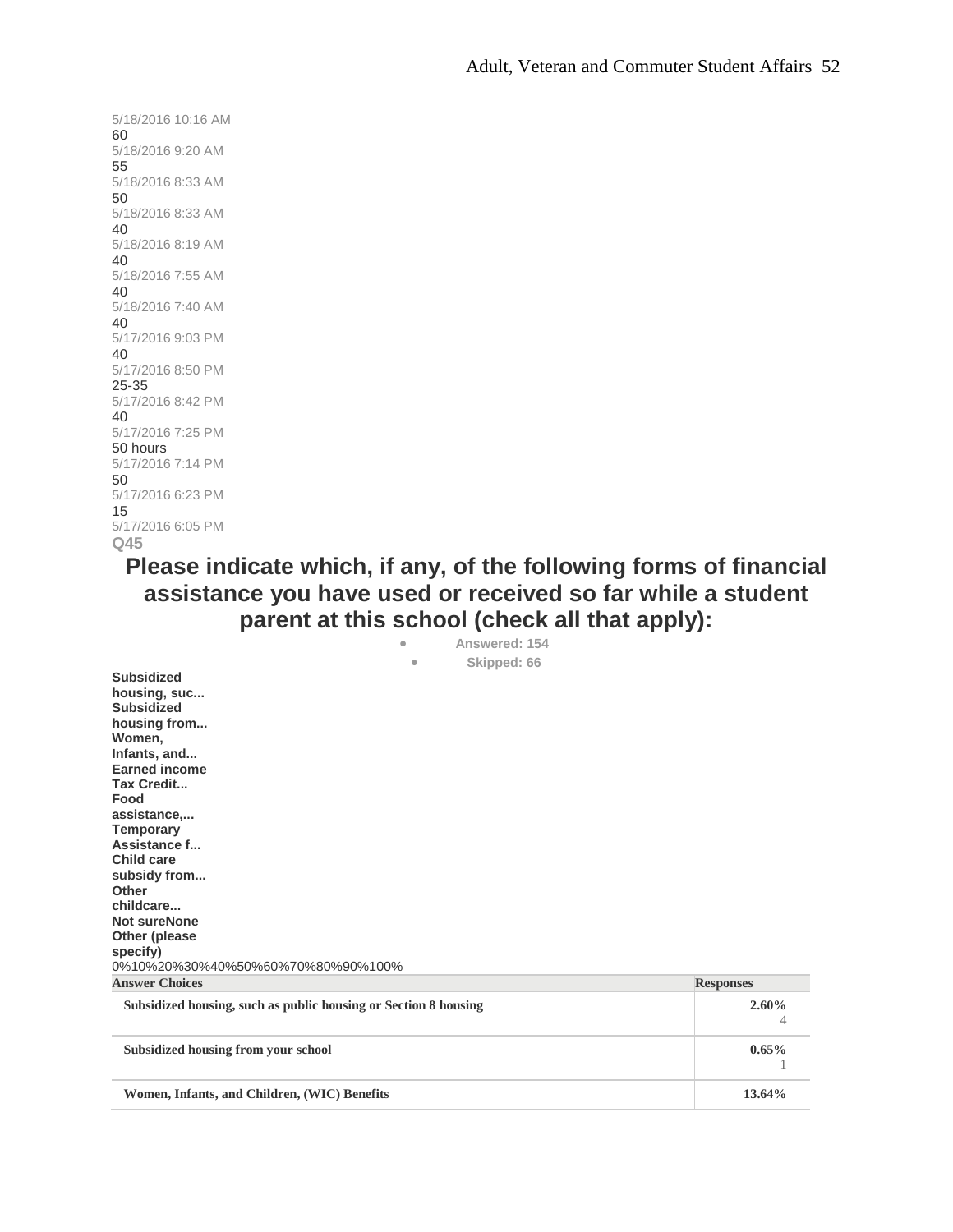5/18/2016 10:16 AM
60
5/18/2016 9:20 AM
55
5/18/2016 8:33 AM
50
5/18/2016 8:33 AM
40
5/18/2016 8:19 AM
40
5/18/2016 7:55 AM
40
5/18/2016 7:40 AM
40
5/17/2016 9:03 PM
40
5/17/2016 8:50 PM
25-35
5/17/2016 8:42 PM
40
5/17/2016 7:25 PM
50 hours
5/17/2016 7:14 PM
50
5/17/2016 6:23 PM
15
5/17/2016 6:05 PM

**Q45**

## Please indicate which, if any, of the following forms of financial assistance you have used or received so far while a student parent at this school (check all that apply):

- **Answered: 154**
- **Skipped: 66**

**Subsidized housing, suc...**
**Subsidized housing from...**
**Women, Infants, and...**
**Earned income Tax Credit...**
**Food assistance,...**
**Temporary Assistance f...**
**Child care subsidy from...**
**Other childcare...**
**Not sure**
**None**
**Other (please specify)**

0% 10% 20% 30% 40% 50% 60% 70% 80% 90% 100%

| Answer Choices | Responses |
| --- | --- |
| Subsidized housing, such as public housing or Section 8 housing | 2.60% 4 |
| Subsidized housing from your school | 0.65% 1 |
| Women, Infants, and Children, (WIC) Benefits | 13.64% |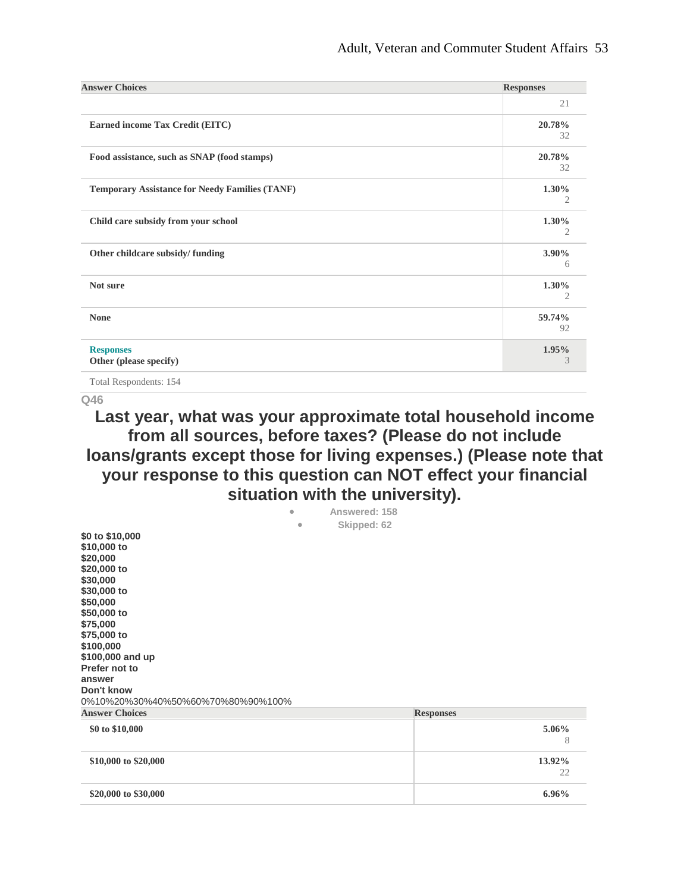| Answer Choices | Responses |
|---|---|
| | 21 |
| Earned income Tax Credit (EITC) | 20.78% 32 |
| Food assistance, such as SNAP (food stamps) | 20.78% 32 |
| Temporary Assistance for Needy Families (TANF) | 1.30% 2 |
| Child care subsidy from your school | 1.30% 2 |
| Other childcare subsidy/ funding | 3.90% 6 |
| Not sure | 1.30% 2 |
| None | 59.74% 92 |
| Responses Other (please specify) | 1.95% 3 |

Total Respondents: 154

Q46

## Last year, what was your approximate total household income from all sources, before taxes? (Please do not include loans/grants except those for living expenses.) (Please note that your response to this question can NOT effect your financial situation with the university).

- Answered: 158
- Skipped: 62

$0 to $10,000
$10,000 to $20,000
$20,000 to $30,000
$30,000 to $50,000
$50,000 to $75,000
$75,000 to $100,000
$100,000 and up
Prefer not to answer
Don't know

0%10%20%30%40%50%60%70%80%90%100%

| Answer Choices | Responses |
|---|---|
| $0 to $10,000 | 5.06% 8 |
| $10,000 to $20,000 | 13.92% 22 |
| $20,000 to $30,000 | 6.96% |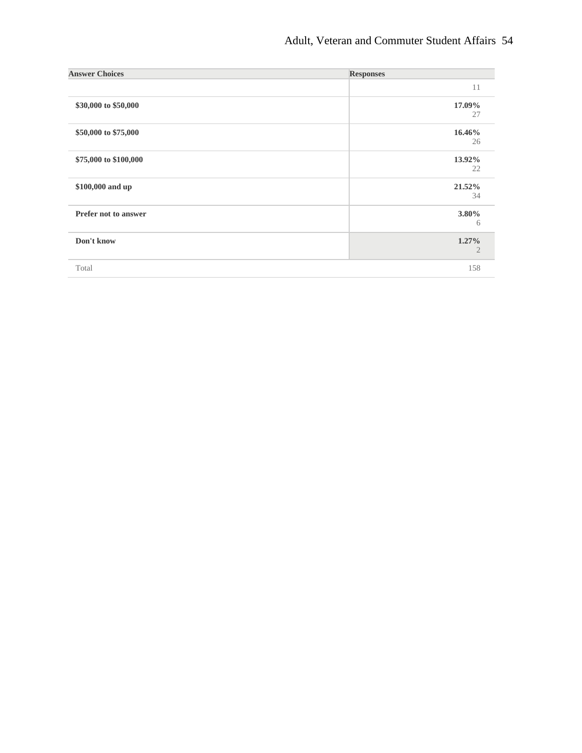| Answer Choices | Responses |
|---|---|
| | 11 |
| **$30,000 to $50,000** | **17.09%** 27 |
| **$50,000 to $75,000** | **16.46%** 26 |
| **$75,000 to $100,000** | **13.92%** 22 |
| **$100,000 and up** | **21.52%** 34 |
| **Prefer not to answer** | **3.80%** 6 |
| **Don't know** | **1.27%** 2 |
| Total | 158 |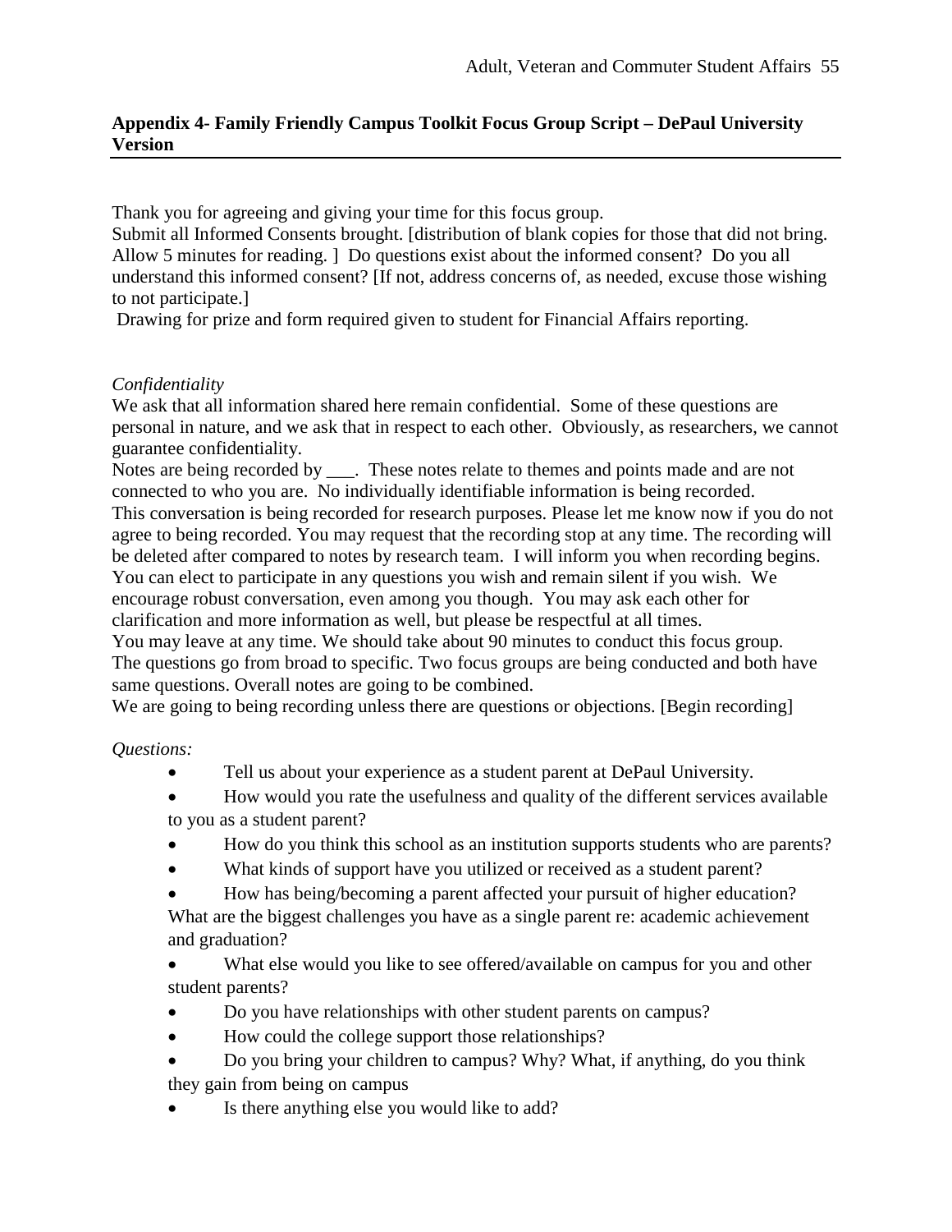## Appendix 4- Family Friendly Campus Toolkit Focus Group Script – DePaul University Version

Thank you for agreeing and giving your time for this focus group.
Submit all Informed Consents brought. [distribution of blank copies for those that did not bring. Allow 5 minutes for reading. ] Do questions exist about the informed consent? Do you all understand this informed consent? [If not, address concerns of, as needed, excuse those wishing to not participate.]
Drawing for prize and form required given to student for Financial Affairs reporting.

*Confidentiality*
We ask that all information shared here remain confidential. Some of these questions are personal in nature, and we ask that in respect to each other. Obviously, as researchers, we cannot guarantee confidentiality.
Notes are being recorded by ___. These notes relate to themes and points made and are not connected to who you are. No individually identifiable information is being recorded.
This conversation is being recorded for research purposes. Please let me know now if you do not agree to being recorded. You may request that the recording stop at any time. The recording will be deleted after compared to notes by research team. I will inform you when recording begins.
You can elect to participate in any questions you wish and remain silent if you wish. We encourage robust conversation, even among you though. You may ask each other for clarification and more information as well, but please be respectful at all times.
You may leave at any time. We should take about 90 minutes to conduct this focus group.
The questions go from broad to specific. Two focus groups are being conducted and both have same questions. Overall notes are going to be combined.
We are going to being recording unless there are questions or objections. [Begin recording]

*Questions:*

- Tell us about your experience as a student parent at DePaul University.
- How would you rate the usefulness and quality of the different services available to you as a student parent?
- How do you think this school as an institution supports students who are parents?
- What kinds of support have you utilized or received as a student parent?
- How has being/becoming a parent affected your pursuit of higher education? What are the biggest challenges you have as a single parent re: academic achievement and graduation?
- What else would you like to see offered/available on campus for you and other student parents?
- Do you have relationships with other student parents on campus?
- How could the college support those relationships?
- Do you bring your children to campus? Why? What, if anything, do you think they gain from being on campus
- Is there anything else you would like to add?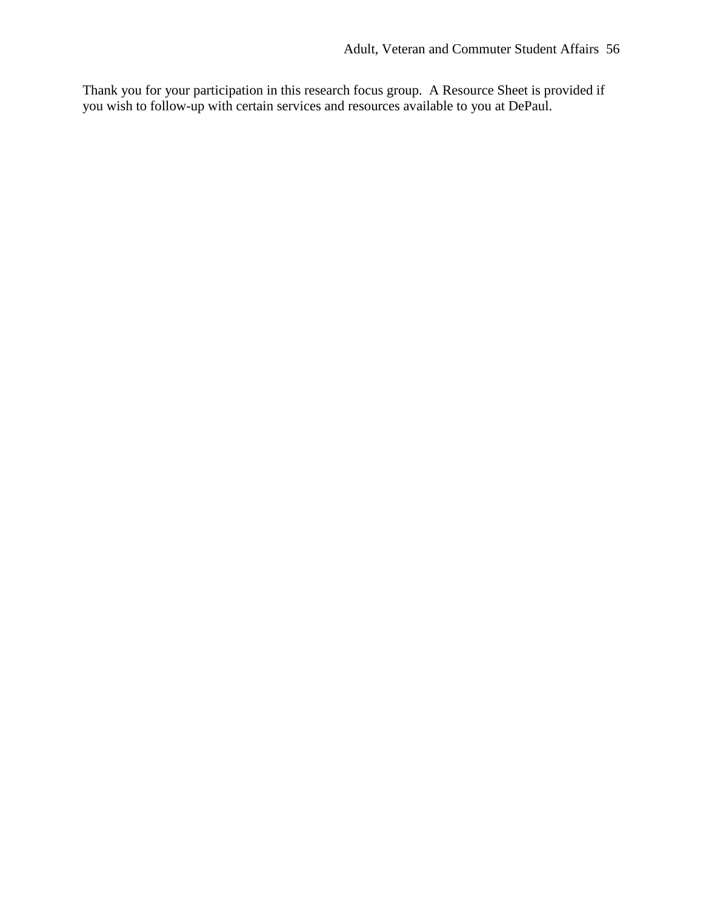Thank you for your participation in this research focus group. A Resource Sheet is provided if you wish to follow-up with certain services and resources available to you at DePaul.